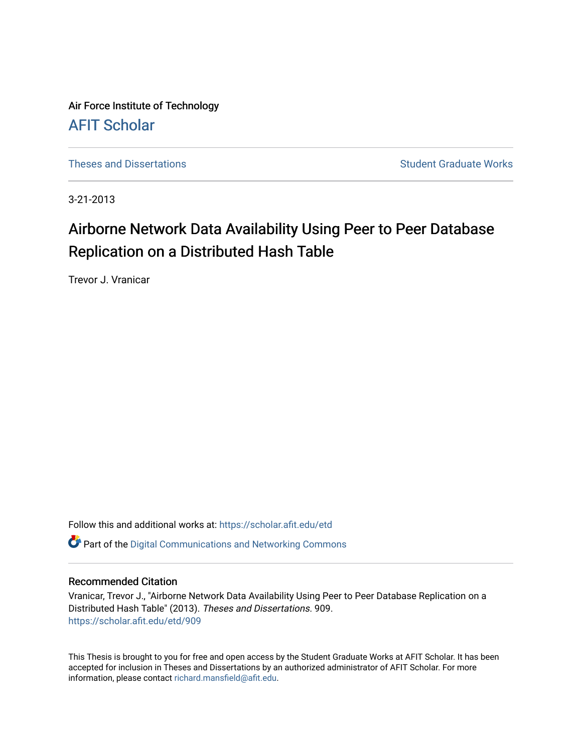Air Force Institute of Technology

# AFIT Scholar

Theses and Dissertations

Student Graduate Works

3-21-2013

# Airborne Network Data Availability Using Peer to Peer Database Replication on a Distributed Hash Table

Trevor J. Vranicar

Follow this and additional works at: https://scholar.afit.edu/etd

Part of the Digital Communications and Networking Commons

## Recommended Citation

Vranicar, Trevor J., "Airborne Network Data Availability Using Peer to Peer Database Replication on a Distributed Hash Table" (2013). *Theses and Dissertations*. 909.
https://scholar.afit.edu/etd/909

This Thesis is brought to you for free and open access by the Student Graduate Works at AFIT Scholar. It has been accepted for inclusion in Theses and Dissertations by an authorized administrator of AFIT Scholar. For more information, please contact richard.mansfield@afit.edu.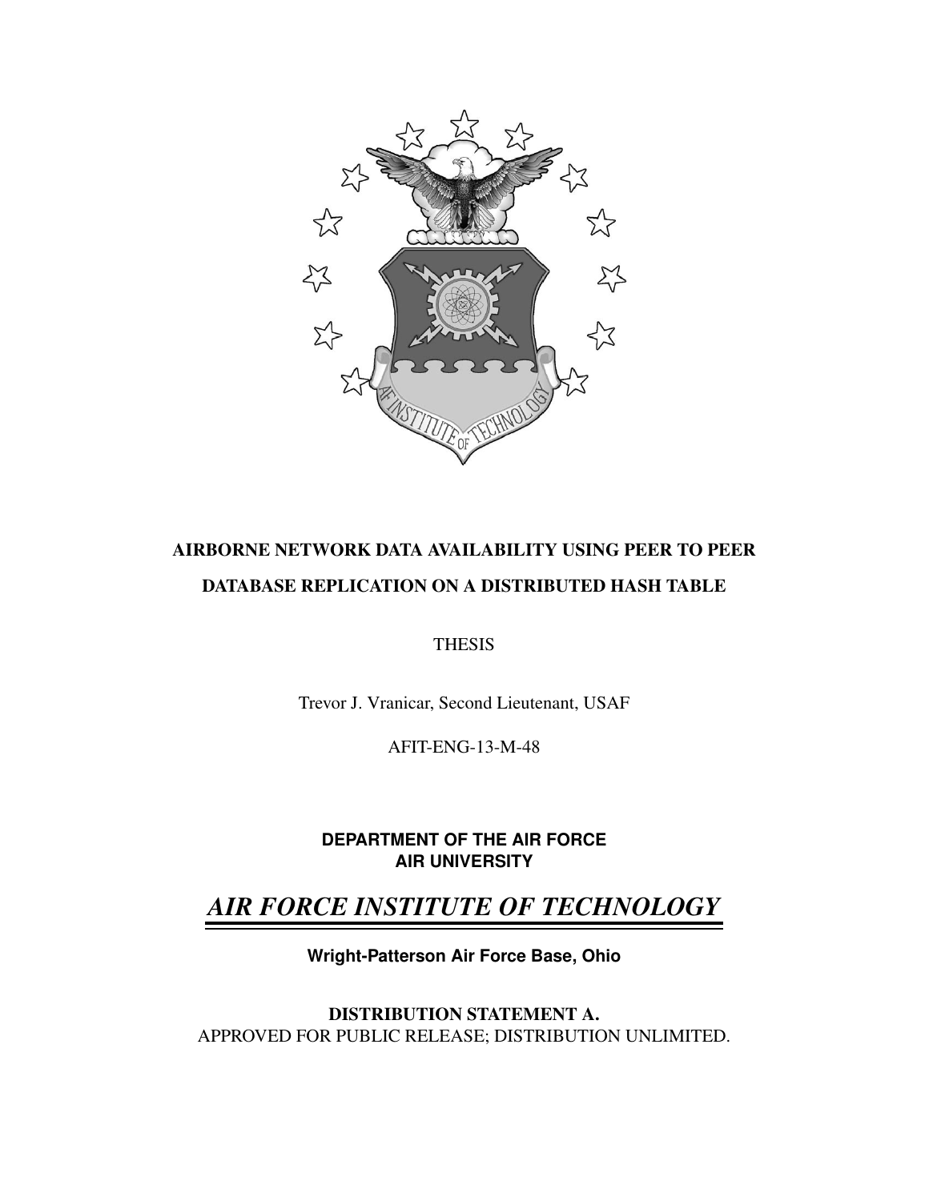# AIRBORNE NETWORK DATA AVAILABILITY USING PEER TO PEER DATABASE REPLICATION ON A DISTRIBUTED HASH TABLE

THESIS

Trevor J. Vranicar, Second Lieutenant, USAF

AFIT-ENG-13-M-48

**DEPARTMENT OF THE AIR FORCE**
**AIR UNIVERSITY**

## *AIR FORCE INSTITUTE OF TECHNOLOGY*

**Wright-Patterson Air Force Base, Ohio**

**DISTRIBUTION STATEMENT A.**
APPROVED FOR PUBLIC RELEASE; DISTRIBUTION UNLIMITED.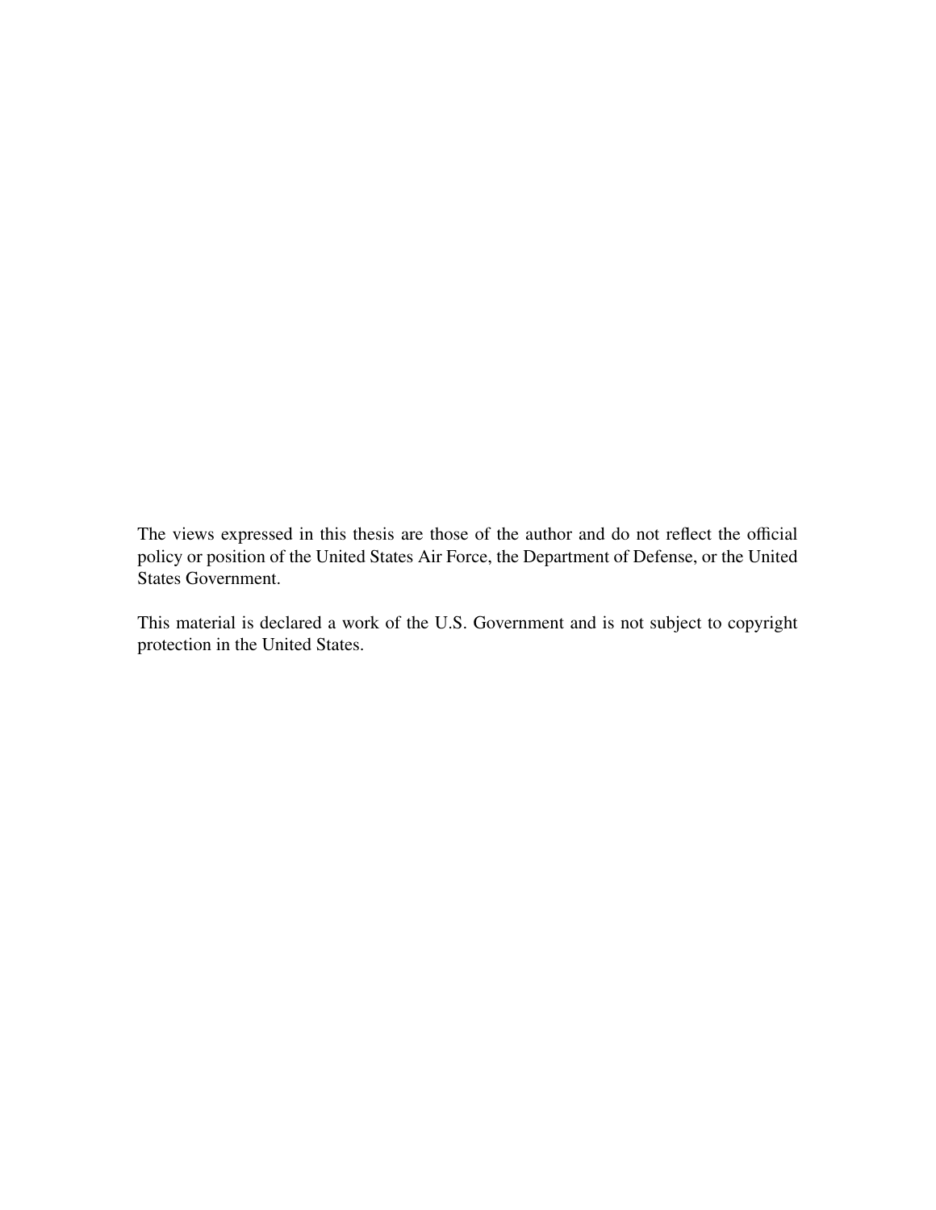The views expressed in this thesis are those of the author and do not reflect the official policy or position of the United States Air Force, the Department of Defense, or the United States Government.

This material is declared a work of the U.S. Government and is not subject to copyright protection in the United States.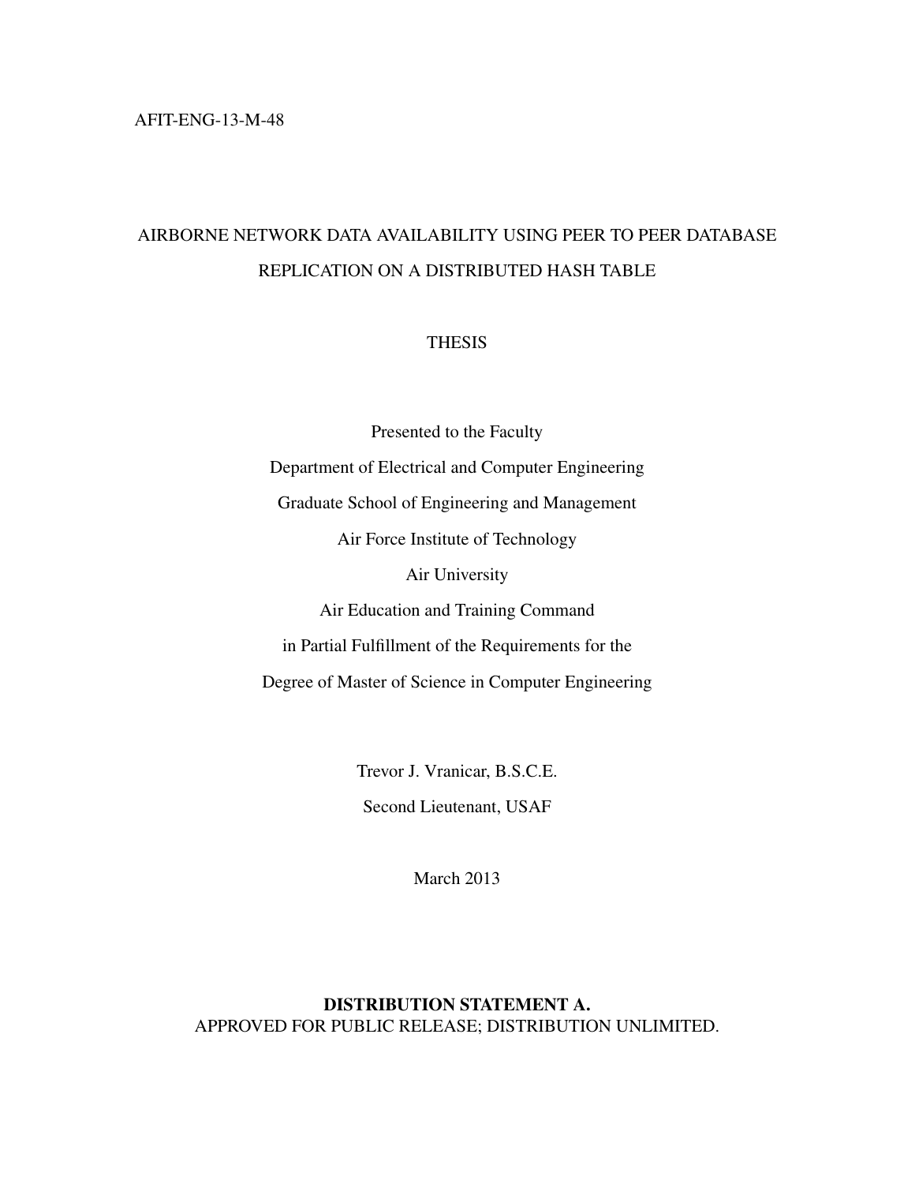AFIT-ENG-13-M-48

# AIRBORNE NETWORK DATA AVAILABILITY USING PEER TO PEER DATABASE REPLICATION ON A DISTRIBUTED HASH TABLE

THESIS

Presented to the Faculty

Department of Electrical and Computer Engineering

Graduate School of Engineering and Management

Air Force Institute of Technology

Air University

Air Education and Training Command

in Partial Fulfillment of the Requirements for the

Degree of Master of Science in Computer Engineering

Trevor J. Vranicar, B.S.C.E.

Second Lieutenant, USAF

March 2013

**DISTRIBUTION STATEMENT A.**

APPROVED FOR PUBLIC RELEASE; DISTRIBUTION UNLIMITED.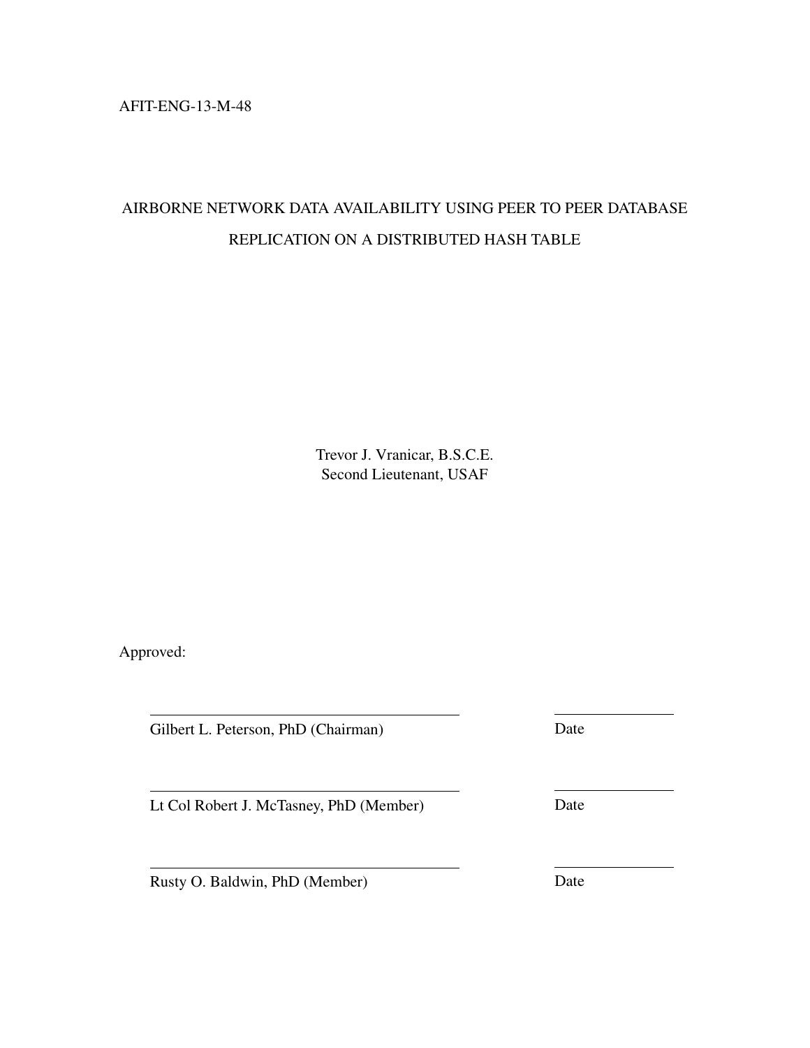AFIT-ENG-13-M-48

AIRBORNE NETWORK DATA AVAILABILITY USING PEER TO PEER DATABASE REPLICATION ON A DISTRIBUTED HASH TABLE

Trevor J. Vranicar, B.S.C.E.
Second Lieutenant, USAF

Approved:

| | |
|---|---|
| Gilbert L. Peterson, PhD (Chairman) | Date |
| Lt Col Robert J. McTasney, PhD (Member) | Date |
| Rusty O. Baldwin, PhD (Member) | Date |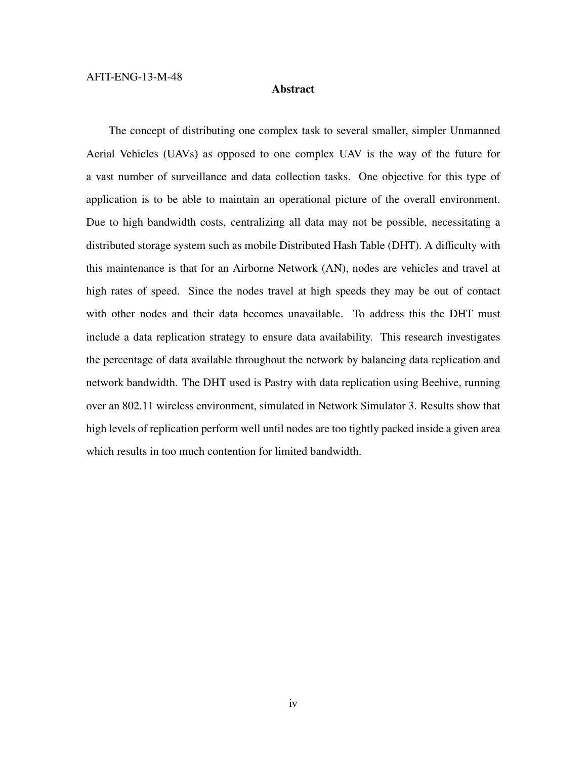AFIT-ENG-13-M-48

## Abstract

The concept of distributing one complex task to several smaller, simpler Unmanned Aerial Vehicles (UAVs) as opposed to one complex UAV is the way of the future for a vast number of surveillance and data collection tasks. One objective for this type of application is to be able to maintain an operational picture of the overall environment. Due to high bandwidth costs, centralizing all data may not be possible, necessitating a distributed storage system such as mobile Distributed Hash Table (DHT). A difficulty with this maintenance is that for an Airborne Network (AN), nodes are vehicles and travel at high rates of speed. Since the nodes travel at high speeds they may be out of contact with other nodes and their data becomes unavailable. To address this the DHT must include a data replication strategy to ensure data availability. This research investigates the percentage of data available throughout the network by balancing data replication and network bandwidth. The DHT used is Pastry with data replication using Beehive, running over an 802.11 wireless environment, simulated in Network Simulator 3. Results show that high levels of replication perform well until nodes are too tightly packed inside a given area which results in too much contention for limited bandwidth.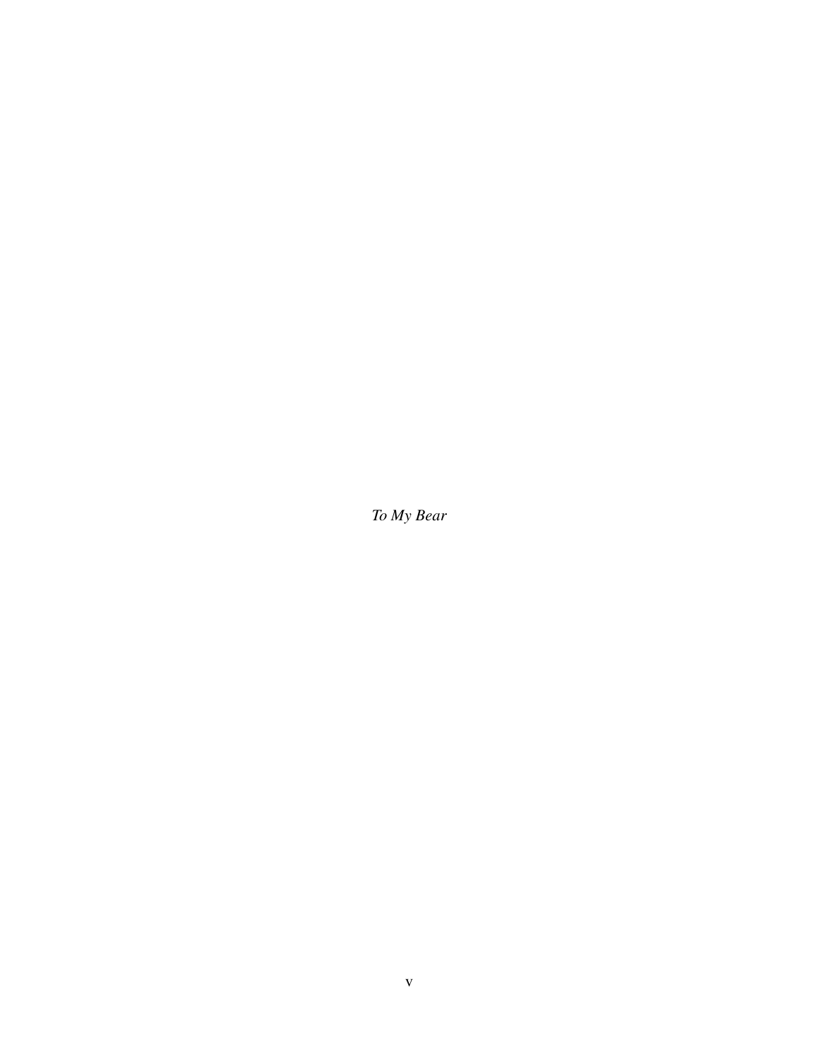*To My Bear*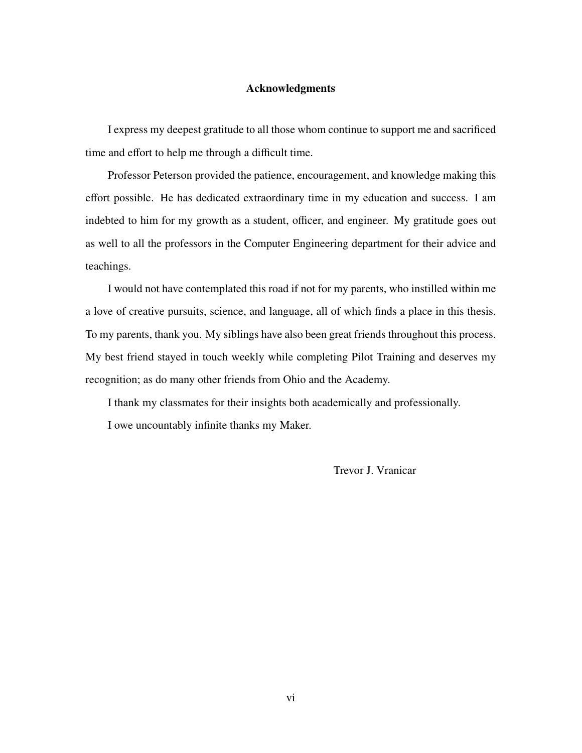## Acknowledgments

I express my deepest gratitude to all those whom continue to support me and sacrificed time and effort to help me through a difficult time.

Professor Peterson provided the patience, encouragement, and knowledge making this effort possible. He has dedicated extraordinary time in my education and success. I am indebted to him for my growth as a student, officer, and engineer. My gratitude goes out as well to all the professors in the Computer Engineering department for their advice and teachings.

I would not have contemplated this road if not for my parents, who instilled within me a love of creative pursuits, science, and language, all of which finds a place in this thesis. To my parents, thank you. My siblings have also been great friends throughout this process. My best friend stayed in touch weekly while completing Pilot Training and deserves my recognition; as do many other friends from Ohio and the Academy.

I thank my classmates for their insights both academically and professionally.

I owe uncountably infinite thanks my Maker.

Trevor J. Vranicar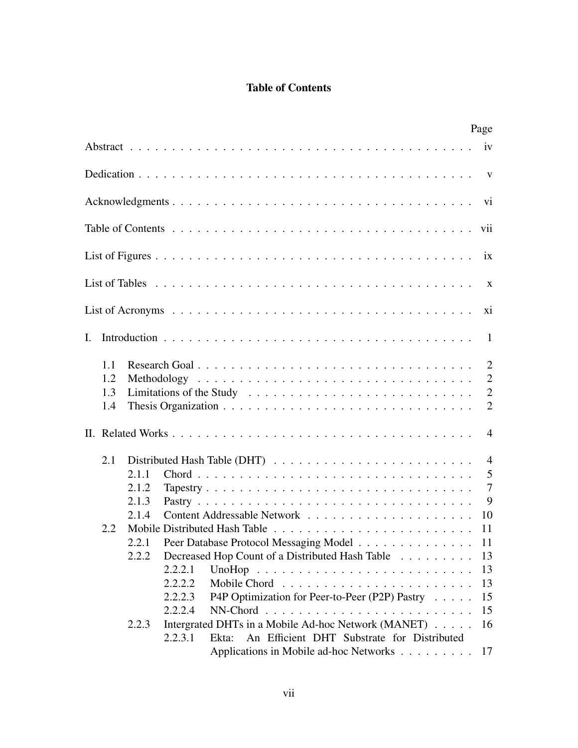# Table of Contents

| | Page |
|---|---|
| Abstract | iv |
| Dedication | v |
| Acknowledgments | vi |
| Table of Contents | vii |
| List of Figures | ix |
| List of Tables | x |
| List of Acronyms | xi |
| I. Introduction | 1 |
| 1.1 Research Goal | 2 |
| 1.2 Methodology | 2 |
| 1.3 Limitations of the Study | 2 |
| 1.4 Thesis Organization | 2 |
| II. Related Works | 4 |
| 2.1 Distributed Hash Table (DHT) | 4 |
| 2.1.1 Chord | 5 |
| 2.1.2 Tapestry | 7 |
| 2.1.3 Pastry | 9 |
| 2.1.4 Content Addressable Network | 10 |
| 2.2 Mobile Distributed Hash Table | 11 |
| 2.2.1 Peer Database Protocol Messaging Model | 11 |
| 2.2.2 Decreased Hop Count of a Distributed Hash Table | 13 |
| 2.2.2.1 UnoHop | 13 |
| 2.2.2.2 Mobile Chord | 13 |
| 2.2.2.3 P4P Optimization for Peer-to-Peer (P2P) Pastry | 15 |
| 2.2.2.4 NN-Chord | 15 |
| 2.2.3 Intergrated DHTs in a Mobile Ad-hoc Network (MANET) | 16 |
| 2.2.3.1 Ekta: An Efficient DHT Substrate for Distributed Applications in Mobile ad-hoc Networks | 17 |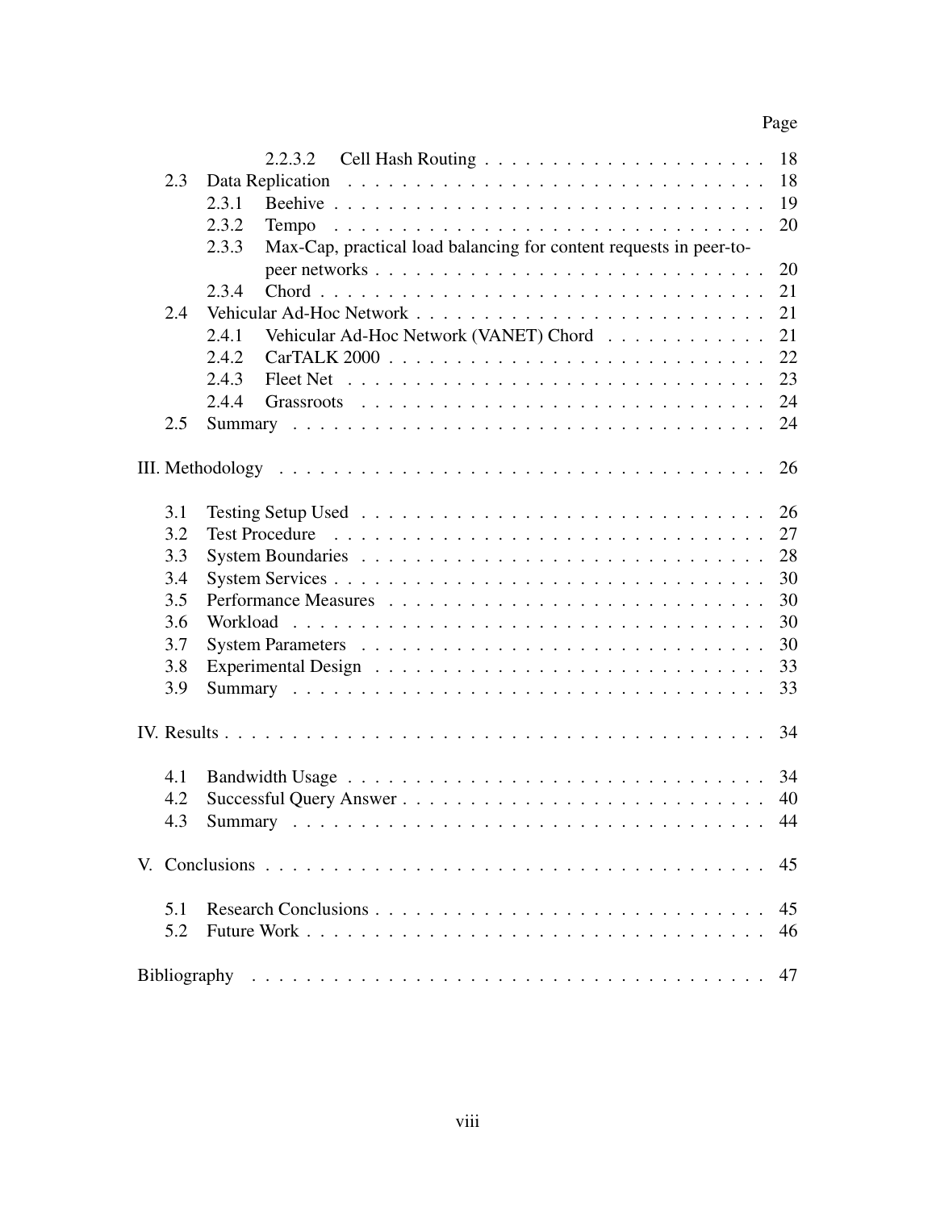Page

- 2.2.3.2 Cell Hash Routing . . . . . . . . . . . . . . . . . . . . . 18
- 2.3 Data Replication . . . . . . . . . . . . . . . . . . . . . . . . . . . 18
  - 2.3.1 Beehive . . . . . . . . . . . . . . . . . . . . . . . . . . . . 19
  - 2.3.2 Tempo . . . . . . . . . . . . . . . . . . . . . . . . . . . . 20
  - 2.3.3 Max-Cap, practical load balancing for content requests in peer-to-peer networks . . . . . . . . . . . . . . . . . . . . . . . . . . . 20
  - 2.3.4 Chord . . . . . . . . . . . . . . . . . . . . . . . . . . . . 21
- 2.4 Vehicular Ad-Hoc Network . . . . . . . . . . . . . . . . . . . . . . . . 21
  - 2.4.1 Vehicular Ad-Hoc Network (VANET) Chord . . . . . . . . . . . . 21
  - 2.4.2 CarTALK 2000 . . . . . . . . . . . . . . . . . . . . . . . . . 22
  - 2.4.3 Fleet Net . . . . . . . . . . . . . . . . . . . . . . . . . . . 23
  - 2.4.4 Grassroots . . . . . . . . . . . . . . . . . . . . . . . . . . 24
- 2.5 Summary . . . . . . . . . . . . . . . . . . . . . . . . . . . . . . . 24

III. Methodology . . . . . . . . . . . . . . . . . . . . . . . . . . . . . . . 26

- 3.1 Testing Setup Used . . . . . . . . . . . . . . . . . . . . . . . . . . 26
- 3.2 Test Procedure . . . . . . . . . . . . . . . . . . . . . . . . . . . . 27
- 3.3 System Boundaries . . . . . . . . . . . . . . . . . . . . . . . . . . 28
- 3.4 System Services . . . . . . . . . . . . . . . . . . . . . . . . . . . 30
- 3.5 Performance Measures . . . . . . . . . . . . . . . . . . . . . . . . . 30
- 3.6 Workload . . . . . . . . . . . . . . . . . . . . . . . . . . . . . . . 30
- 3.7 System Parameters . . . . . . . . . . . . . . . . . . . . . . . . . . 30
- 3.8 Experimental Design . . . . . . . . . . . . . . . . . . . . . . . . . 33
- 3.9 Summary . . . . . . . . . . . . . . . . . . . . . . . . . . . . . . . 33

IV. Results . . . . . . . . . . . . . . . . . . . . . . . . . . . . . . . . . 34

- 4.1 Bandwidth Usage . . . . . . . . . . . . . . . . . . . . . . . . . . . 34
- 4.2 Successful Query Answer . . . . . . . . . . . . . . . . . . . . . . . 40
- 4.3 Summary . . . . . . . . . . . . . . . . . . . . . . . . . . . . . . . 44

V. Conclusions . . . . . . . . . . . . . . . . . . . . . . . . . . . . . . . . 45

- 5.1 Research Conclusions . . . . . . . . . . . . . . . . . . . . . . . . . 45
- 5.2 Future Work . . . . . . . . . . . . . . . . . . . . . . . . . . . . . . 46

Bibliography . . . . . . . . . . . . . . . . . . . . . . . . . . . . . . . . . 47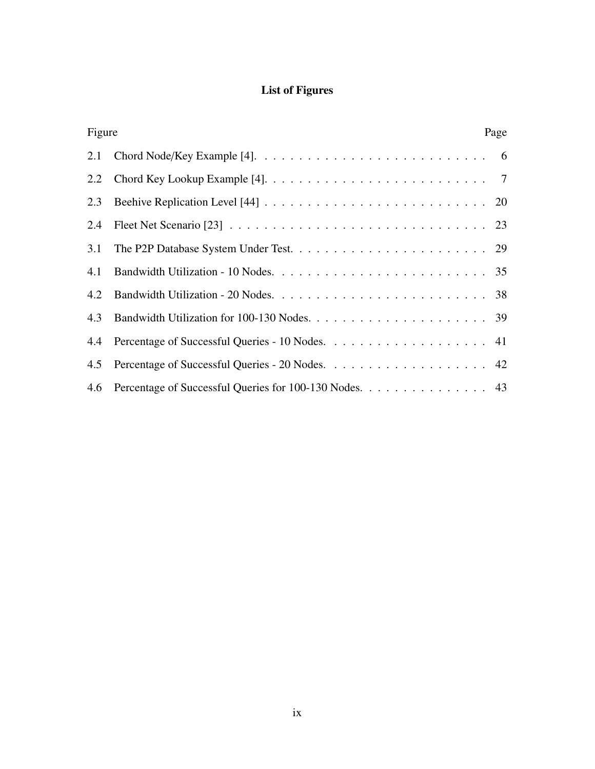# List of Figures

| Figure | | Page |
|---|---|---|
| 2.1 | Chord Node/Key Example [4]. | 6 |
| 2.2 | Chord Key Lookup Example [4]. | 7 |
| 2.3 | Beehive Replication Level [44] | 20 |
| 2.4 | Fleet Net Scenario [23] | 23 |
| 3.1 | The P2P Database System Under Test. | 29 |
| 4.1 | Bandwidth Utilization - 10 Nodes. | 35 |
| 4.2 | Bandwidth Utilization - 20 Nodes. | 38 |
| 4.3 | Bandwidth Utilization for 100-130 Nodes. | 39 |
| 4.4 | Percentage of Successful Queries - 10 Nodes. | 41 |
| 4.5 | Percentage of Successful Queries - 20 Nodes. | 42 |
| 4.6 | Percentage of Successful Queries for 100-130 Nodes. | 43 |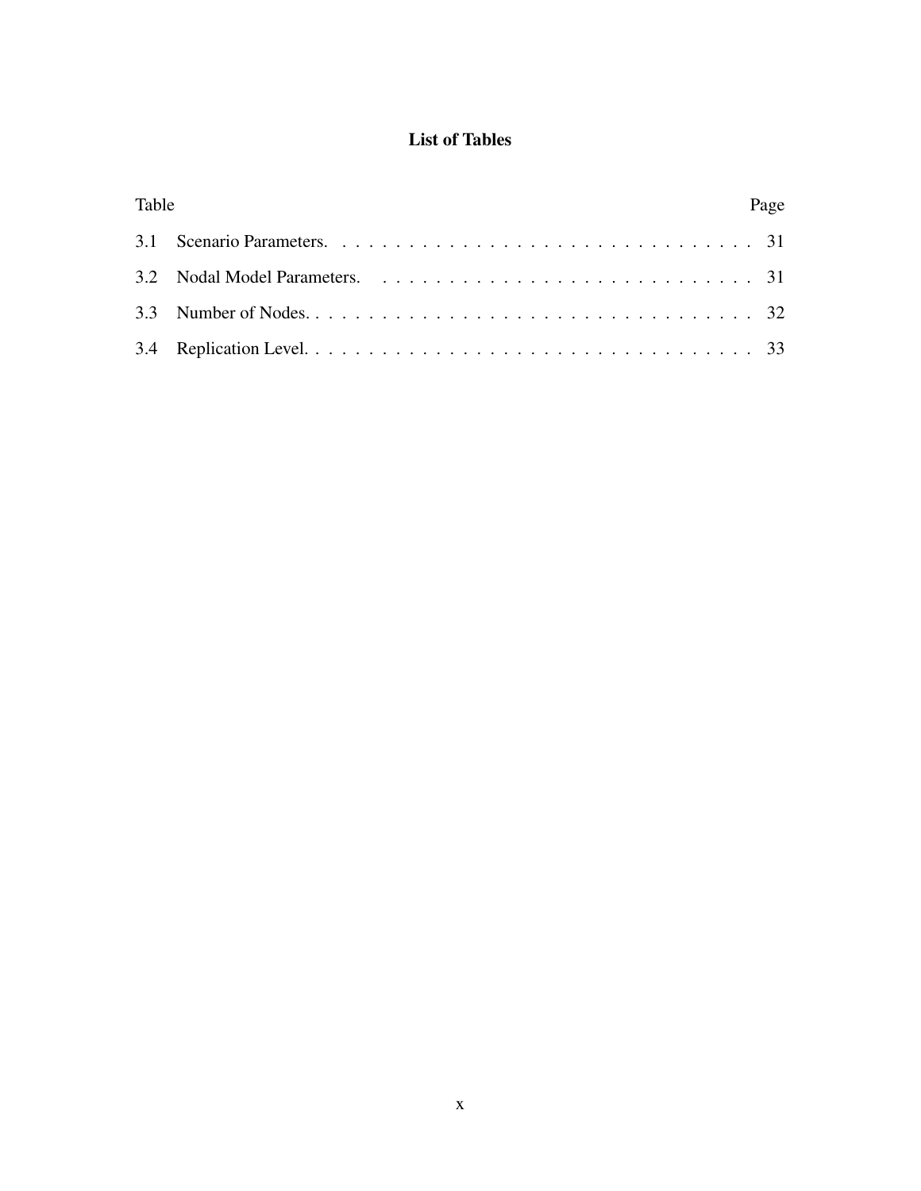# List of Tables

| Table | | Page |
|---|---|---|
| 3.1 | Scenario Parameters. | 31 |
| 3.2 | Nodal Model Parameters. | 31 |
| 3.3 | Number of Nodes. | 32 |
| 3.4 | Replication Level. | 33 |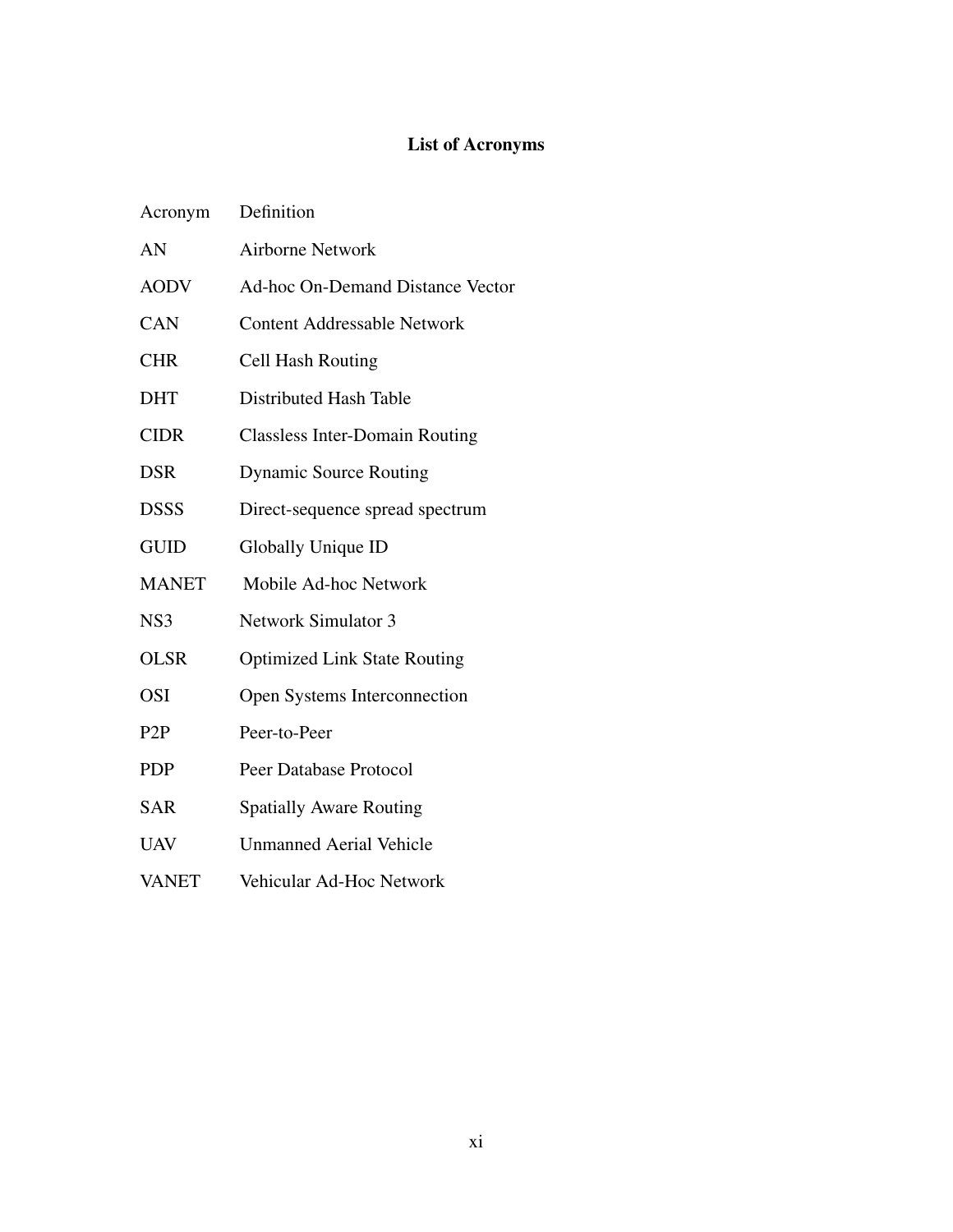# List of Acronyms

| Acronym | Definition |
|---|---|
| AN | Airborne Network |
| AODV | Ad-hoc On-Demand Distance Vector |
| CAN | Content Addressable Network |
| CHR | Cell Hash Routing |
| DHT | Distributed Hash Table |
| CIDR | Classless Inter-Domain Routing |
| DSR | Dynamic Source Routing |
| DSSS | Direct-sequence spread spectrum |
| GUID | Globally Unique ID |
| MANET | Mobile Ad-hoc Network |
| NS3 | Network Simulator 3 |
| OLSR | Optimized Link State Routing |
| OSI | Open Systems Interconnection |
| P2P | Peer-to-Peer |
| PDP | Peer Database Protocol |
| SAR | Spatially Aware Routing |
| UAV | Unmanned Aerial Vehicle |
| VANET | Vehicular Ad-Hoc Network |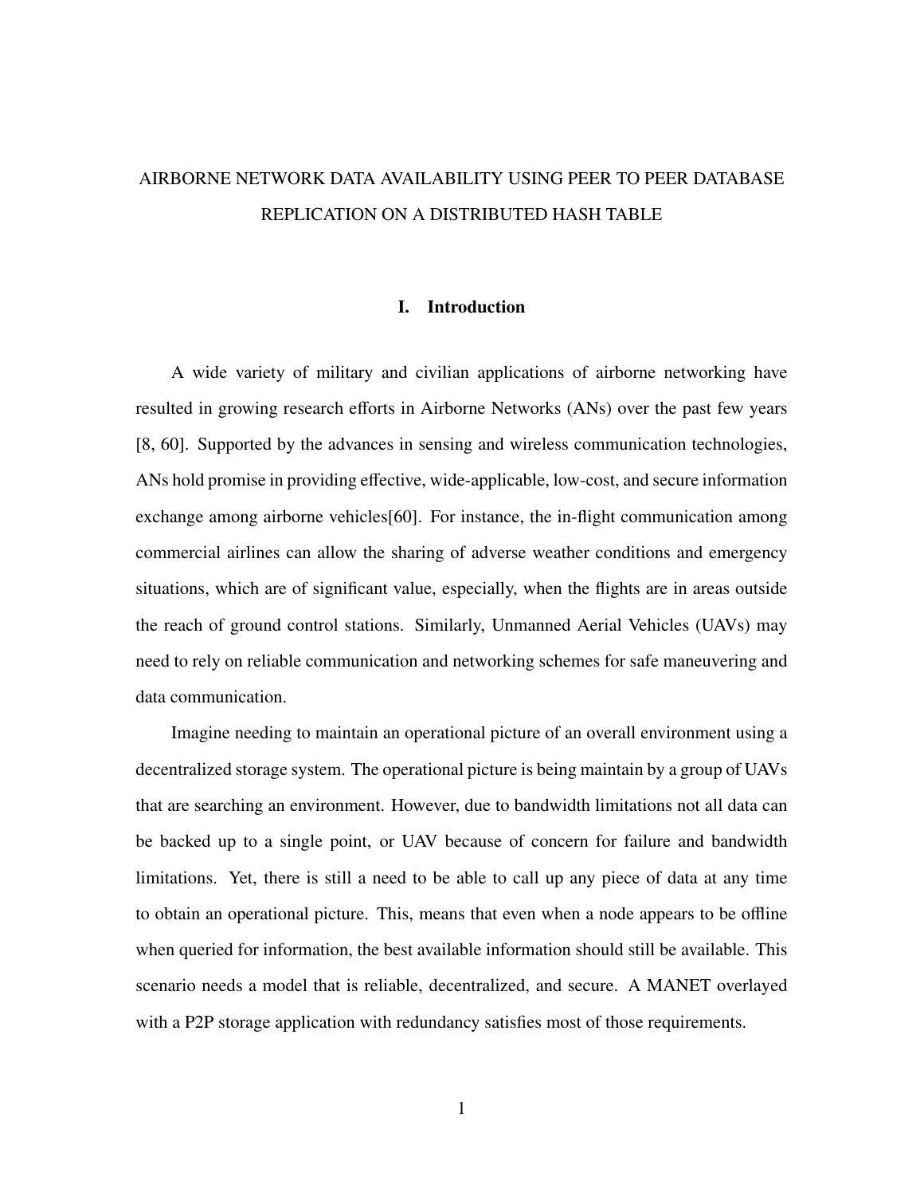# AIRBORNE NETWORK DATA AVAILABILITY USING PEER TO PEER DATABASE REPLICATION ON A DISTRIBUTED HASH TABLE

## I. Introduction

A wide variety of military and civilian applications of airborne networking have resulted in growing research efforts in Airborne Networks (ANs) over the past few years [8, 60]. Supported by the advances in sensing and wireless communication technologies, ANs hold promise in providing effective, wide-applicable, low-cost, and secure information exchange among airborne vehicles[60]. For instance, the in-flight communication among commercial airlines can allow the sharing of adverse weather conditions and emergency situations, which are of significant value, especially, when the flights are in areas outside the reach of ground control stations. Similarly, Unmanned Aerial Vehicles (UAVs) may need to rely on reliable communication and networking schemes for safe maneuvering and data communication.

Imagine needing to maintain an operational picture of an overall environment using a decentralized storage system. The operational picture is being maintain by a group of UAVs that are searching an environment. However, due to bandwidth limitations not all data can be backed up to a single point, or UAV because of concern for failure and bandwidth limitations. Yet, there is still a need to be able to call up any piece of data at any time to obtain an operational picture. This, means that even when a node appears to be offline when queried for information, the best available information should still be available. This scenario needs a model that is reliable, decentralized, and secure. A MANET overlayed with a P2P storage application with redundancy satisfies most of those requirements.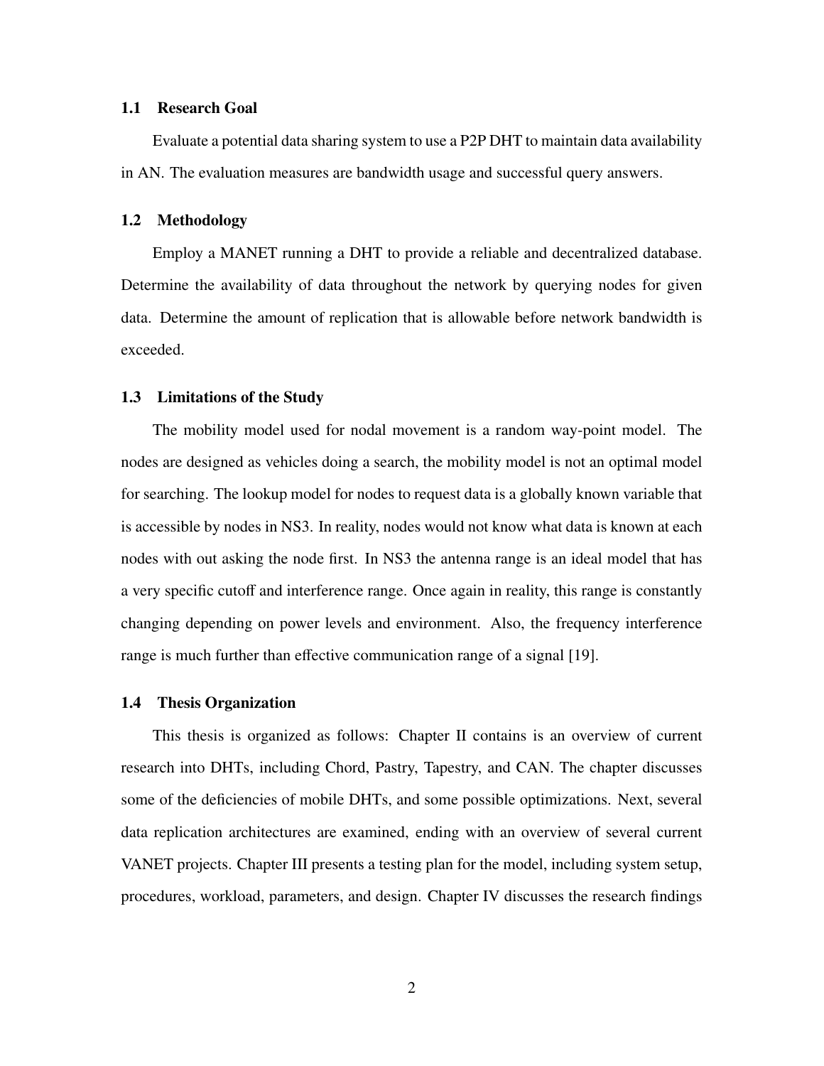### 1.1 Research Goal

Evaluate a potential data sharing system to use a P2P DHT to maintain data availability in AN. The evaluation measures are bandwidth usage and successful query answers.

### 1.2 Methodology

Employ a MANET running a DHT to provide a reliable and decentralized database. Determine the availability of data throughout the network by querying nodes for given data. Determine the amount of replication that is allowable before network bandwidth is exceeded.

### 1.3 Limitations of the Study

The mobility model used for nodal movement is a random way-point model. The nodes are designed as vehicles doing a search, the mobility model is not an optimal model for searching. The lookup model for nodes to request data is a globally known variable that is accessible by nodes in NS3. In reality, nodes would not know what data is known at each nodes with out asking the node first. In NS3 the antenna range is an ideal model that has a very specific cutoff and interference range. Once again in reality, this range is constantly changing depending on power levels and environment. Also, the frequency interference range is much further than effective communication range of a signal [19].

### 1.4 Thesis Organization

This thesis is organized as follows: Chapter II contains is an overview of current research into DHTs, including Chord, Pastry, Tapestry, and CAN. The chapter discusses some of the deficiencies of mobile DHTs, and some possible optimizations. Next, several data replication architectures are examined, ending with an overview of several current VANET projects. Chapter III presents a testing plan for the model, including system setup, procedures, workload, parameters, and design. Chapter IV discusses the research findings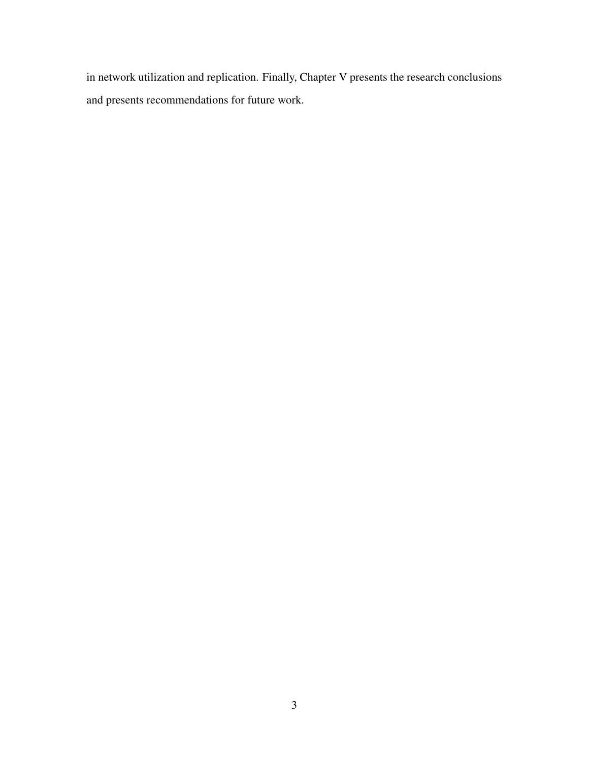in network utilization and replication. Finally, Chapter V presents the research conclusions and presents recommendations for future work.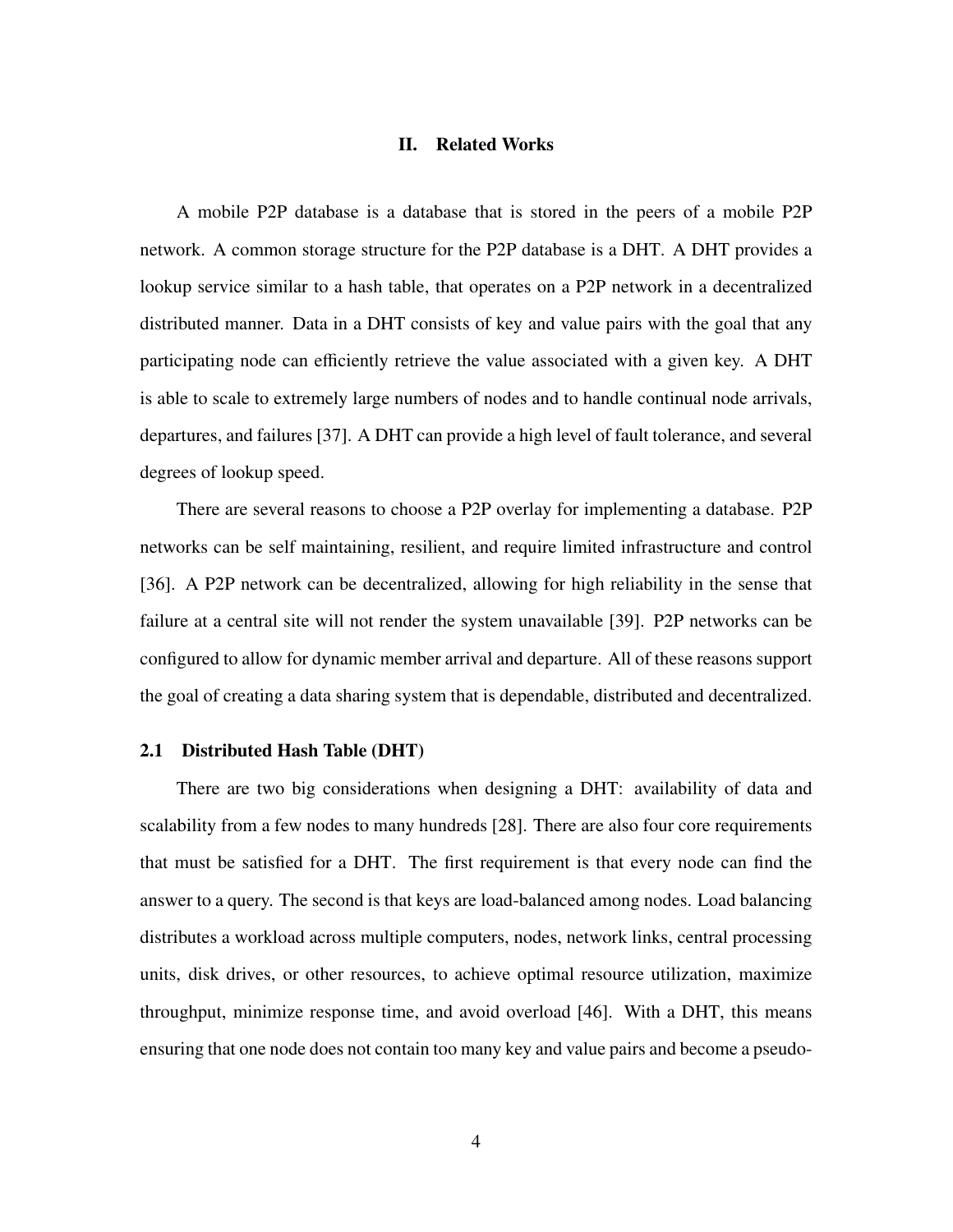# II. Related Works

A mobile P2P database is a database that is stored in the peers of a mobile P2P network. A common storage structure for the P2P database is a DHT. A DHT provides a lookup service similar to a hash table, that operates on a P2P network in a decentralized distributed manner. Data in a DHT consists of key and value pairs with the goal that any participating node can efficiently retrieve the value associated with a given key. A DHT is able to scale to extremely large numbers of nodes and to handle continual node arrivals, departures, and failures [37]. A DHT can provide a high level of fault tolerance, and several degrees of lookup speed.

There are several reasons to choose a P2P overlay for implementing a database. P2P networks can be self maintaining, resilient, and require limited infrastructure and control [36]. A P2P network can be decentralized, allowing for high reliability in the sense that failure at a central site will not render the system unavailable [39]. P2P networks can be configured to allow for dynamic member arrival and departure. All of these reasons support the goal of creating a data sharing system that is dependable, distributed and decentralized.

## 2.1 Distributed Hash Table (DHT)

There are two big considerations when designing a DHT: availability of data and scalability from a few nodes to many hundreds [28]. There are also four core requirements that must be satisfied for a DHT. The first requirement is that every node can find the answer to a query. The second is that keys are load-balanced among nodes. Load balancing distributes a workload across multiple computers, nodes, network links, central processing units, disk drives, or other resources, to achieve optimal resource utilization, maximize throughput, minimize response time, and avoid overload [46]. With a DHT, this means ensuring that one node does not contain too many key and value pairs and become a pseudo-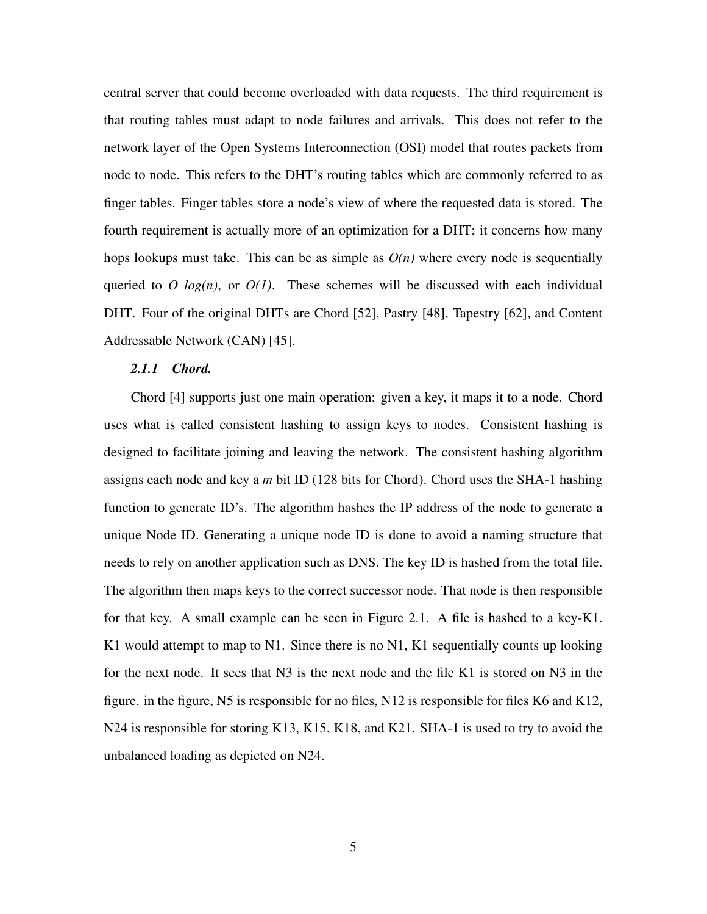central server that could become overloaded with data requests. The third requirement is that routing tables must adapt to node failures and arrivals. This does not refer to the network layer of the Open Systems Interconnection (OSI) model that routes packets from node to node. This refers to the DHT's routing tables which are commonly referred to as finger tables. Finger tables store a node's view of where the requested data is stored. The fourth requirement is actually more of an optimization for a DHT; it concerns how many hops lookups must take. This can be as simple as *O(n)* where every node is sequentially queried to *O log(n)*, or *O(1)*. These schemes will be discussed with each individual DHT. Four of the original DHTs are Chord [52], Pastry [48], Tapestry [62], and Content Addressable Network (CAN) [45].

#### *2.1.1 Chord.*

Chord [4] supports just one main operation: given a key, it maps it to a node. Chord uses what is called consistent hashing to assign keys to nodes. Consistent hashing is designed to facilitate joining and leaving the network. The consistent hashing algorithm assigns each node and key a *m* bit ID (128 bits for Chord). Chord uses the SHA-1 hashing function to generate ID's. The algorithm hashes the IP address of the node to generate a unique Node ID. Generating a unique node ID is done to avoid a naming structure that needs to rely on another application such as DNS. The key ID is hashed from the total file. The algorithm then maps keys to the correct successor node. That node is then responsible for that key. A small example can be seen in Figure 2.1. A file is hashed to a key-K1. K1 would attempt to map to N1. Since there is no N1, K1 sequentially counts up looking for the next node. It sees that N3 is the next node and the file K1 is stored on N3 in the figure. in the figure, N5 is responsible for no files, N12 is responsible for files K6 and K12, N24 is responsible for storing K13, K15, K18, and K21. SHA-1 is used to try to avoid the unbalanced loading as depicted on N24.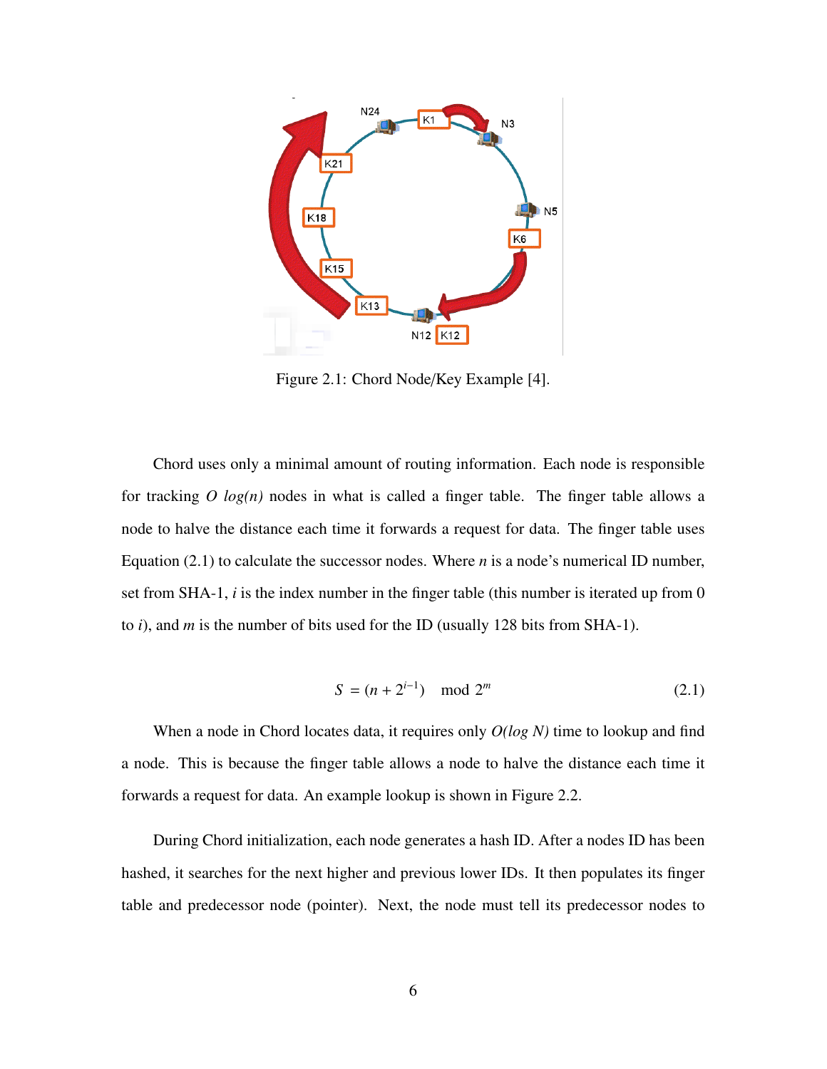N24

K1

N3

K21

N5

K18

K6

K15

K13

N12

K12

Figure 2.1: Chord Node/Key Example [4].

Chord uses only a minimal amount of routing information. Each node is responsible for tracking *O log(n)* nodes in what is called a finger table. The finger table allows a node to halve the distance each time it forwards a request for data. The finger table uses Equation (2.1) to calculate the successor nodes. Where *n* is a node's numerical ID number, set from SHA-1, *i* is the index number in the finger table (this number is iterated up from 0 to *i*), and *m* is the number of bits used for the ID (usually 128 bits from SHA-1).

$$S = (n + 2^{i-1}) \mod 2^m \tag{2.1}$$

When a node in Chord locates data, it requires only *O(log N)* time to lookup and find a node. This is because the finger table allows a node to halve the distance each time it forwards a request for data. An example lookup is shown in Figure 2.2.

During Chord initialization, each node generates a hash ID. After a nodes ID has been hashed, it searches for the next higher and previous lower IDs. It then populates its finger table and predecessor node (pointer). Next, the node must tell its predecessor nodes to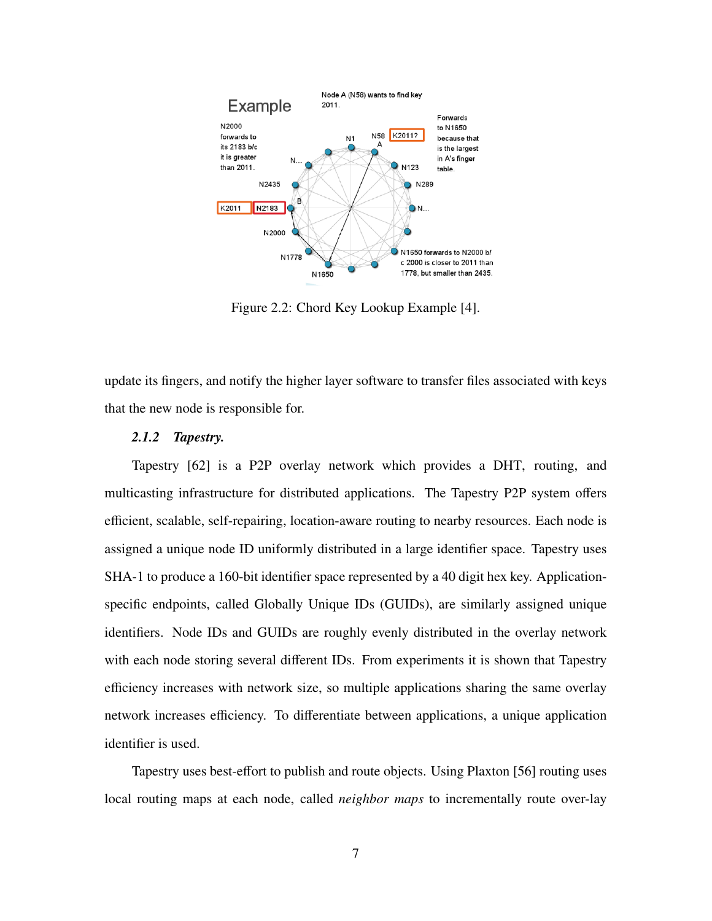Example

Node A (N58) wants to find key 2011.

Forwards to N1650 because that is the largest in A's finger table.

N2000 forwards to its 2183 b/c it is greater than 2011.

N1650 forwards to N2000 b/c 2000 is closer to 2011 than 1778, but smaller than 2435.

N1

N58

A

K2011?

N123

N289

N...

N...

N2435

B

K2011

N2183

N2000

N1778

N1650

Figure 2.2: Chord Key Lookup Example [4].

update its fingers, and notify the higher layer software to transfer files associated with keys that the new node is responsible for.

### *2.1.2 Tapestry.*

Tapestry [62] is a P2P overlay network which provides a DHT, routing, and multicasting infrastructure for distributed applications. The Tapestry P2P system offers efficient, scalable, self-repairing, location-aware routing to nearby resources. Each node is assigned a unique node ID uniformly distributed in a large identifier space. Tapestry uses SHA-1 to produce a 160-bit identifier space represented by a 40 digit hex key. Application-specific endpoints, called Globally Unique IDs (GUIDs), are similarly assigned unique identifiers. Node IDs and GUIDs are roughly evenly distributed in the overlay network with each node storing several different IDs. From experiments it is shown that Tapestry efficiency increases with network size, so multiple applications sharing the same overlay network increases efficiency. To differentiate between applications, a unique application identifier is used.

Tapestry uses best-effort to publish and route objects. Using Plaxton [56] routing uses local routing maps at each node, called *neighbor maps* to incrementally route over-lay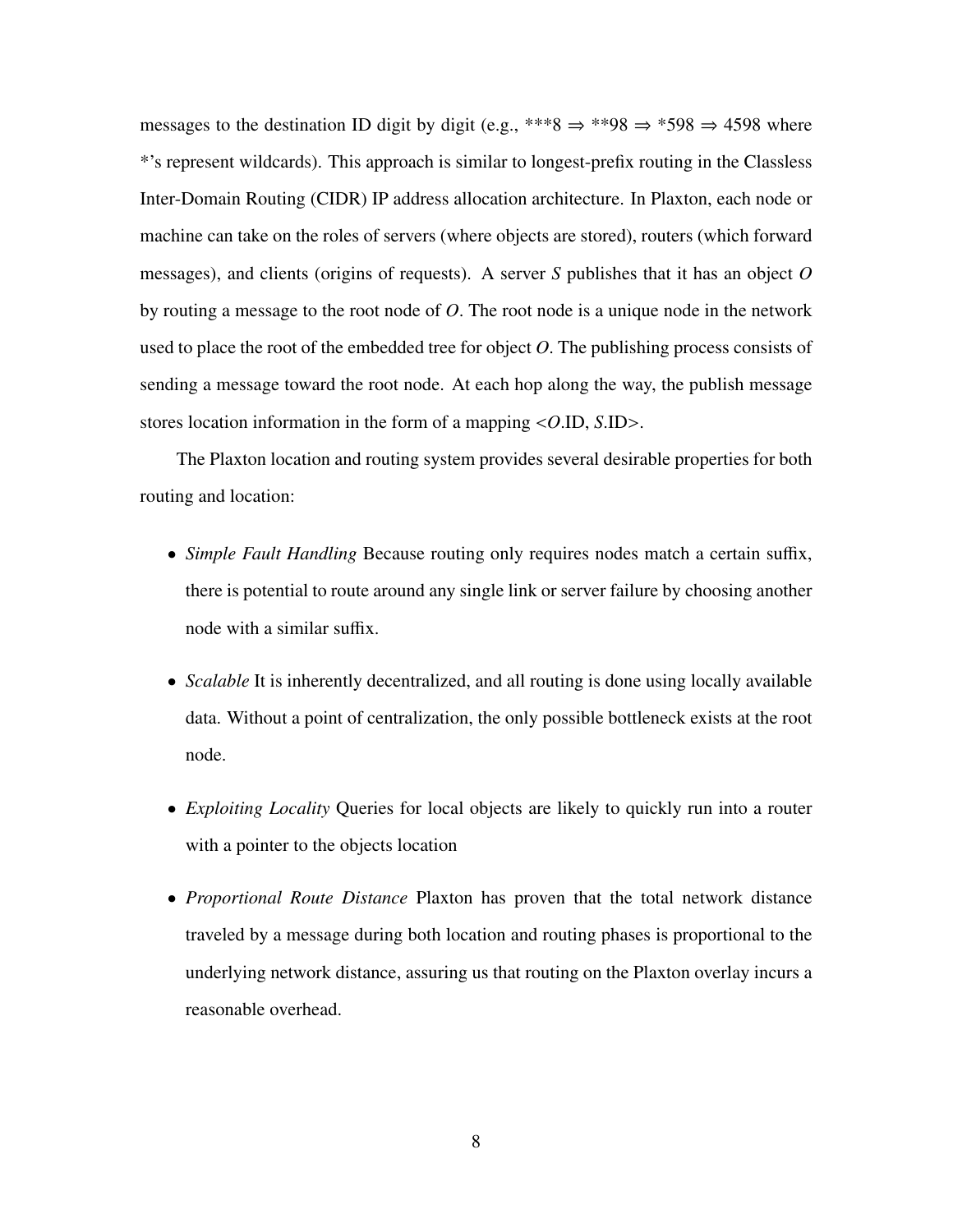messages to the destination ID digit by digit (e.g., ***8 ⇒ **98 ⇒ *598 ⇒ 4598 where *'s represent wildcards). This approach is similar to longest-prefix routing in the Classless Inter-Domain Routing (CIDR) IP address allocation architecture. In Plaxton, each node or machine can take on the roles of servers (where objects are stored), routers (which forward messages), and clients (origins of requests). A server *S* publishes that it has an object *O* by routing a message to the root node of *O*. The root node is a unique node in the network used to place the root of the embedded tree for object *O*. The publishing process consists of sending a message toward the root node. At each hop along the way, the publish message stores location information in the form of a mapping <*O*.ID, *S*.ID>.

The Plaxton location and routing system provides several desirable properties for both routing and location:

- *Simple Fault Handling* Because routing only requires nodes match a certain suffix, there is potential to route around any single link or server failure by choosing another node with a similar suffix.
- *Scalable* It is inherently decentralized, and all routing is done using locally available data. Without a point of centralization, the only possible bottleneck exists at the root node.
- *Exploiting Locality* Queries for local objects are likely to quickly run into a router with a pointer to the objects location
- *Proportional Route Distance* Plaxton has proven that the total network distance traveled by a message during both location and routing phases is proportional to the underlying network distance, assuring us that routing on the Plaxton overlay incurs a reasonable overhead.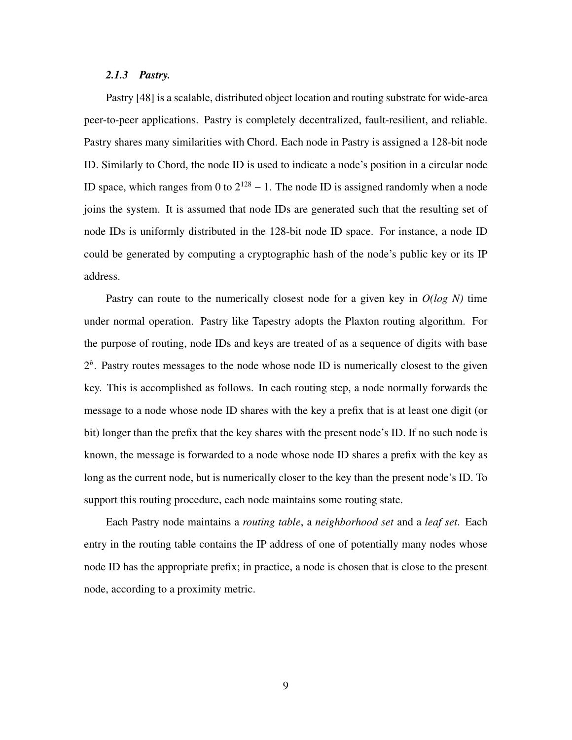### *2.1.3 Pastry.*

Pastry [48] is a scalable, distributed object location and routing substrate for wide-area peer-to-peer applications. Pastry is completely decentralized, fault-resilient, and reliable. Pastry shares many similarities with Chord. Each node in Pastry is assigned a 128-bit node ID. Similarly to Chord, the node ID is used to indicate a node's position in a circular node ID space, which ranges from 0 to $2^{128} - 1$. The node ID is assigned randomly when a node joins the system. It is assumed that node IDs are generated such that the resulting set of node IDs is uniformly distributed in the 128-bit node ID space. For instance, a node ID could be generated by computing a cryptographic hash of the node's public key or its IP address.

Pastry can route to the numerically closest node for a given key in *O(log N)* time under normal operation. Pastry like Tapestry adopts the Plaxton routing algorithm. For the purpose of routing, node IDs and keys are treated of as a sequence of digits with base $2^b$. Pastry routes messages to the node whose node ID is numerically closest to the given key. This is accomplished as follows. In each routing step, a node normally forwards the message to a node whose node ID shares with the key a prefix that is at least one digit (or bit) longer than the prefix that the key shares with the present node's ID. If no such node is known, the message is forwarded to a node whose node ID shares a prefix with the key as long as the current node, but is numerically closer to the key than the present node's ID. To support this routing procedure, each node maintains some routing state.

Each Pastry node maintains a *routing table*, a *neighborhood set* and a *leaf set*. Each entry in the routing table contains the IP address of one of potentially many nodes whose node ID has the appropriate prefix; in practice, a node is chosen that is close to the present node, according to a proximity metric.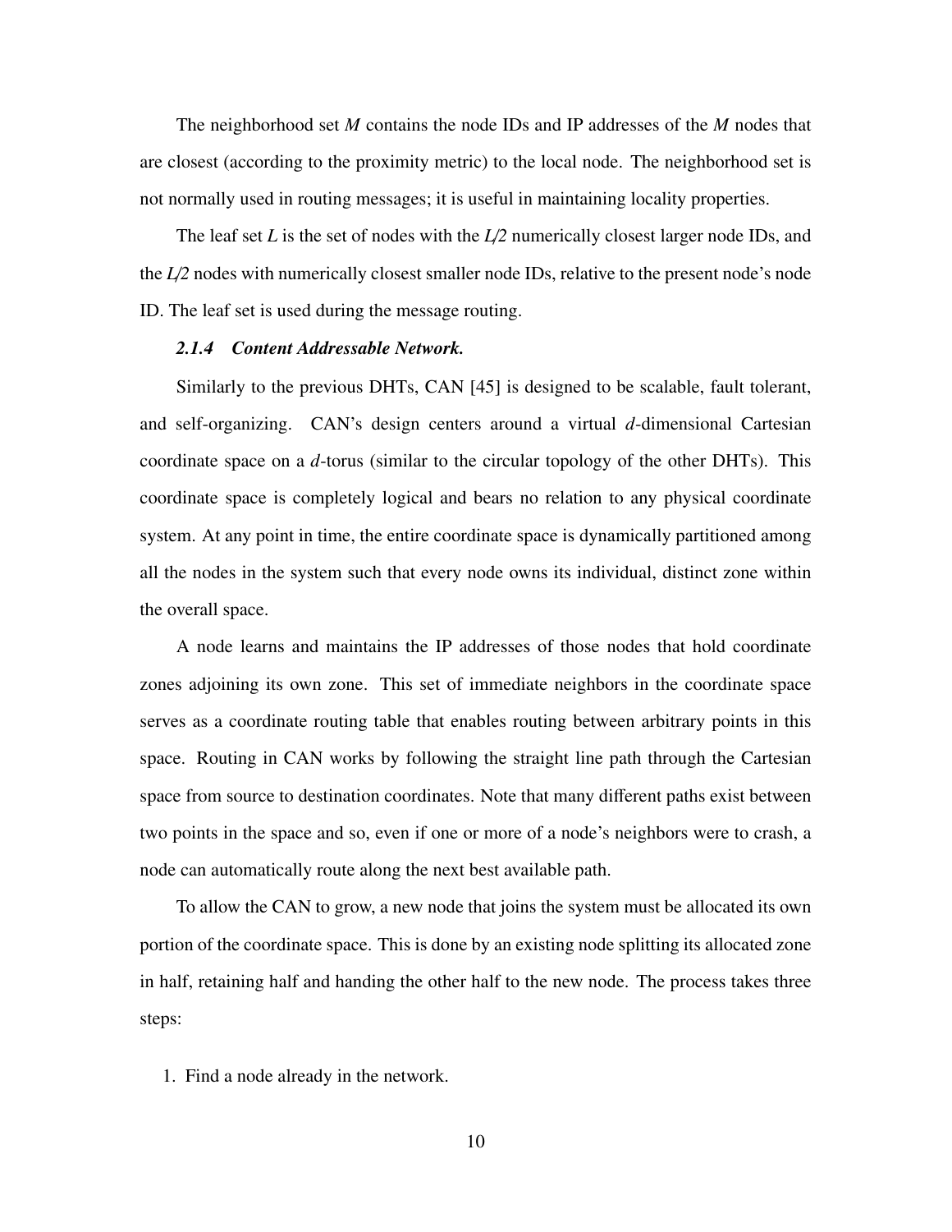The neighborhood set *M* contains the node IDs and IP addresses of the *M* nodes that are closest (according to the proximity metric) to the local node. The neighborhood set is not normally used in routing messages; it is useful in maintaining locality properties.

The leaf set *L* is the set of nodes with the *L/2* numerically closest larger node IDs, and the *L/2* nodes with numerically closest smaller node IDs, relative to the present node's node ID. The leaf set is used during the message routing.

#### *2.1.4 Content Addressable Network.*

Similarly to the previous DHTs, CAN [45] is designed to be scalable, fault tolerant, and self-organizing. CAN's design centers around a virtual *d*-dimensional Cartesian coordinate space on a *d*-torus (similar to the circular topology of the other DHTs). This coordinate space is completely logical and bears no relation to any physical coordinate system. At any point in time, the entire coordinate space is dynamically partitioned among all the nodes in the system such that every node owns its individual, distinct zone within the overall space.

A node learns and maintains the IP addresses of those nodes that hold coordinate zones adjoining its own zone. This set of immediate neighbors in the coordinate space serves as a coordinate routing table that enables routing between arbitrary points in this space. Routing in CAN works by following the straight line path through the Cartesian space from source to destination coordinates. Note that many different paths exist between two points in the space and so, even if one or more of a node's neighbors were to crash, a node can automatically route along the next best available path.

To allow the CAN to grow, a new node that joins the system must be allocated its own portion of the coordinate space. This is done by an existing node splitting its allocated zone in half, retaining half and handing the other half to the new node. The process takes three steps:

1. Find a node already in the network.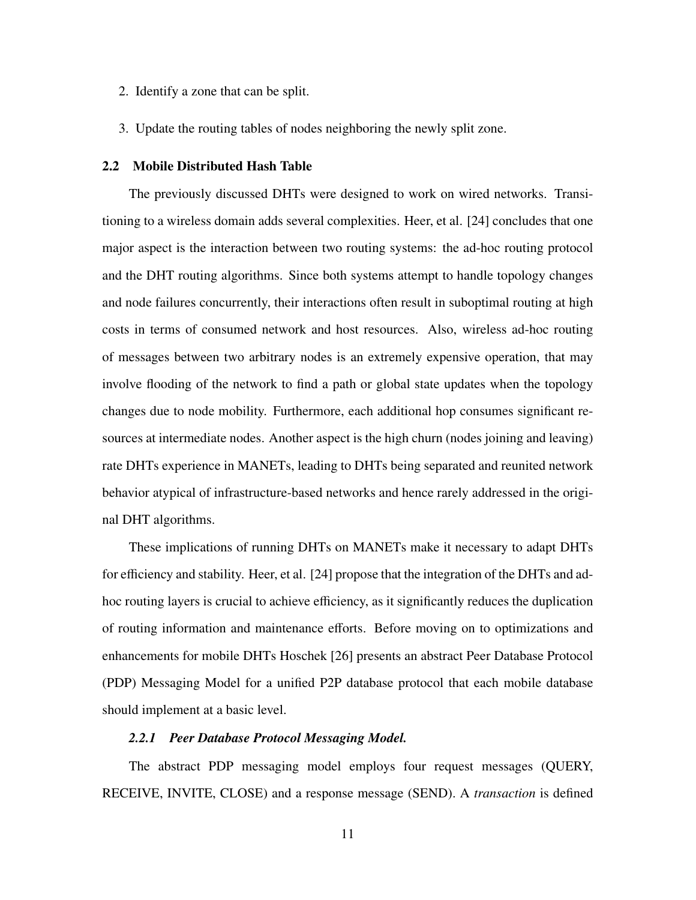2. Identify a zone that can be split.

3. Update the routing tables of nodes neighboring the newly split zone.

## 2.2 Mobile Distributed Hash Table

The previously discussed DHTs were designed to work on wired networks. Transitioning to a wireless domain adds several complexities. Heer, et al. [24] concludes that one major aspect is the interaction between two routing systems: the ad-hoc routing protocol and the DHT routing algorithms. Since both systems attempt to handle topology changes and node failures concurrently, their interactions often result in suboptimal routing at high costs in terms of consumed network and host resources. Also, wireless ad-hoc routing of messages between two arbitrary nodes is an extremely expensive operation, that may involve flooding of the network to find a path or global state updates when the topology changes due to node mobility. Furthermore, each additional hop consumes significant resources at intermediate nodes. Another aspect is the high churn (nodes joining and leaving) rate DHTs experience in MANETs, leading to DHTs being separated and reunited network behavior atypical of infrastructure-based networks and hence rarely addressed in the original DHT algorithms.

These implications of running DHTs on MANETs make it necessary to adapt DHTs for efficiency and stability. Heer, et al. [24] propose that the integration of the DHTs and ad-hoc routing layers is crucial to achieve efficiency, as it significantly reduces the duplication of routing information and maintenance efforts. Before moving on to optimizations and enhancements for mobile DHTs Hoschek [26] presents an abstract Peer Database Protocol (PDP) Messaging Model for a unified P2P database protocol that each mobile database should implement at a basic level.

### *2.2.1 Peer Database Protocol Messaging Model.*

The abstract PDP messaging model employs four request messages (QUERY, RECEIVE, INVITE, CLOSE) and a response message (SEND). A *transaction* is defined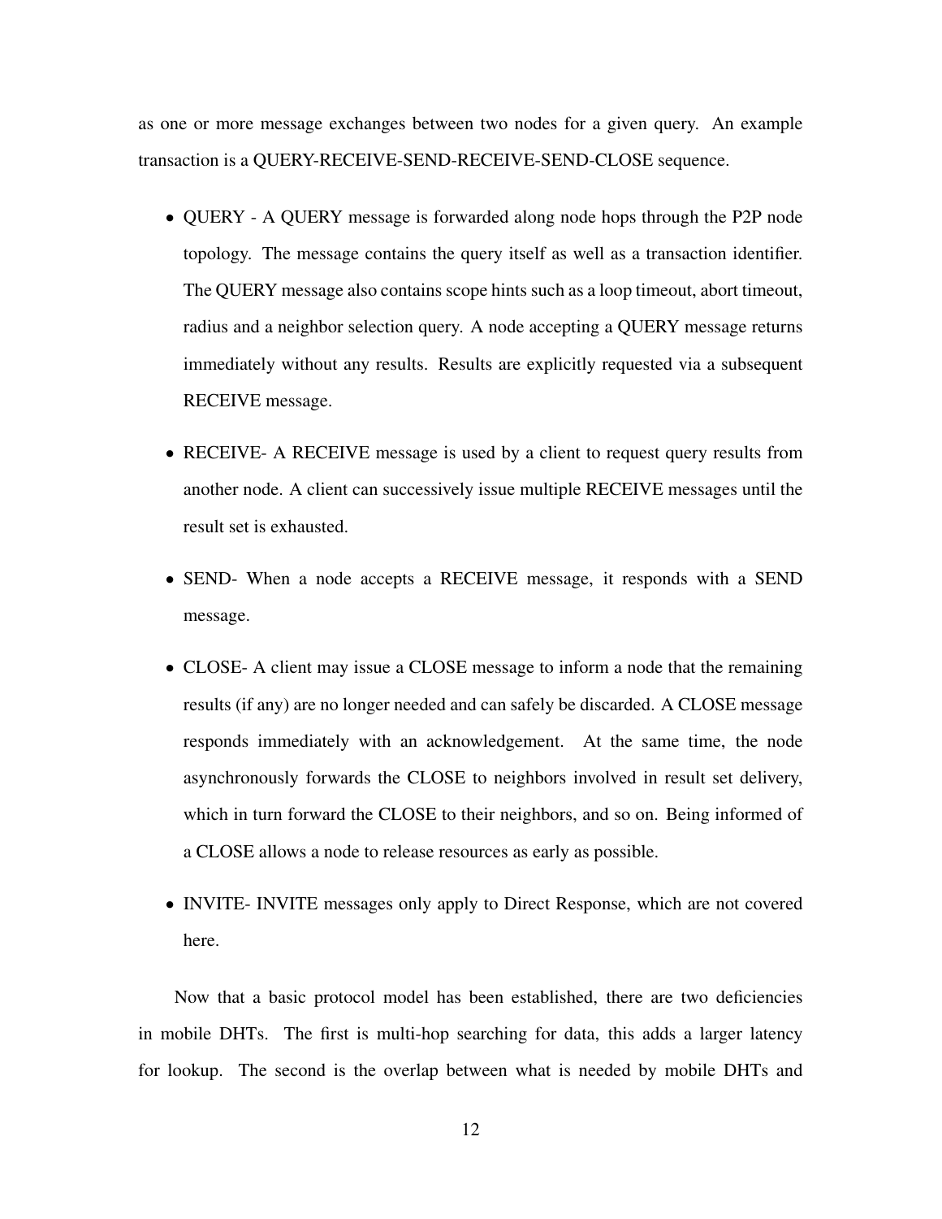as one or more message exchanges between two nodes for a given query. An example transaction is a QUERY-RECEIVE-SEND-RECEIVE-SEND-CLOSE sequence.

- QUERY - A QUERY message is forwarded along node hops through the P2P node topology. The message contains the query itself as well as a transaction identifier. The QUERY message also contains scope hints such as a loop timeout, abort timeout, radius and a neighbor selection query. A node accepting a QUERY message returns immediately without any results. Results are explicitly requested via a subsequent RECEIVE message.
- RECEIVE- A RECEIVE message is used by a client to request query results from another node. A client can successively issue multiple RECEIVE messages until the result set is exhausted.
- SEND- When a node accepts a RECEIVE message, it responds with a SEND message.
- CLOSE- A client may issue a CLOSE message to inform a node that the remaining results (if any) are no longer needed and can safely be discarded. A CLOSE message responds immediately with an acknowledgement. At the same time, the node asynchronously forwards the CLOSE to neighbors involved in result set delivery, which in turn forward the CLOSE to their neighbors, and so on. Being informed of a CLOSE allows a node to release resources as early as possible.
- INVITE- INVITE messages only apply to Direct Response, which are not covered here.

Now that a basic protocol model has been established, there are two deficiencies in mobile DHTs. The first is multi-hop searching for data, this adds a larger latency for lookup. The second is the overlap between what is needed by mobile DHTs and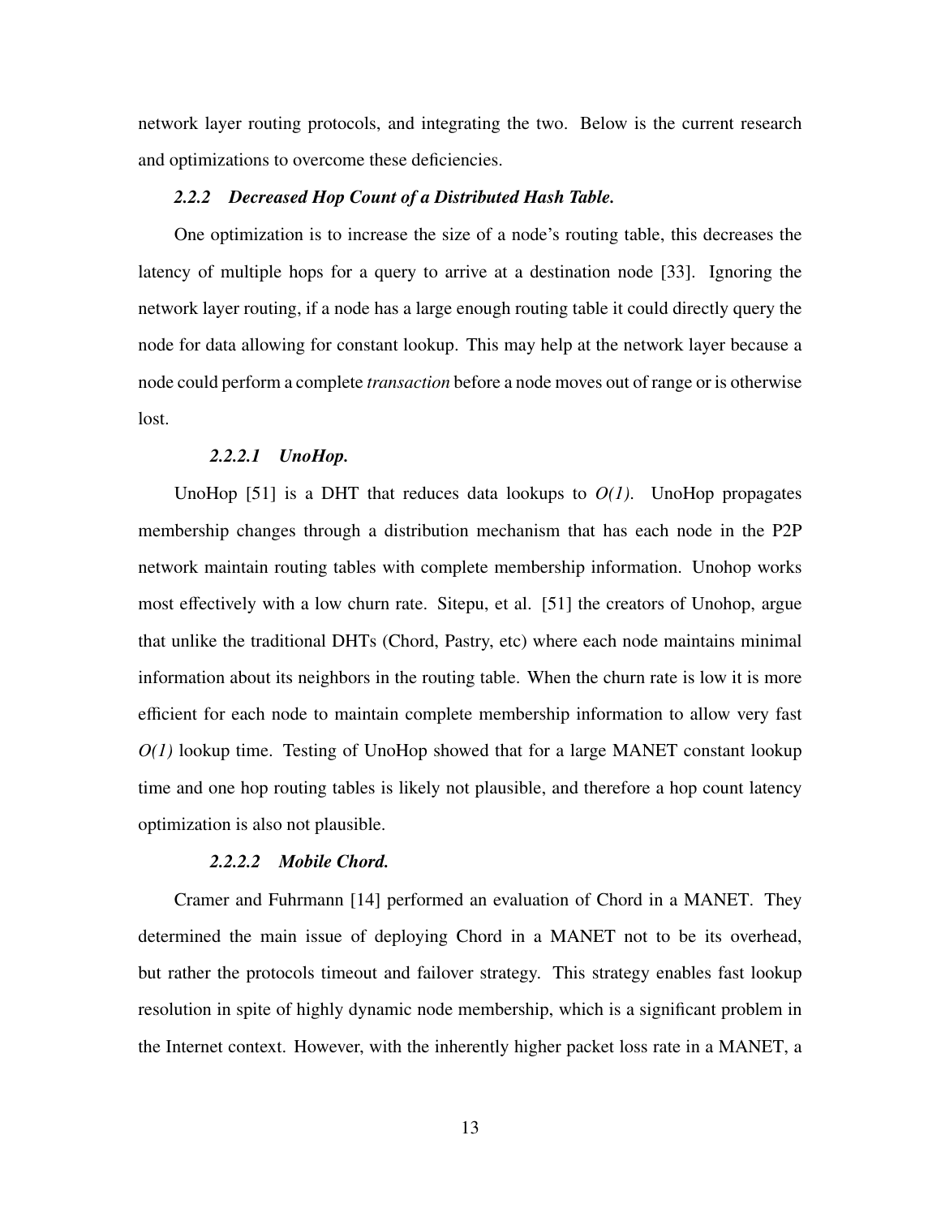network layer routing protocols, and integrating the two. Below is the current research and optimizations to overcome these deficiencies.

### *2.2.2 Decreased Hop Count of a Distributed Hash Table.*

One optimization is to increase the size of a node's routing table, this decreases the latency of multiple hops for a query to arrive at a destination node [33]. Ignoring the network layer routing, if a node has a large enough routing table it could directly query the node for data allowing for constant lookup. This may help at the network layer because a node could perform a complete *transaction* before a node moves out of range or is otherwise lost.

#### *2.2.2.1 UnoHop.*

UnoHop [51] is a DHT that reduces data lookups to *O(1)*. UnoHop propagates membership changes through a distribution mechanism that has each node in the P2P network maintain routing tables with complete membership information. Unohop works most effectively with a low churn rate. Sitepu, et al. [51] the creators of Unohop, argue that unlike the traditional DHTs (Chord, Pastry, etc) where each node maintains minimal information about its neighbors in the routing table. When the churn rate is low it is more efficient for each node to maintain complete membership information to allow very fast *O(1)* lookup time. Testing of UnoHop showed that for a large MANET constant lookup time and one hop routing tables is likely not plausible, and therefore a hop count latency optimization is also not plausible.

#### *2.2.2.2 Mobile Chord.*

Cramer and Fuhrmann [14] performed an evaluation of Chord in a MANET. They determined the main issue of deploying Chord in a MANET not to be its overhead, but rather the protocols timeout and failover strategy. This strategy enables fast lookup resolution in spite of highly dynamic node membership, which is a significant problem in the Internet context. However, with the inherently higher packet loss rate in a MANET, a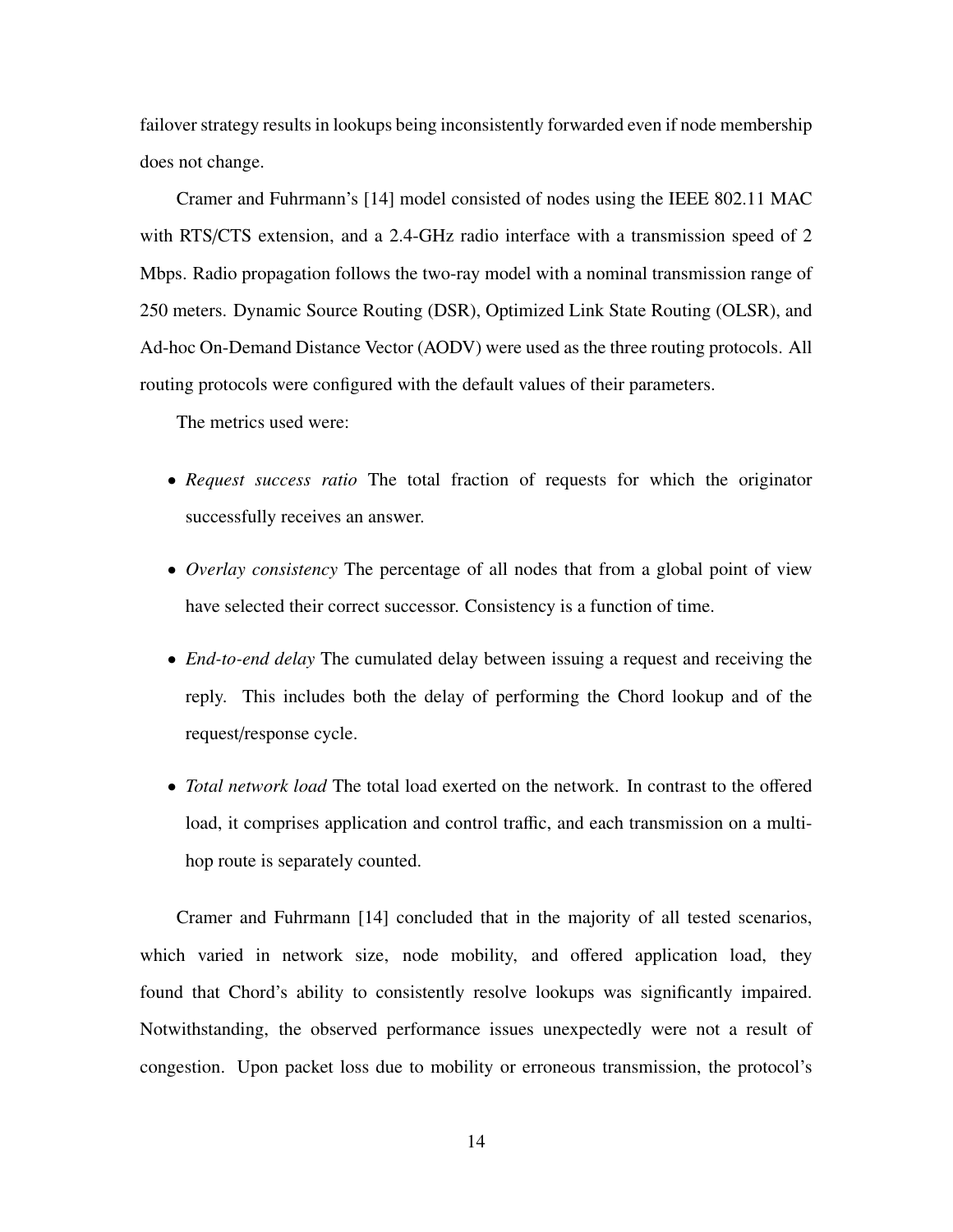failover strategy results in lookups being inconsistently forwarded even if node membership does not change.

Cramer and Fuhrmann's [14] model consisted of nodes using the IEEE 802.11 MAC with RTS/CTS extension, and a 2.4-GHz radio interface with a transmission speed of 2 Mbps. Radio propagation follows the two-ray model with a nominal transmission range of 250 meters. Dynamic Source Routing (DSR), Optimized Link State Routing (OLSR), and Ad-hoc On-Demand Distance Vector (AODV) were used as the three routing protocols. All routing protocols were configured with the default values of their parameters.

The metrics used were:

- *Request success ratio* The total fraction of requests for which the originator successfully receives an answer.
- *Overlay consistency* The percentage of all nodes that from a global point of view have selected their correct successor. Consistency is a function of time.
- *End-to-end delay* The cumulated delay between issuing a request and receiving the reply. This includes both the delay of performing the Chord lookup and of the request/response cycle.
- *Total network load* The total load exerted on the network. In contrast to the offered load, it comprises application and control traffic, and each transmission on a multi-hop route is separately counted.

Cramer and Fuhrmann [14] concluded that in the majority of all tested scenarios, which varied in network size, node mobility, and offered application load, they found that Chord's ability to consistently resolve lookups was significantly impaired. Notwithstanding, the observed performance issues unexpectedly were not a result of congestion. Upon packet loss due to mobility or erroneous transmission, the protocol's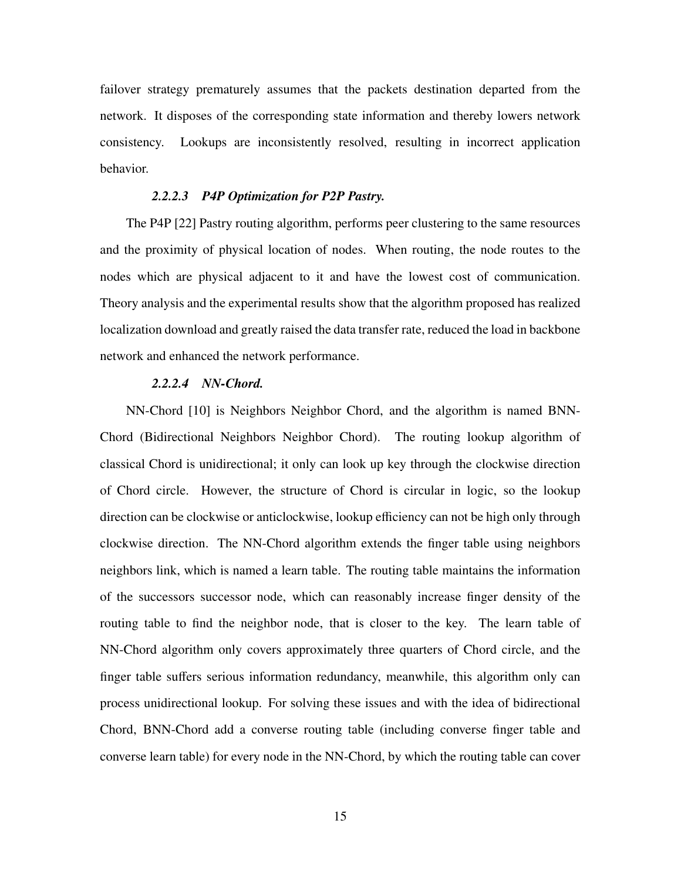failover strategy prematurely assumes that the packets destination departed from the network. It disposes of the corresponding state information and thereby lowers network consistency. Lookups are inconsistently resolved, resulting in incorrect application behavior.

#### *2.2.2.3 P4P Optimization for P2P Pastry.*

The P4P [22] Pastry routing algorithm, performs peer clustering to the same resources and the proximity of physical location of nodes. When routing, the node routes to the nodes which are physical adjacent to it and have the lowest cost of communication. Theory analysis and the experimental results show that the algorithm proposed has realized localization download and greatly raised the data transfer rate, reduced the load in backbone network and enhanced the network performance.

#### *2.2.2.4 NN-Chord.*

NN-Chord [10] is Neighbors Neighbor Chord, and the algorithm is named BNN-Chord (Bidirectional Neighbors Neighbor Chord). The routing lookup algorithm of classical Chord is unidirectional; it only can look up key through the clockwise direction of Chord circle. However, the structure of Chord is circular in logic, so the lookup direction can be clockwise or anticlockwise, lookup efficiency can not be high only through clockwise direction. The NN-Chord algorithm extends the finger table using neighbors neighbors link, which is named a learn table. The routing table maintains the information of the successors successor node, which can reasonably increase finger density of the routing table to find the neighbor node, that is closer to the key. The learn table of NN-Chord algorithm only covers approximately three quarters of Chord circle, and the finger table suffers serious information redundancy, meanwhile, this algorithm only can process unidirectional lookup. For solving these issues and with the idea of bidirectional Chord, BNN-Chord add a converse routing table (including converse finger table and converse learn table) for every node in the NN-Chord, by which the routing table can cover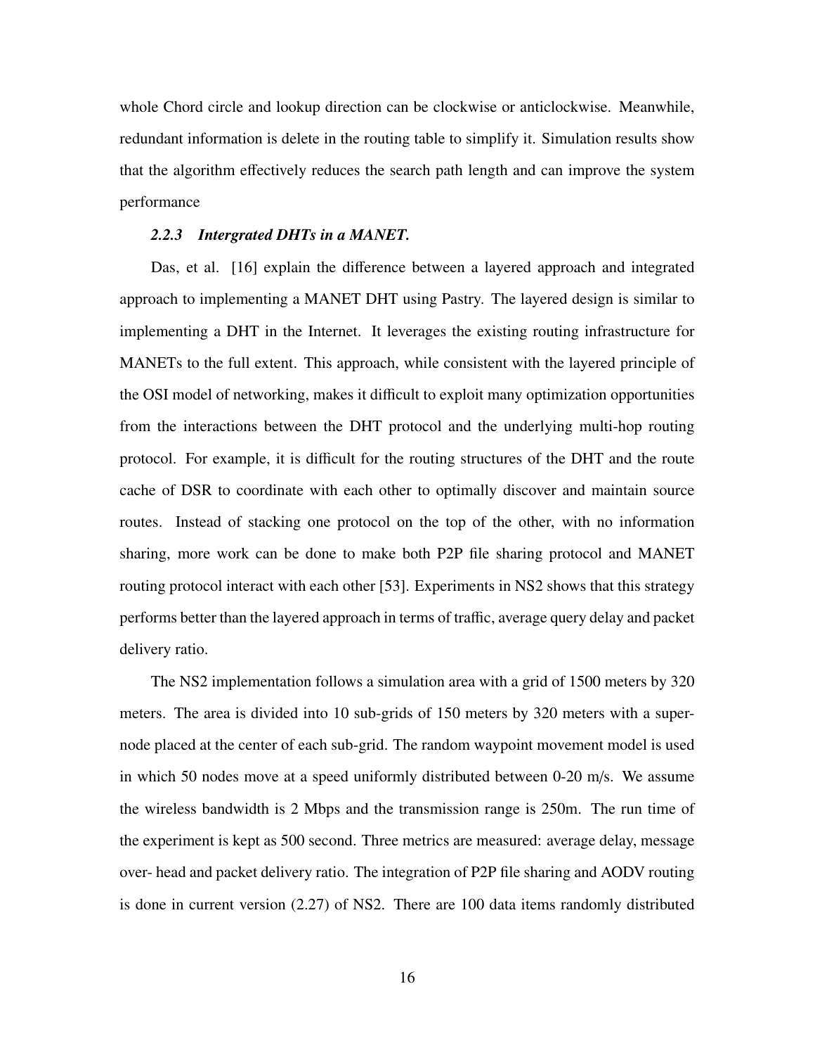whole Chord circle and lookup direction can be clockwise or anticlockwise. Meanwhile, redundant information is delete in the routing table to simplify it. Simulation results show that the algorithm effectively reduces the search path length and can improve the system performance

### *2.2.3 Intergrated DHTs in a MANET.*

Das, et al. [16] explain the difference between a layered approach and integrated approach to implementing a MANET DHT using Pastry. The layered design is similar to implementing a DHT in the Internet. It leverages the existing routing infrastructure for MANETs to the full extent. This approach, while consistent with the layered principle of the OSI model of networking, makes it difficult to exploit many optimization opportunities from the interactions between the DHT protocol and the underlying multi-hop routing protocol. For example, it is difficult for the routing structures of the DHT and the route cache of DSR to coordinate with each other to optimally discover and maintain source routes. Instead of stacking one protocol on the top of the other, with no information sharing, more work can be done to make both P2P file sharing protocol and MANET routing protocol interact with each other [53]. Experiments in NS2 shows that this strategy performs better than the layered approach in terms of traffic, average query delay and packet delivery ratio.

The NS2 implementation follows a simulation area with a grid of 1500 meters by 320 meters. The area is divided into 10 sub-grids of 150 meters by 320 meters with a super-node placed at the center of each sub-grid. The random waypoint movement model is used in which 50 nodes move at a speed uniformly distributed between 0-20 m/s. We assume the wireless bandwidth is 2 Mbps and the transmission range is 250m. The run time of the experiment is kept as 500 second. Three metrics are measured: average delay, message over- head and packet delivery ratio. The integration of P2P file sharing and AODV routing is done in current version (2.27) of NS2. There are 100 data items randomly distributed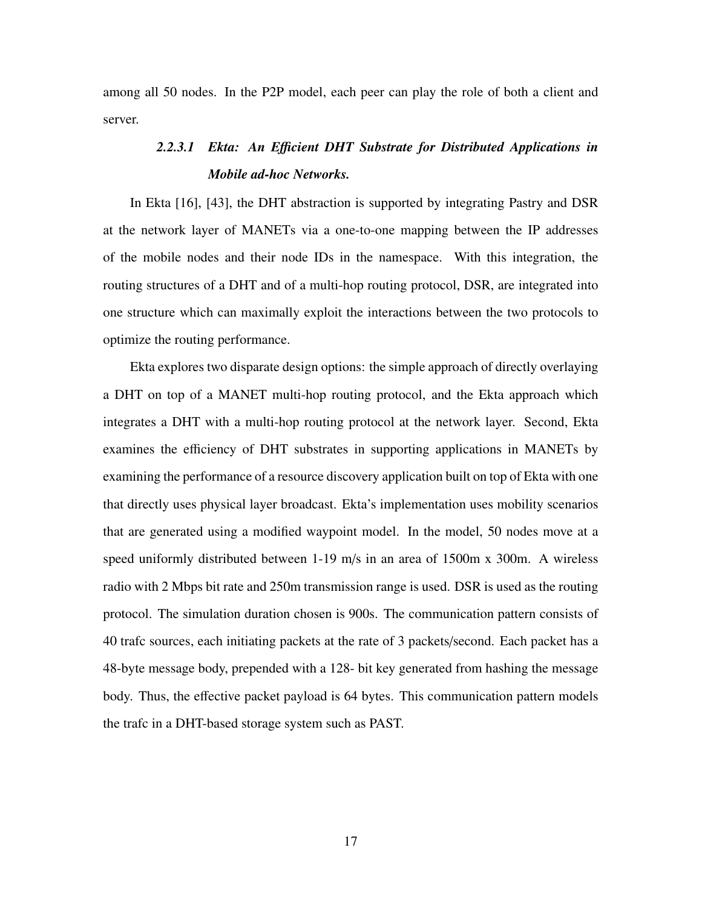among all 50 nodes. In the P2P model, each peer can play the role of both a client and server.

#### 2.2.3.1 Ekta: An Efficient DHT Substrate for Distributed Applications in Mobile ad-hoc Networks.

In Ekta [16], [43], the DHT abstraction is supported by integrating Pastry and DSR at the network layer of MANETs via a one-to-one mapping between the IP addresses of the mobile nodes and their node IDs in the namespace. With this integration, the routing structures of a DHT and of a multi-hop routing protocol, DSR, are integrated into one structure which can maximally exploit the interactions between the two protocols to optimize the routing performance.

Ekta explores two disparate design options: the simple approach of directly overlaying a DHT on top of a MANET multi-hop routing protocol, and the Ekta approach which integrates a DHT with a multi-hop routing protocol at the network layer. Second, Ekta examines the efficiency of DHT substrates in supporting applications in MANETs by examining the performance of a resource discovery application built on top of Ekta with one that directly uses physical layer broadcast. Ekta's implementation uses mobility scenarios that are generated using a modified waypoint model. In the model, 50 nodes move at a speed uniformly distributed between 1-19 m/s in an area of 1500m x 300m. A wireless radio with 2 Mbps bit rate and 250m transmission range is used. DSR is used as the routing protocol. The simulation duration chosen is 900s. The communication pattern consists of 40 trafc sources, each initiating packets at the rate of 3 packets/second. Each packet has a 48-byte message body, prepended with a 128- bit key generated from hashing the message body. Thus, the effective packet payload is 64 bytes. This communication pattern models the trafc in a DHT-based storage system such as PAST.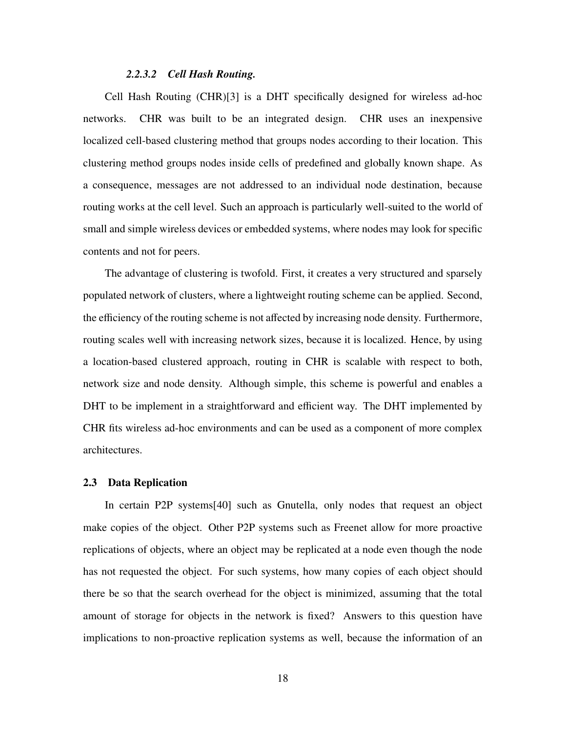#### *2.2.3.2 Cell Hash Routing.*

Cell Hash Routing (CHR)[3] is a DHT specifically designed for wireless ad-hoc networks. CHR was built to be an integrated design. CHR uses an inexpensive localized cell-based clustering method that groups nodes according to their location. This clustering method groups nodes inside cells of predefined and globally known shape. As a consequence, messages are not addressed to an individual node destination, because routing works at the cell level. Such an approach is particularly well-suited to the world of small and simple wireless devices or embedded systems, where nodes may look for specific contents and not for peers.

The advantage of clustering is twofold. First, it creates a very structured and sparsely populated network of clusters, where a lightweight routing scheme can be applied. Second, the efficiency of the routing scheme is not affected by increasing node density. Furthermore, routing scales well with increasing network sizes, because it is localized. Hence, by using a location-based clustered approach, routing in CHR is scalable with respect to both, network size and node density. Although simple, this scheme is powerful and enables a DHT to be implement in a straightforward and efficient way. The DHT implemented by CHR fits wireless ad-hoc environments and can be used as a component of more complex architectures.

## 2.3 Data Replication

In certain P2P systems[40] such as Gnutella, only nodes that request an object make copies of the object. Other P2P systems such as Freenet allow for more proactive replications of objects, where an object may be replicated at a node even though the node has not requested the object. For such systems, how many copies of each object should there be so that the search overhead for the object is minimized, assuming that the total amount of storage for objects in the network is fixed? Answers to this question have implications to non-proactive replication systems as well, because the information of an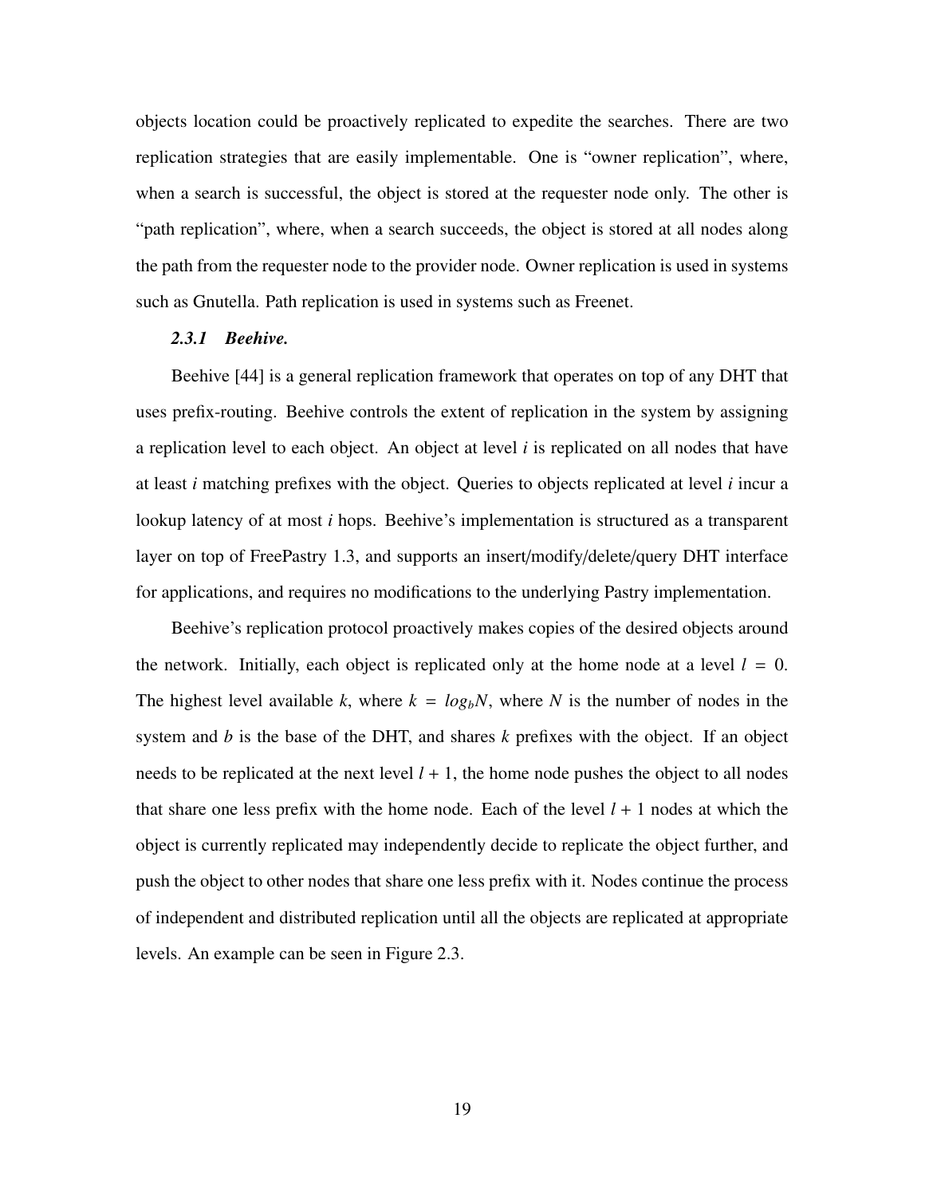objects location could be proactively replicated to expedite the searches. There are two replication strategies that are easily implementable. One is "owner replication", where, when a search is successful, the object is stored at the requester node only. The other is "path replication", where, when a search succeeds, the object is stored at all nodes along the path from the requester node to the provider node. Owner replication is used in systems such as Gnutella. Path replication is used in systems such as Freenet.

### *2.3.1 Beehive.*

Beehive [44] is a general replication framework that operates on top of any DHT that uses prefix-routing. Beehive controls the extent of replication in the system by assigning a replication level to each object. An object at level $i$ is replicated on all nodes that have at least $i$ matching prefixes with the object. Queries to objects replicated at level $i$ incur a lookup latency of at most $i$ hops. Beehive's implementation is structured as a transparent layer on top of FreePastry 1.3, and supports an insert/modify/delete/query DHT interface for applications, and requires no modifications to the underlying Pastry implementation.

Beehive's replication protocol proactively makes copies of the desired objects around the network. Initially, each object is replicated only at the home node at a level $l = 0$. The highest level available $k$, where $k = log_b N$, where $N$ is the number of nodes in the system and $b$ is the base of the DHT, and shares $k$ prefixes with the object. If an object needs to be replicated at the next level $l + 1$, the home node pushes the object to all nodes that share one less prefix with the home node. Each of the level $l + 1$ nodes at which the object is currently replicated may independently decide to replicate the object further, and push the object to other nodes that share one less prefix with it. Nodes continue the process of independent and distributed replication until all the objects are replicated at appropriate levels. An example can be seen in Figure 2.3.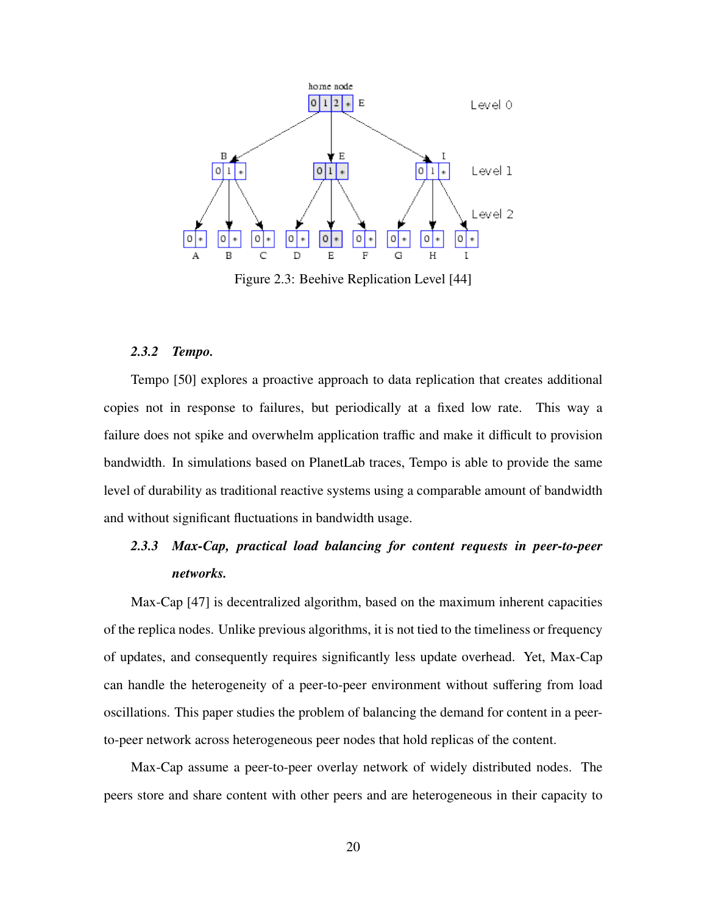home node

Level 0

Level 1

Level 2

A B C D E F G H I

Figure 2.3: Beehive Replication Level [44]

### *2.3.2 Tempo.*

Tempo [50] explores a proactive approach to data replication that creates additional copies not in response to failures, but periodically at a fixed low rate. This way a failure does not spike and overwhelm application traffic and make it difficult to provision bandwidth. In simulations based on PlanetLab traces, Tempo is able to provide the same level of durability as traditional reactive systems using a comparable amount of bandwidth and without significant fluctuations in bandwidth usage.

### *2.3.3 Max-Cap, practical load balancing for content requests in peer-to-peer networks.*

Max-Cap [47] is decentralized algorithm, based on the maximum inherent capacities of the replica nodes. Unlike previous algorithms, it is not tied to the timeliness or frequency of updates, and consequently requires significantly less update overhead. Yet, Max-Cap can handle the heterogeneity of a peer-to-peer environment without suffering from load oscillations. This paper studies the problem of balancing the demand for content in a peer-to-peer network across heterogeneous peer nodes that hold replicas of the content.

Max-Cap assume a peer-to-peer overlay network of widely distributed nodes. The peers store and share content with other peers and are heterogeneous in their capacity to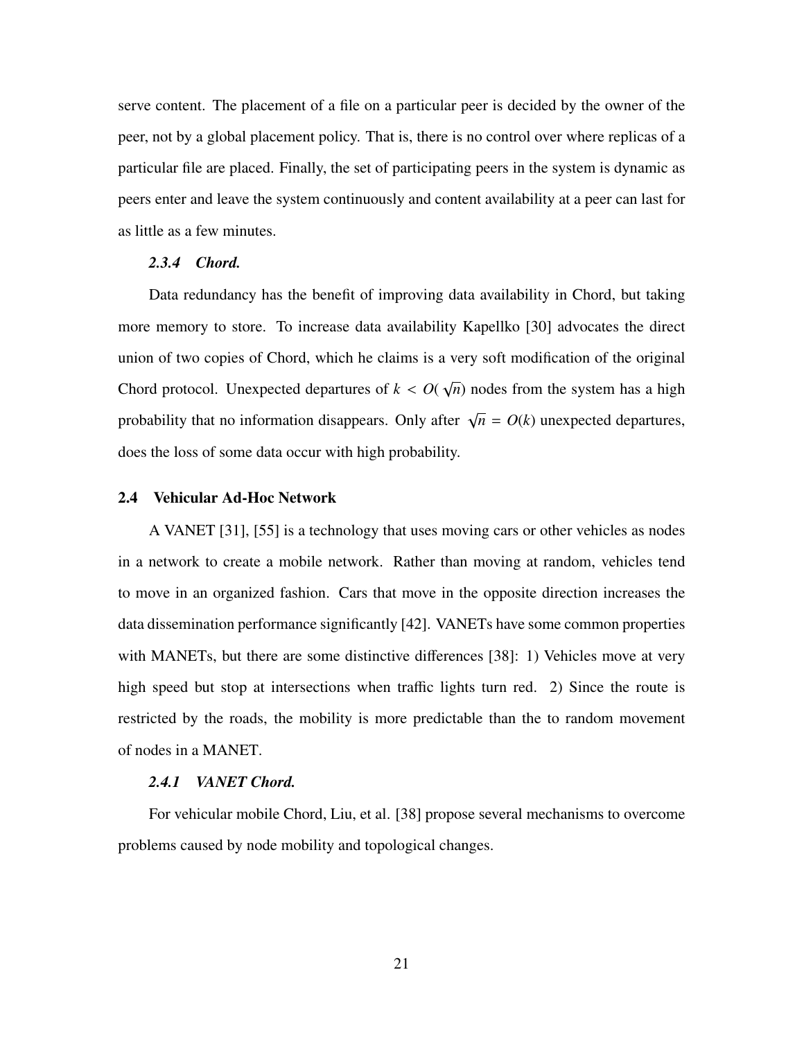serve content. The placement of a file on a particular peer is decided by the owner of the peer, not by a global placement policy. That is, there is no control over where replicas of a particular file are placed. Finally, the set of participating peers in the system is dynamic as peers enter and leave the system continuously and content availability at a peer can last for as little as a few minutes.

#### *2.3.4 Chord.*

Data redundancy has the benefit of improving data availability in Chord, but taking more memory to store. To increase data availability Kapellko [30] advocates the direct union of two copies of Chord, which he claims is a very soft modification of the original Chord protocol. Unexpected departures of $k < O(\sqrt{n})$ nodes from the system has a high probability that no information disappears. Only after $\sqrt{n} = O(k)$ unexpected departures, does the loss of some data occur with high probability.

### 2.4 Vehicular Ad-Hoc Network

A VANET [31], [55] is a technology that uses moving cars or other vehicles as nodes in a network to create a mobile network. Rather than moving at random, vehicles tend to move in an organized fashion. Cars that move in the opposite direction increases the data dissemination performance significantly [42]. VANETs have some common properties with MANETs, but there are some distinctive differences [38]: 1) Vehicles move at very high speed but stop at intersections when traffic lights turn red. 2) Since the route is restricted by the roads, the mobility is more predictable than the to random movement of nodes in a MANET.

#### *2.4.1 VANET Chord.*

For vehicular mobile Chord, Liu, et al. [38] propose several mechanisms to overcome problems caused by node mobility and topological changes.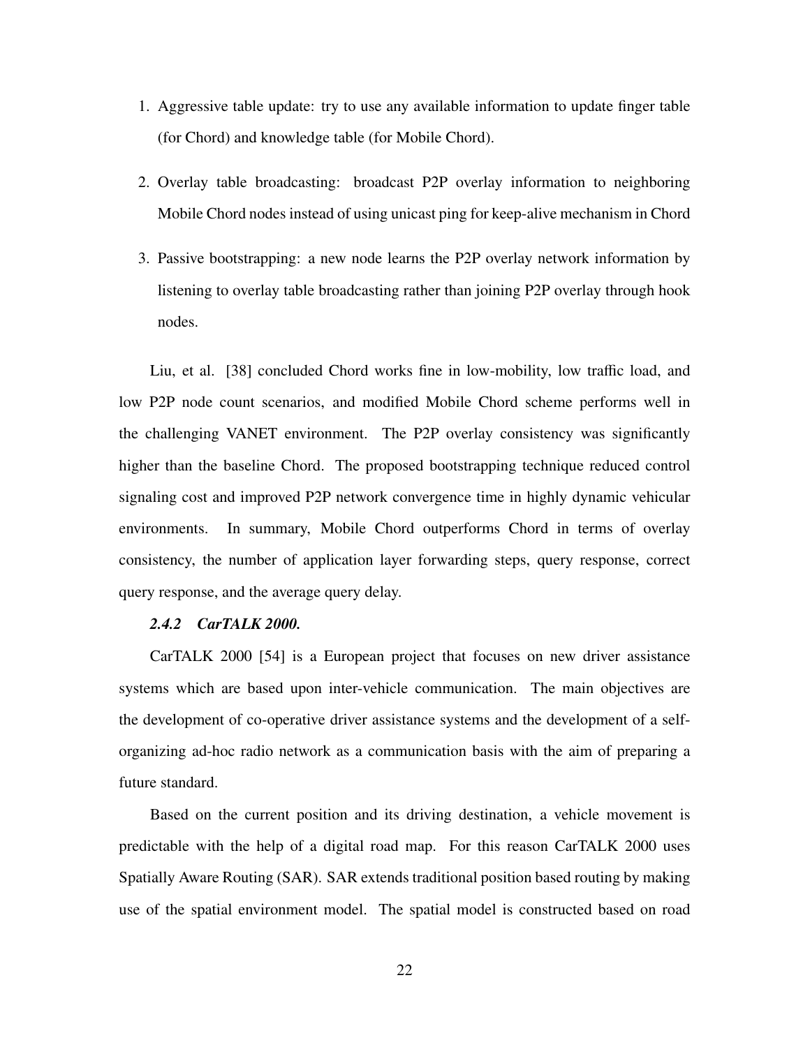1. Aggressive table update: try to use any available information to update finger table (for Chord) and knowledge table (for Mobile Chord).
2. Overlay table broadcasting: broadcast P2P overlay information to neighboring Mobile Chord nodes instead of using unicast ping for keep-alive mechanism in Chord
3. Passive bootstrapping: a new node learns the P2P overlay network information by listening to overlay table broadcasting rather than joining P2P overlay through hook nodes.

Liu, et al. [38] concluded Chord works fine in low-mobility, low traffic load, and low P2P node count scenarios, and modified Mobile Chord scheme performs well in the challenging VANET environment. The P2P overlay consistency was significantly higher than the baseline Chord. The proposed bootstrapping technique reduced control signaling cost and improved P2P network convergence time in highly dynamic vehicular environments. In summary, Mobile Chord outperforms Chord in terms of overlay consistency, the number of application layer forwarding steps, query response, correct query response, and the average query delay.

### *2.4.2 CarTALK 2000.*

CarTALK 2000 [54] is a European project that focuses on new driver assistance systems which are based upon inter-vehicle communication. The main objectives are the development of co-operative driver assistance systems and the development of a self-organizing ad-hoc radio network as a communication basis with the aim of preparing a future standard.

Based on the current position and its driving destination, a vehicle movement is predictable with the help of a digital road map. For this reason CarTALK 2000 uses Spatially Aware Routing (SAR). SAR extends traditional position based routing by making use of the spatial environment model. The spatial model is constructed based on road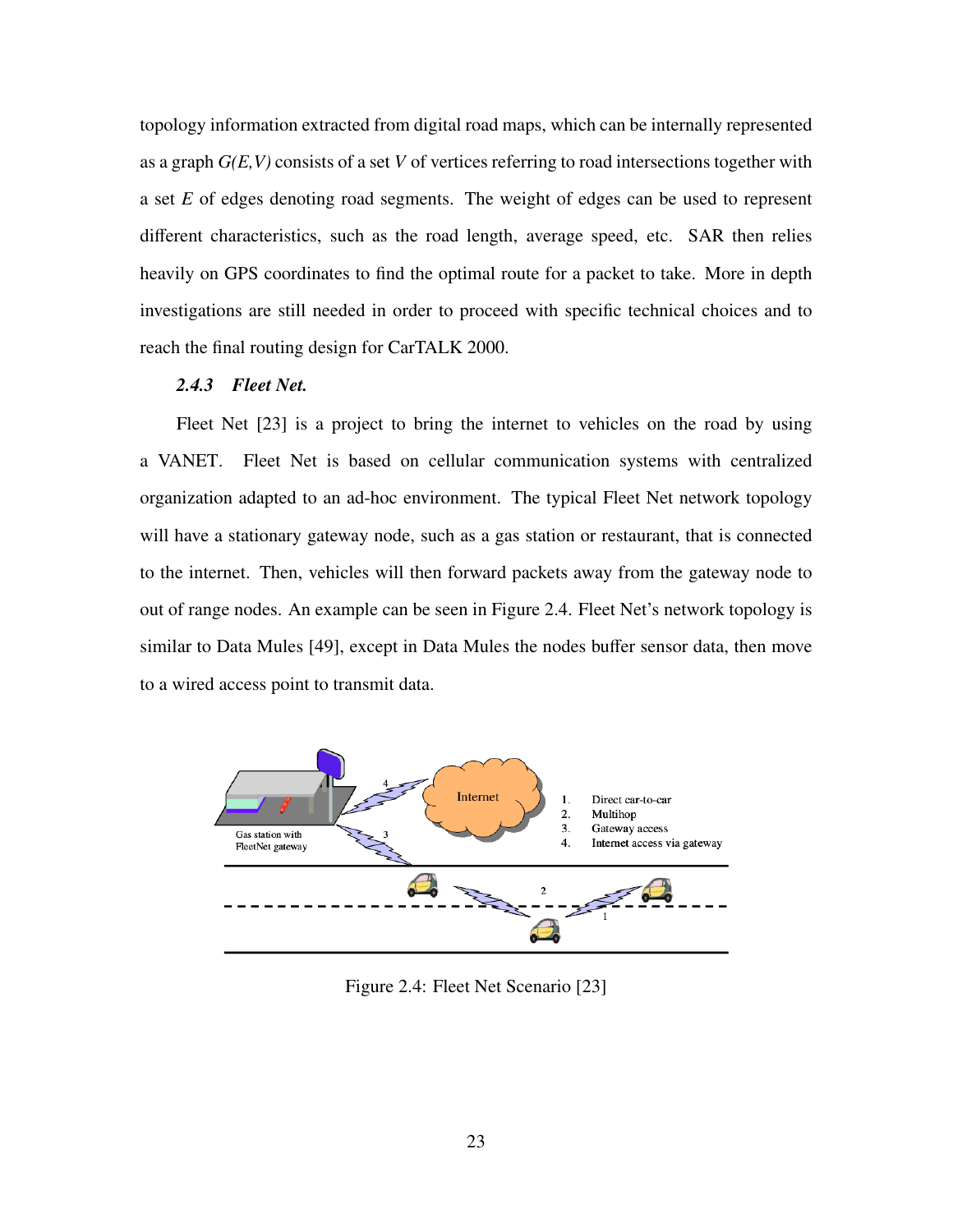topology information extracted from digital road maps, which can be internally represented as a graph *G(E,V)* consists of a set *V* of vertices referring to road intersections together with a set *E* of edges denoting road segments. The weight of edges can be used to represent different characteristics, such as the road length, average speed, etc. SAR then relies heavily on GPS coordinates to find the optimal route for a packet to take. More in depth investigations are still needed in order to proceed with specific technical choices and to reach the final routing design for CarTALK 2000.

### *2.4.3 Fleet Net.*

Fleet Net [23] is a project to bring the internet to vehicles on the road by using a VANET. Fleet Net is based on cellular communication systems with centralized organization adapted to an ad-hoc environment. The typical Fleet Net network topology will have a stationary gateway node, such as a gas station or restaurant, that is connected to the internet. Then, vehicles will then forward packets away from the gateway node to out of range nodes. An example can be seen in Figure 2.4. Fleet Net's network topology is similar to Data Mules [49], except in Data Mules the nodes buffer sensor data, then move to a wired access point to transmit data.

Internet

Gas station with
FleetNet gateway

4

3

2

1

1. Direct car-to-car
2. Multihop
3. Gateway access
4. Internet access via gateway

Figure 2.4: Fleet Net Scenario [23]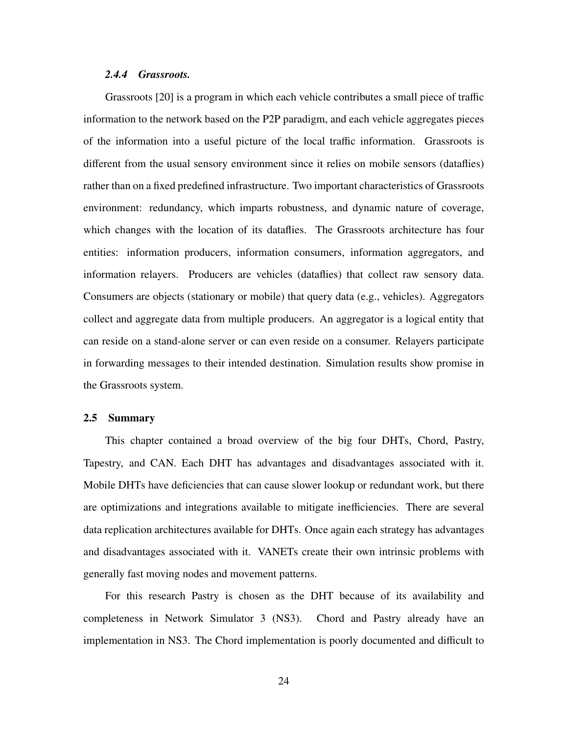#### *2.4.4 Grassroots.*

Grassroots [20] is a program in which each vehicle contributes a small piece of traffic information to the network based on the P2P paradigm, and each vehicle aggregates pieces of the information into a useful picture of the local traffic information. Grassroots is different from the usual sensory environment since it relies on mobile sensors (dataflies) rather than on a fixed predefined infrastructure. Two important characteristics of Grassroots environment: redundancy, which imparts robustness, and dynamic nature of coverage, which changes with the location of its dataflies. The Grassroots architecture has four entities: information producers, information consumers, information aggregators, and information relayers. Producers are vehicles (dataflies) that collect raw sensory data. Consumers are objects (stationary or mobile) that query data (e.g., vehicles). Aggregators collect and aggregate data from multiple producers. An aggregator is a logical entity that can reside on a stand-alone server or can even reside on a consumer. Relayers participate in forwarding messages to their intended destination. Simulation results show promise in the Grassroots system.

### 2.5 Summary

This chapter contained a broad overview of the big four DHTs, Chord, Pastry, Tapestry, and CAN. Each DHT has advantages and disadvantages associated with it. Mobile DHTs have deficiencies that can cause slower lookup or redundant work, but there are optimizations and integrations available to mitigate inefficiencies. There are several data replication architectures available for DHTs. Once again each strategy has advantages and disadvantages associated with it. VANETs create their own intrinsic problems with generally fast moving nodes and movement patterns.

For this research Pastry is chosen as the DHT because of its availability and completeness in Network Simulator 3 (NS3). Chord and Pastry already have an implementation in NS3. The Chord implementation is poorly documented and difficult to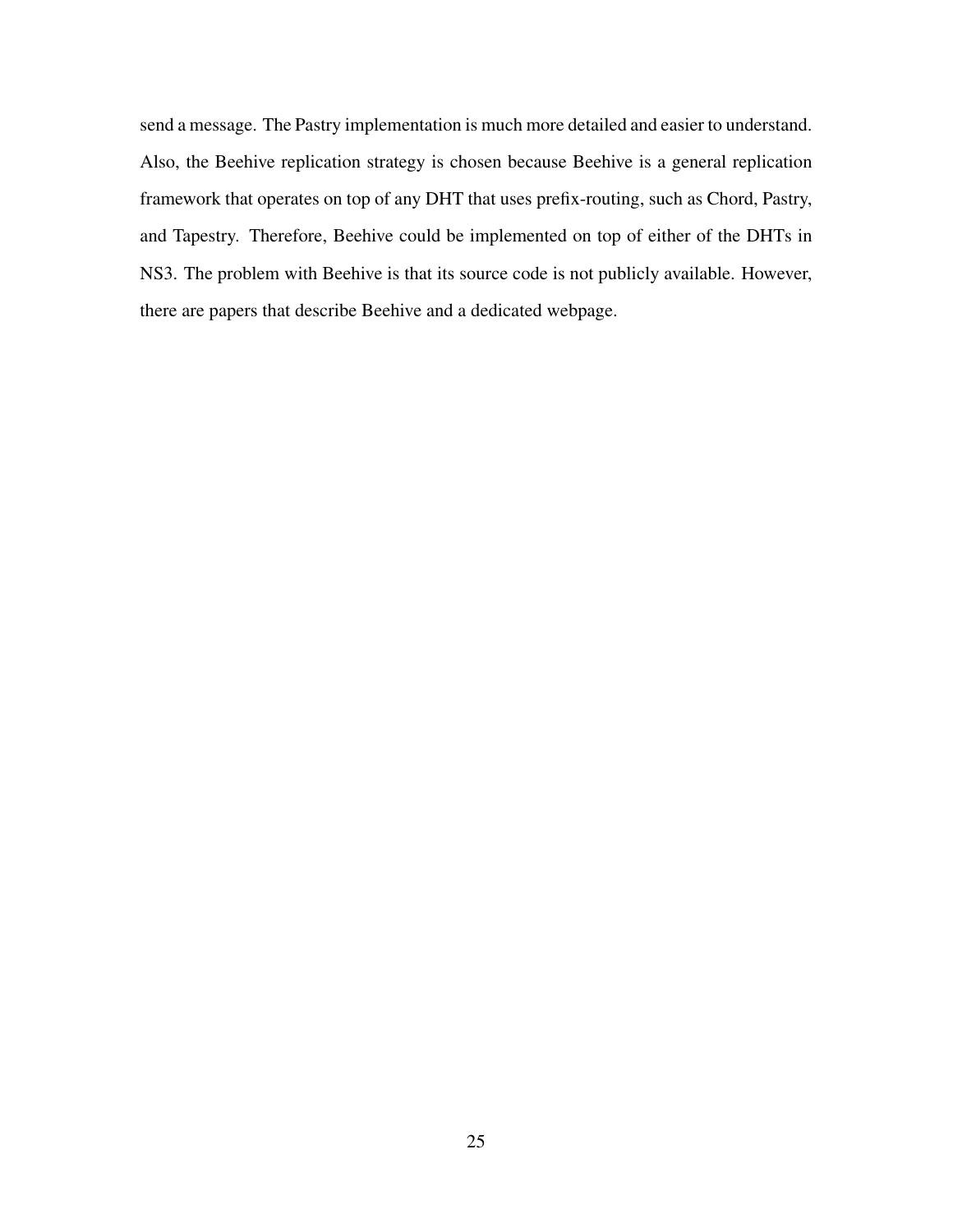send a message. The Pastry implementation is much more detailed and easier to understand. Also, the Beehive replication strategy is chosen because Beehive is a general replication framework that operates on top of any DHT that uses prefix-routing, such as Chord, Pastry, and Tapestry. Therefore, Beehive could be implemented on top of either of the DHTs in NS3. The problem with Beehive is that its source code is not publicly available. However, there are papers that describe Beehive and a dedicated webpage.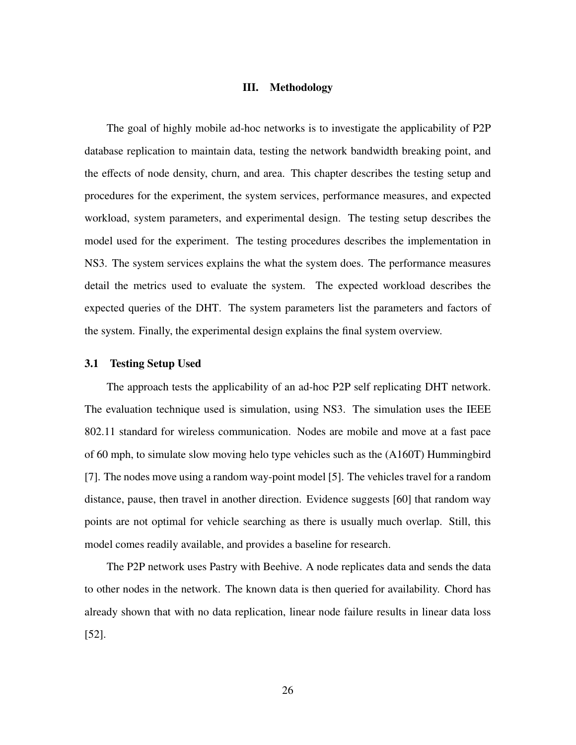# III. Methodology

The goal of highly mobile ad-hoc networks is to investigate the applicability of P2P database replication to maintain data, testing the network bandwidth breaking point, and the effects of node density, churn, and area. This chapter describes the testing setup and procedures for the experiment, the system services, performance measures, and expected workload, system parameters, and experimental design. The testing setup describes the model used for the experiment. The testing procedures describes the implementation in NS3. The system services explains the what the system does. The performance measures detail the metrics used to evaluate the system. The expected workload describes the expected queries of the DHT. The system parameters list the parameters and factors of the system. Finally, the experimental design explains the final system overview.

## 3.1 Testing Setup Used

The approach tests the applicability of an ad-hoc P2P self replicating DHT network. The evaluation technique used is simulation, using NS3. The simulation uses the IEEE 802.11 standard for wireless communication. Nodes are mobile and move at a fast pace of 60 mph, to simulate slow moving helo type vehicles such as the (A160T) Hummingbird [7]. The nodes move using a random way-point model [5]. The vehicles travel for a random distance, pause, then travel in another direction. Evidence suggests [60] that random way points are not optimal for vehicle searching as there is usually much overlap. Still, this model comes readily available, and provides a baseline for research.

The P2P network uses Pastry with Beehive. A node replicates data and sends the data to other nodes in the network. The known data is then queried for availability. Chord has already shown that with no data replication, linear node failure results in linear data loss [52].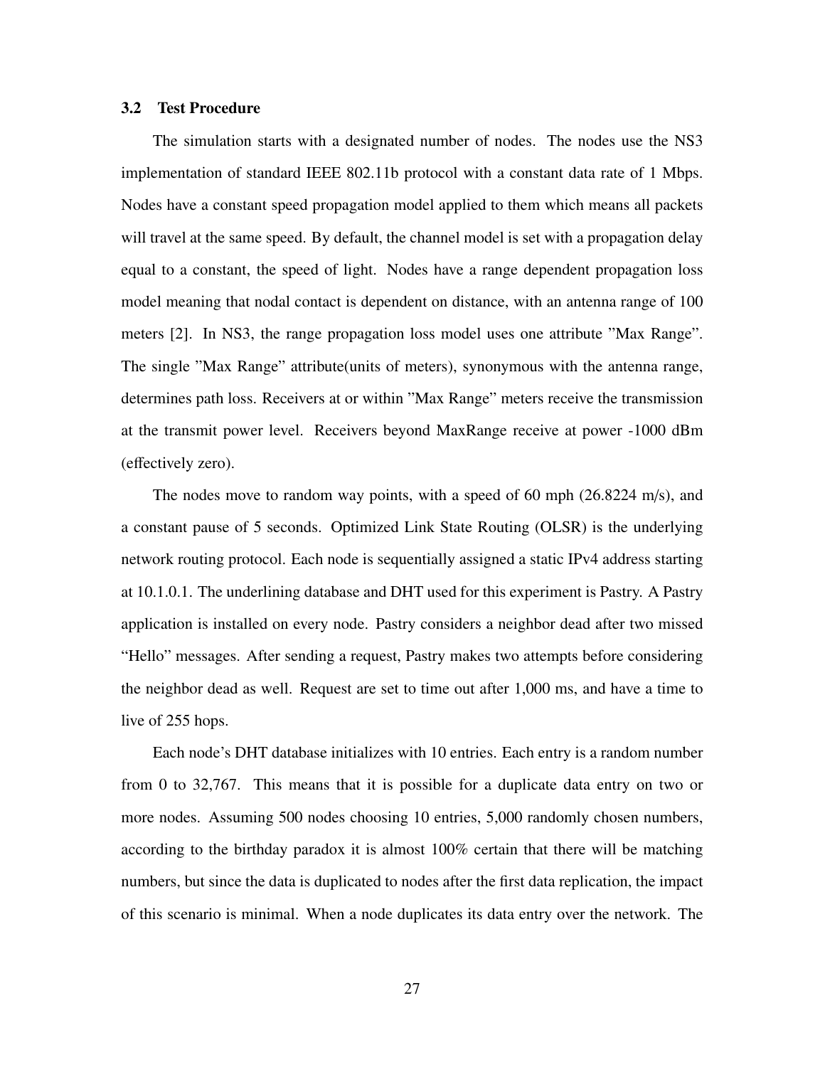### 3.2 Test Procedure

The simulation starts with a designated number of nodes. The nodes use the NS3 implementation of standard IEEE 802.11b protocol with a constant data rate of 1 Mbps. Nodes have a constant speed propagation model applied to them which means all packets will travel at the same speed. By default, the channel model is set with a propagation delay equal to a constant, the speed of light. Nodes have a range dependent propagation loss model meaning that nodal contact is dependent on distance, with an antenna range of 100 meters [2]. In NS3, the range propagation loss model uses one attribute "Max Range". The single "Max Range" attribute(units of meters), synonymous with the antenna range, determines path loss. Receivers at or within "Max Range" meters receive the transmission at the transmit power level. Receivers beyond MaxRange receive at power -1000 dBm (effectively zero).

The nodes move to random way points, with a speed of 60 mph (26.8224 m/s), and a constant pause of 5 seconds. Optimized Link State Routing (OLSR) is the underlying network routing protocol. Each node is sequentially assigned a static IPv4 address starting at 10.1.0.1. The underlining database and DHT used for this experiment is Pastry. A Pastry application is installed on every node. Pastry considers a neighbor dead after two missed "Hello" messages. After sending a request, Pastry makes two attempts before considering the neighbor dead as well. Request are set to time out after 1,000 ms, and have a time to live of 255 hops.

Each node's DHT database initializes with 10 entries. Each entry is a random number from 0 to 32,767. This means that it is possible for a duplicate data entry on two or more nodes. Assuming 500 nodes choosing 10 entries, 5,000 randomly chosen numbers, according to the birthday paradox it is almost 100% certain that there will be matching numbers, but since the data is duplicated to nodes after the first data replication, the impact of this scenario is minimal. When a node duplicates its data entry over the network. The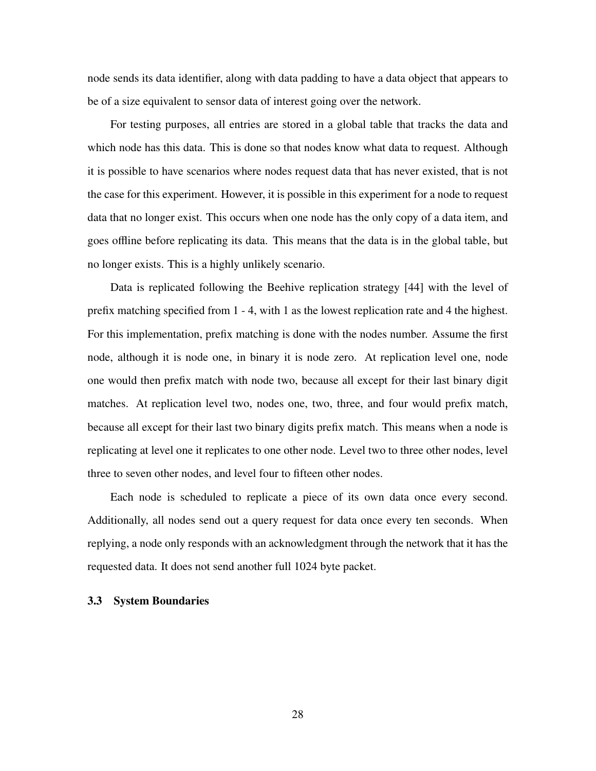node sends its data identifier, along with data padding to have a data object that appears to be of a size equivalent to sensor data of interest going over the network.

For testing purposes, all entries are stored in a global table that tracks the data and which node has this data. This is done so that nodes know what data to request. Although it is possible to have scenarios where nodes request data that has never existed, that is not the case for this experiment. However, it is possible in this experiment for a node to request data that no longer exist. This occurs when one node has the only copy of a data item, and goes offline before replicating its data. This means that the data is in the global table, but no longer exists. This is a highly unlikely scenario.

Data is replicated following the Beehive replication strategy [44] with the level of prefix matching specified from 1 - 4, with 1 as the lowest replication rate and 4 the highest. For this implementation, prefix matching is done with the nodes number. Assume the first node, although it is node one, in binary it is node zero. At replication level one, node one would then prefix match with node two, because all except for their last binary digit matches. At replication level two, nodes one, two, three, and four would prefix match, because all except for their last two binary digits prefix match. This means when a node is replicating at level one it replicates to one other node. Level two to three other nodes, level three to seven other nodes, and level four to fifteen other nodes.

Each node is scheduled to replicate a piece of its own data once every second. Additionally, all nodes send out a query request for data once every ten seconds. When replying, a node only responds with an acknowledgment through the network that it has the requested data. It does not send another full 1024 byte packet.

### 3.3 System Boundaries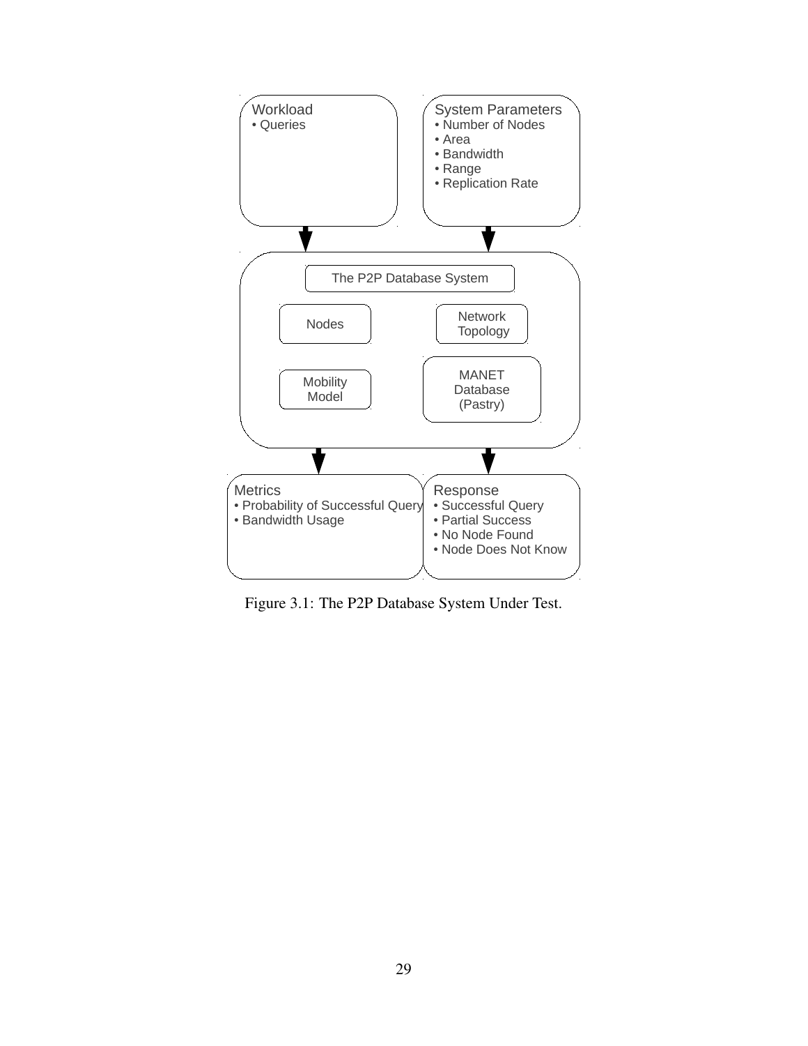Workload
• Queries

System Parameters
• Number of Nodes
• Area
• Bandwidth
• Range
• Replication Rate

The P2P Database System

Nodes

Network Topology

Mobility Model

MANET Database (Pastry)

Metrics
• Probability of Successful Query
• Bandwidth Usage

Response
• Successful Query
• Partial Success
• No Node Found
• Node Does Not Know

Figure 3.1: The P2P Database System Under Test.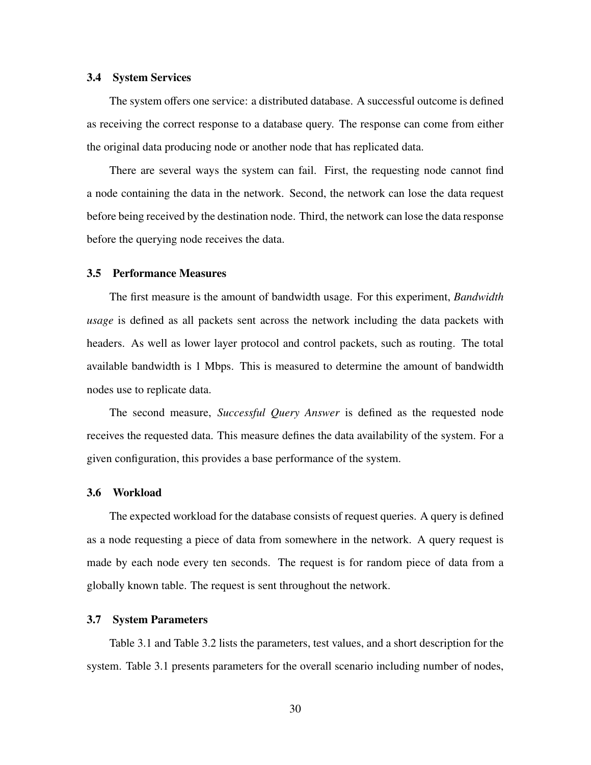### 3.4 System Services

The system offers one service: a distributed database. A successful outcome is defined as receiving the correct response to a database query. The response can come from either the original data producing node or another node that has replicated data.

There are several ways the system can fail. First, the requesting node cannot find a node containing the data in the network. Second, the network can lose the data request before being received by the destination node. Third, the network can lose the data response before the querying node receives the data.

### 3.5 Performance Measures

The first measure is the amount of bandwidth usage. For this experiment, *Bandwidth usage* is defined as all packets sent across the network including the data packets with headers. As well as lower layer protocol and control packets, such as routing. The total available bandwidth is 1 Mbps. This is measured to determine the amount of bandwidth nodes use to replicate data.

The second measure, *Successful Query Answer* is defined as the requested node receives the requested data. This measure defines the data availability of the system. For a given configuration, this provides a base performance of the system.

### 3.6 Workload

The expected workload for the database consists of request queries. A query is defined as a node requesting a piece of data from somewhere in the network. A query request is made by each node every ten seconds. The request is for random piece of data from a globally known table. The request is sent throughout the network.

### 3.7 System Parameters

Table 3.1 and Table 3.2 lists the parameters, test values, and a short description for the system. Table 3.1 presents parameters for the overall scenario including number of nodes,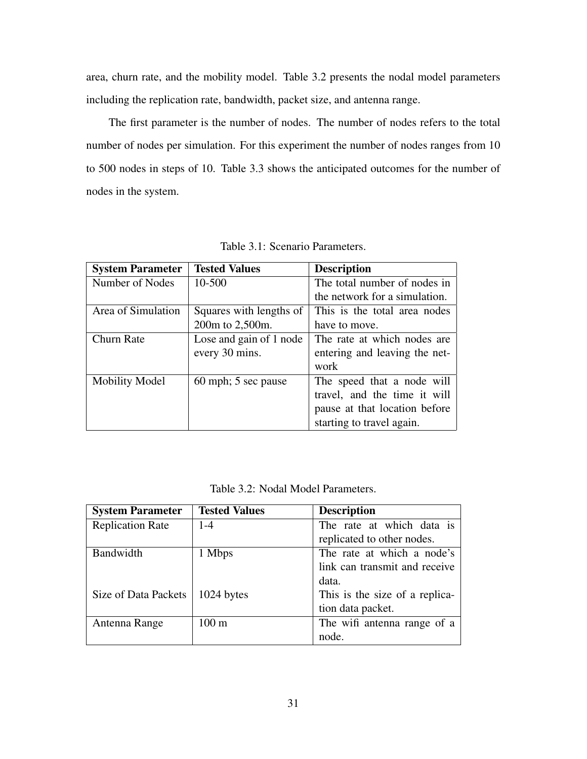area, churn rate, and the mobility model. Table 3.2 presents the nodal model parameters including the replication rate, bandwidth, packet size, and antenna range.

The first parameter is the number of nodes. The number of nodes refers to the total number of nodes per simulation. For this experiment the number of nodes ranges from 10 to 500 nodes in steps of 10. Table 3.3 shows the anticipated outcomes for the number of nodes in the system.

Table 3.1: Scenario Parameters.

| System Parameter | Tested Values | Description |
|---|---|---|
| Number of Nodes | 10-500 | The total number of nodes in the network for a simulation. |
| Area of Simulation | Squares with lengths of 200m to 2,500m. | This is the total area nodes have to move. |
| Churn Rate | Lose and gain of 1 node every 30 mins. | The rate at which nodes are entering and leaving the network |
| Mobility Model | 60 mph; 5 sec pause | The speed that a node will travel, and the time it will pause at that location before starting to travel again. |

Table 3.2: Nodal Model Parameters.

| System Parameter | Tested Values | Description |
|---|---|---|
| Replication Rate | 1-4 | The rate at which data is replicated to other nodes. |
| Bandwidth | 1 Mbps | The rate at which a node's link can transmit and receive data. |
| Size of Data Packets | 1024 bytes | This is the size of a replication data packet. |
| Antenna Range | 100 m | The wifi antenna range of a node. |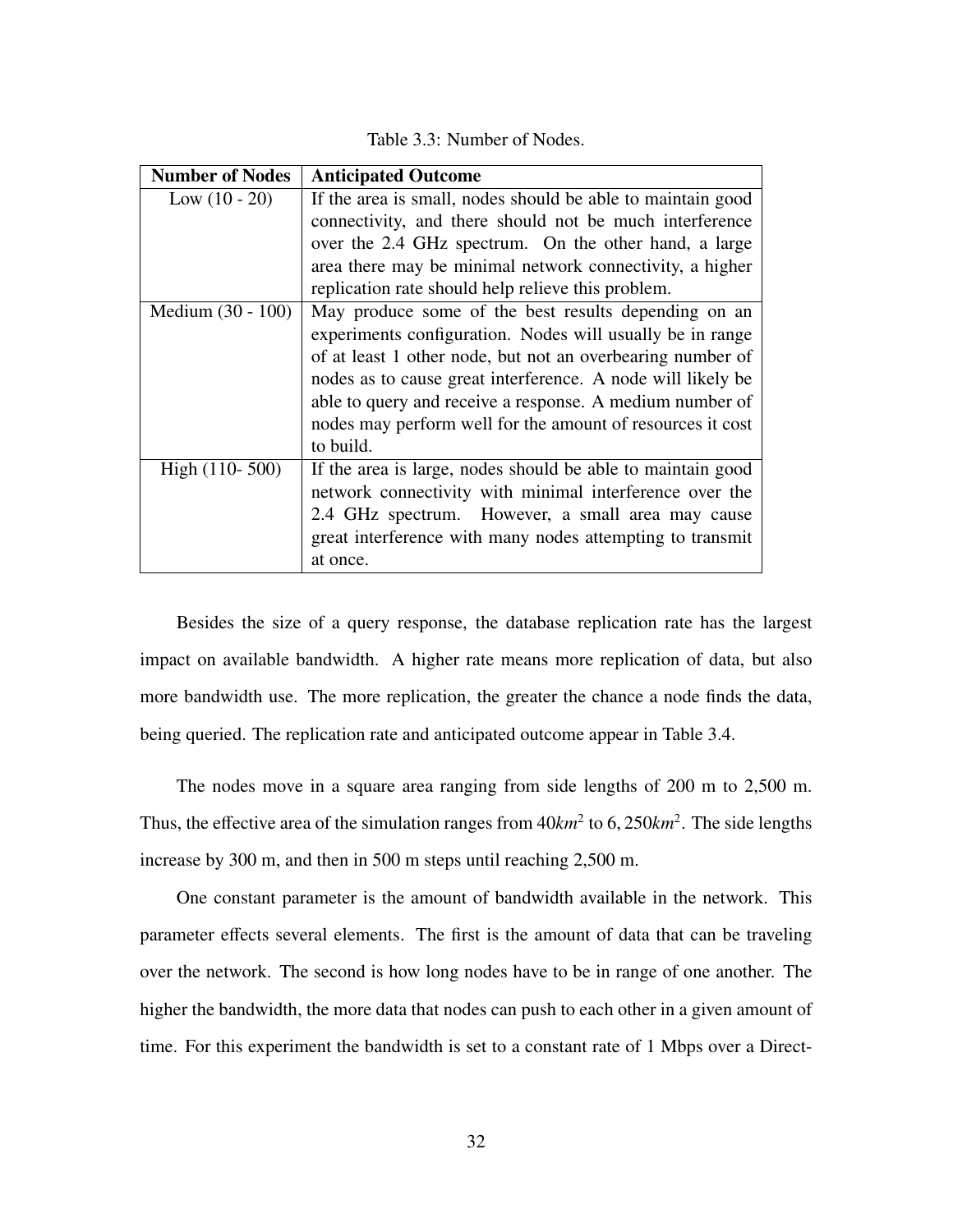Table 3.3: Number of Nodes.

| Number of Nodes | Anticipated Outcome |
|---|---|
| Low (10 - 20) | If the area is small, nodes should be able to maintain good connectivity, and there should not be much interference over the 2.4 GHz spectrum. On the other hand, a large area there may be minimal network connectivity, a higher replication rate should help relieve this problem. |
| Medium (30 - 100) | May produce some of the best results depending on an experiments configuration. Nodes will usually be in range of at least 1 other node, but not an overbearing number of nodes as to cause great interference. A node will likely be able to query and receive a response. A medium number of nodes may perform well for the amount of resources it cost to build. |
| High (110- 500) | If the area is large, nodes should be able to maintain good network connectivity with minimal interference over the 2.4 GHz spectrum. However, a small area may cause great interference with many nodes attempting to transmit at once. |

Besides the size of a query response, the database replication rate has the largest impact on available bandwidth. A higher rate means more replication of data, but also more bandwidth use. The more replication, the greater the chance a node finds the data, being queried. The replication rate and anticipated outcome appear in Table 3.4.

The nodes move in a square area ranging from side lengths of 200 m to 2,500 m. Thus, the effective area of the simulation ranges from $40km^2$ to $6,250km^2$. The side lengths increase by 300 m, and then in 500 m steps until reaching 2,500 m.

One constant parameter is the amount of bandwidth available in the network. This parameter effects several elements. The first is the amount of data that can be traveling over the network. The second is how long nodes have to be in range of one another. The higher the bandwidth, the more data that nodes can push to each other in a given amount of time. For this experiment the bandwidth is set to a constant rate of 1 Mbps over a Direct-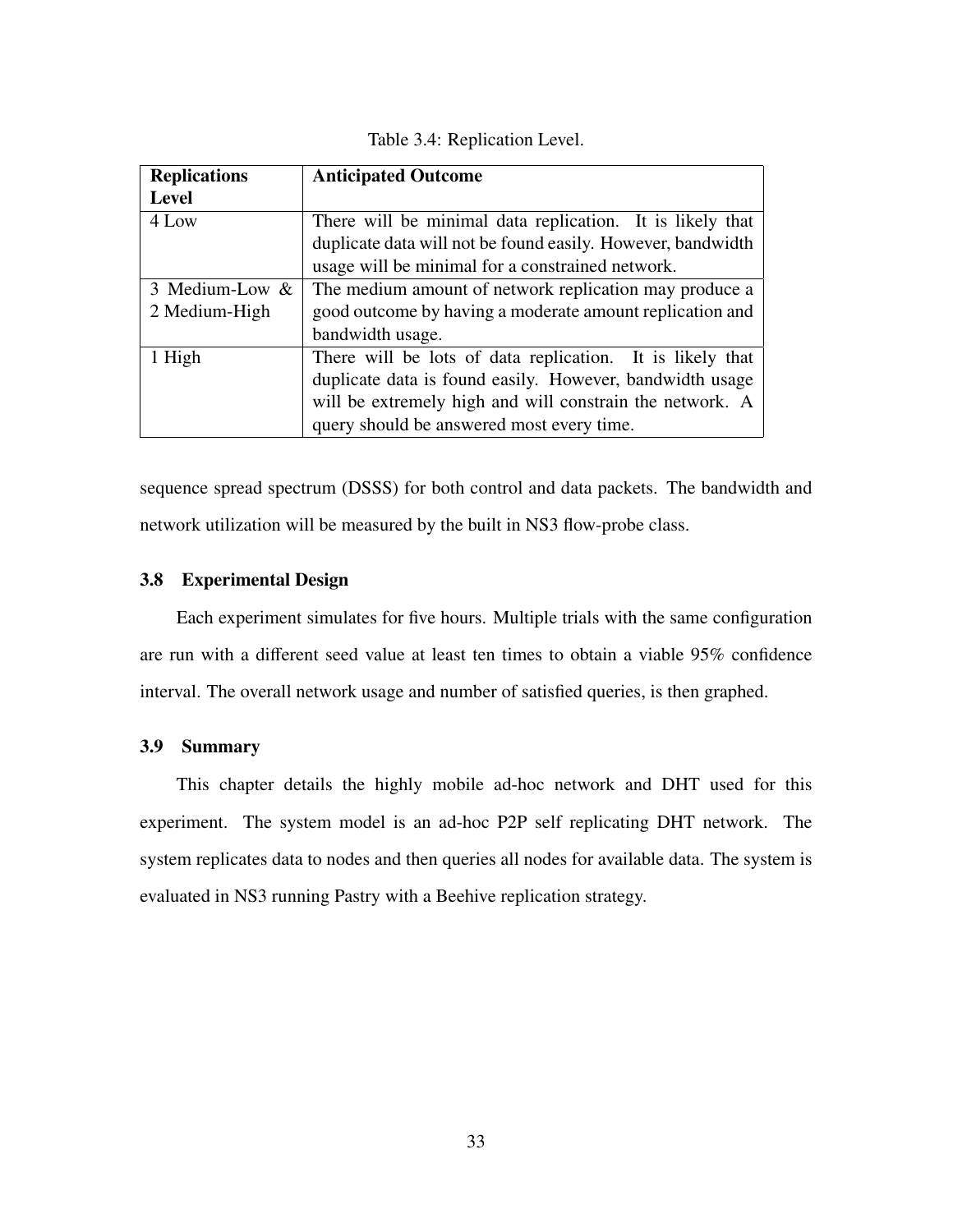Table 3.4: Replication Level.

| Replications Level | Anticipated Outcome |
|---|---|
| 4 Low | There will be minimal data replication. It is likely that duplicate data will not be found easily. However, bandwidth usage will be minimal for a constrained network. |
| 3 Medium-Low & 2 Medium-High | The medium amount of network replication may produce a good outcome by having a moderate amount replication and bandwidth usage. |
| 1 High | There will be lots of data replication. It is likely that duplicate data is found easily. However, bandwidth usage will be extremely high and will constrain the network. A query should be answered most every time. |

sequence spread spectrum (DSSS) for both control and data packets. The bandwidth and network utilization will be measured by the built in NS3 flow-probe class.

### 3.8 Experimental Design

Each experiment simulates for five hours. Multiple trials with the same configuration are run with a different seed value at least ten times to obtain a viable 95% confidence interval. The overall network usage and number of satisfied queries, is then graphed.

### 3.9 Summary

This chapter details the highly mobile ad-hoc network and DHT used for this experiment. The system model is an ad-hoc P2P self replicating DHT network. The system replicates data to nodes and then queries all nodes for available data. The system is evaluated in NS3 running Pastry with a Beehive replication strategy.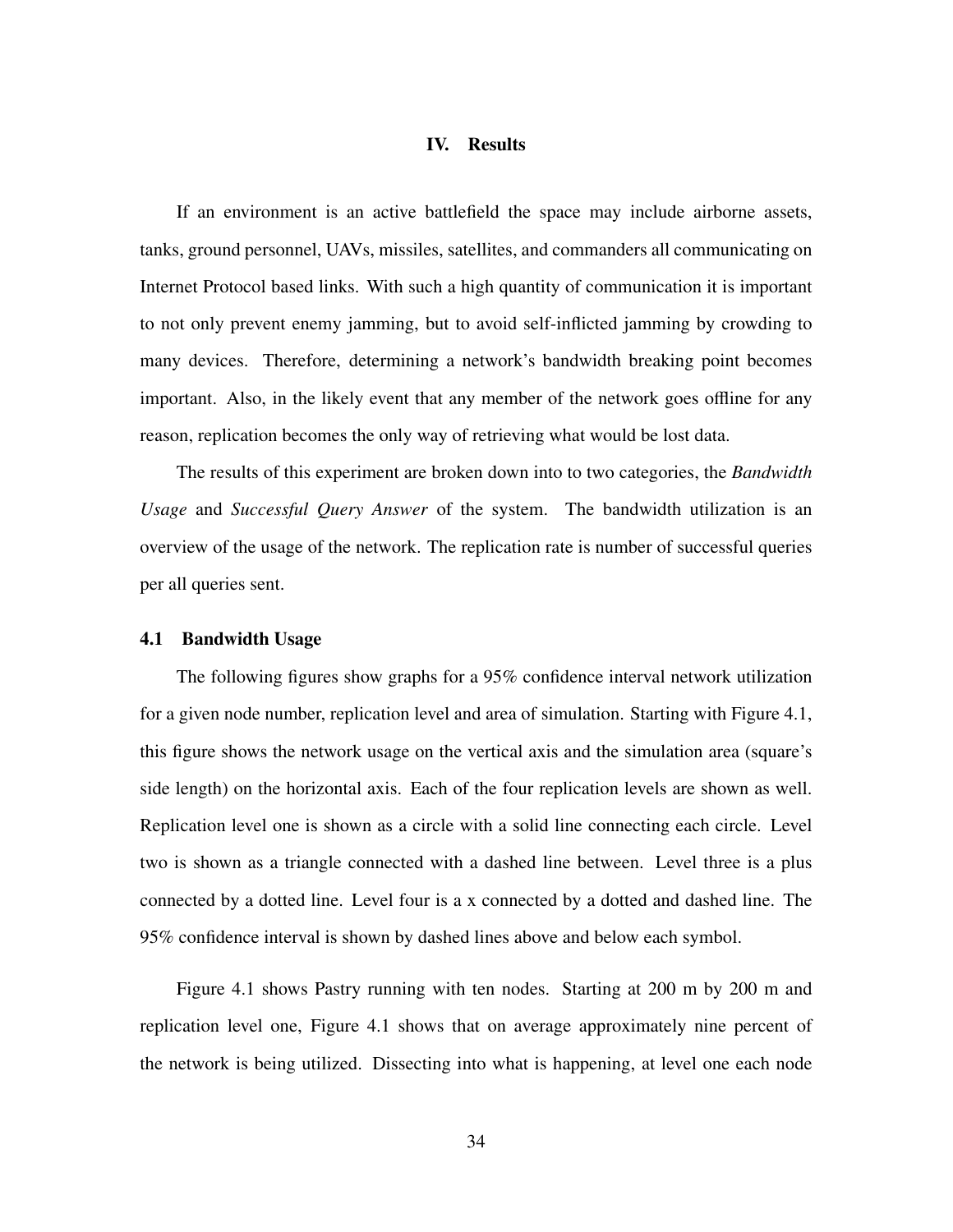# IV. Results

If an environment is an active battlefield the space may include airborne assets, tanks, ground personnel, UAVs, missiles, satellites, and commanders all communicating on Internet Protocol based links. With such a high quantity of communication it is important to not only prevent enemy jamming, but to avoid self-inflicted jamming by crowding to many devices. Therefore, determining a network's bandwidth breaking point becomes important. Also, in the likely event that any member of the network goes offline for any reason, replication becomes the only way of retrieving what would be lost data.

The results of this experiment are broken down into to two categories, the *Bandwidth Usage* and *Successful Query Answer* of the system. The bandwidth utilization is an overview of the usage of the network. The replication rate is number of successful queries per all queries sent.

## 4.1 Bandwidth Usage

The following figures show graphs for a 95% confidence interval network utilization for a given node number, replication level and area of simulation. Starting with Figure 4.1, this figure shows the network usage on the vertical axis and the simulation area (square's side length) on the horizontal axis. Each of the four replication levels are shown as well. Replication level one is shown as a circle with a solid line connecting each circle. Level two is shown as a triangle connected with a dashed line between. Level three is a plus connected by a dotted line. Level four is a x connected by a dotted and dashed line. The 95% confidence interval is shown by dashed lines above and below each symbol.

Figure 4.1 shows Pastry running with ten nodes. Starting at 200 m by 200 m and replication level one, Figure 4.1 shows that on average approximately nine percent of the network is being utilized. Dissecting into what is happening, at level one each node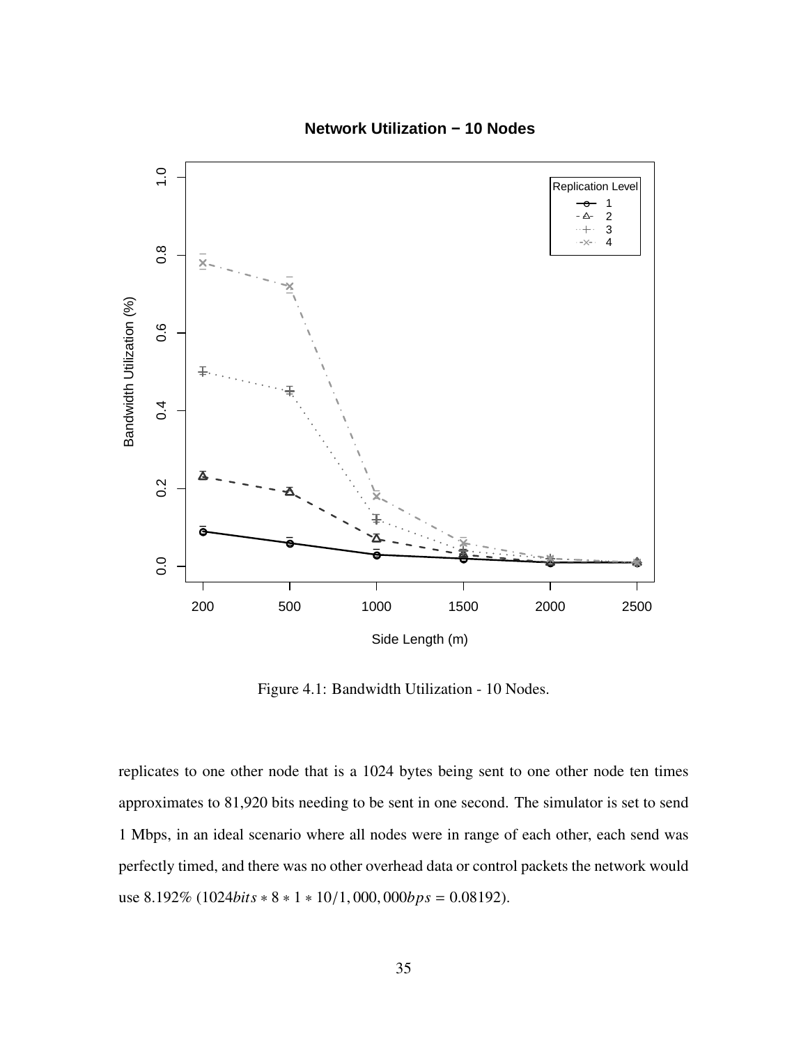Network Utilization − 10 Nodes

Bandwidth Utilization (%)

0.0
0.2
0.4
0.6
0.8
1.0

Side Length (m)

200
500
1000
1500
2000
2500

Replication Level
1
2
3
4

Figure 4.1: Bandwidth Utilization - 10 Nodes.

replicates to one other node that is a 1024 bytes being sent to one other node ten times approximates to 81,920 bits needing to be sent in one second. The simulator is set to send 1 Mbps, in an ideal scenario where all nodes were in range of each other, each send was perfectly timed, and there was no other overhead data or control packets the network would use 8.192% ($1024 bits * 8 * 1 * 10/1,000,000 bps = 0.08192$).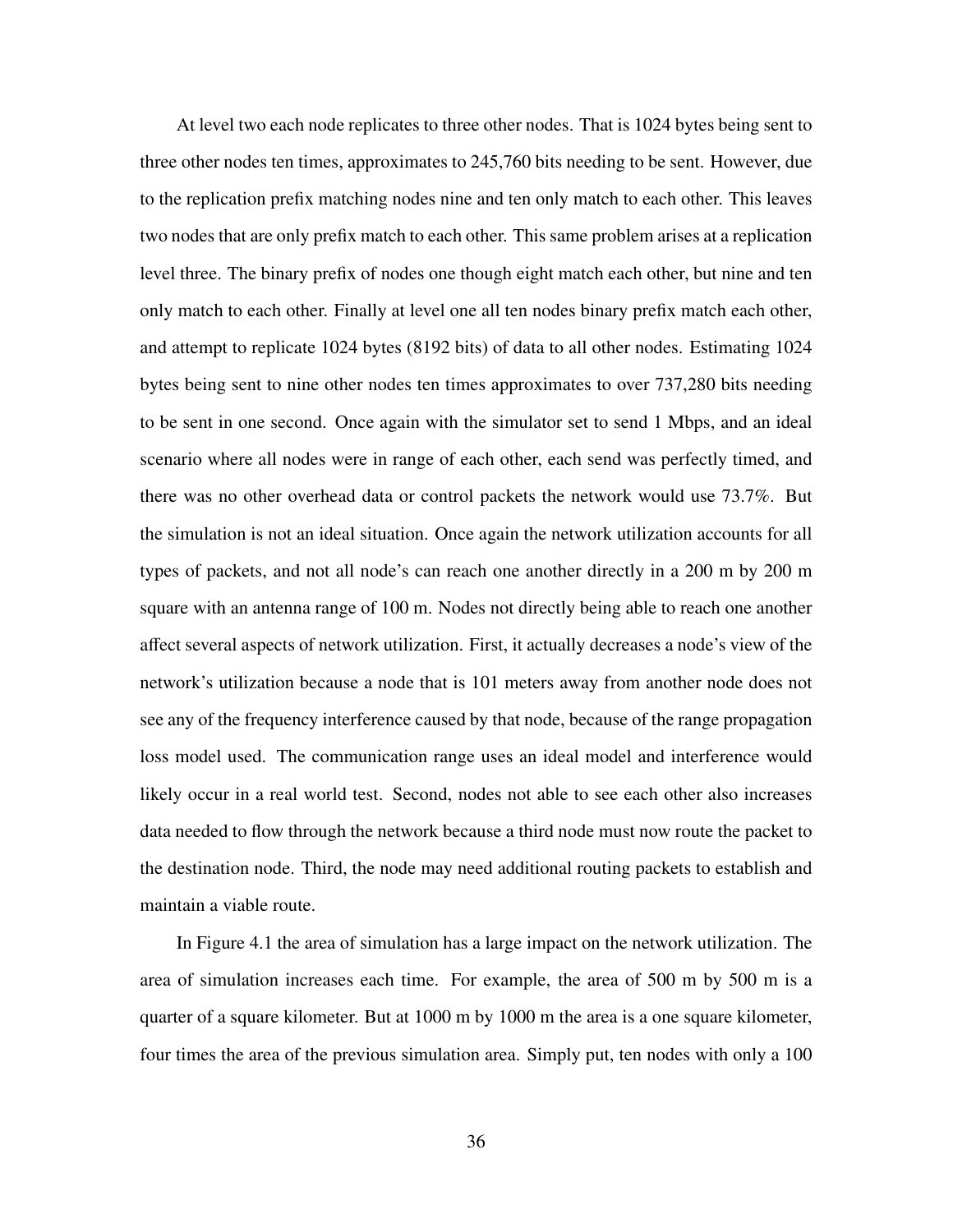At level two each node replicates to three other nodes. That is 1024 bytes being sent to three other nodes ten times, approximates to 245,760 bits needing to be sent. However, due to the replication prefix matching nodes nine and ten only match to each other. This leaves two nodes that are only prefix match to each other. This same problem arises at a replication level three. The binary prefix of nodes one though eight match each other, but nine and ten only match to each other. Finally at level one all ten nodes binary prefix match each other, and attempt to replicate 1024 bytes (8192 bits) of data to all other nodes. Estimating 1024 bytes being sent to nine other nodes ten times approximates to over 737,280 bits needing to be sent in one second. Once again with the simulator set to send 1 Mbps, and an ideal scenario where all nodes were in range of each other, each send was perfectly timed, and there was no other overhead data or control packets the network would use 73.7%. But the simulation is not an ideal situation. Once again the network utilization accounts for all types of packets, and not all node's can reach one another directly in a 200 m by 200 m square with an antenna range of 100 m. Nodes not directly being able to reach one another affect several aspects of network utilization. First, it actually decreases a node's view of the network's utilization because a node that is 101 meters away from another node does not see any of the frequency interference caused by that node, because of the range propagation loss model used. The communication range uses an ideal model and interference would likely occur in a real world test. Second, nodes not able to see each other also increases data needed to flow through the network because a third node must now route the packet to the destination node. Third, the node may need additional routing packets to establish and maintain a viable route.

In Figure 4.1 the area of simulation has a large impact on the network utilization. The area of simulation increases each time. For example, the area of 500 m by 500 m is a quarter of a square kilometer. But at 1000 m by 1000 m the area is a one square kilometer, four times the area of the previous simulation area. Simply put, ten nodes with only a 100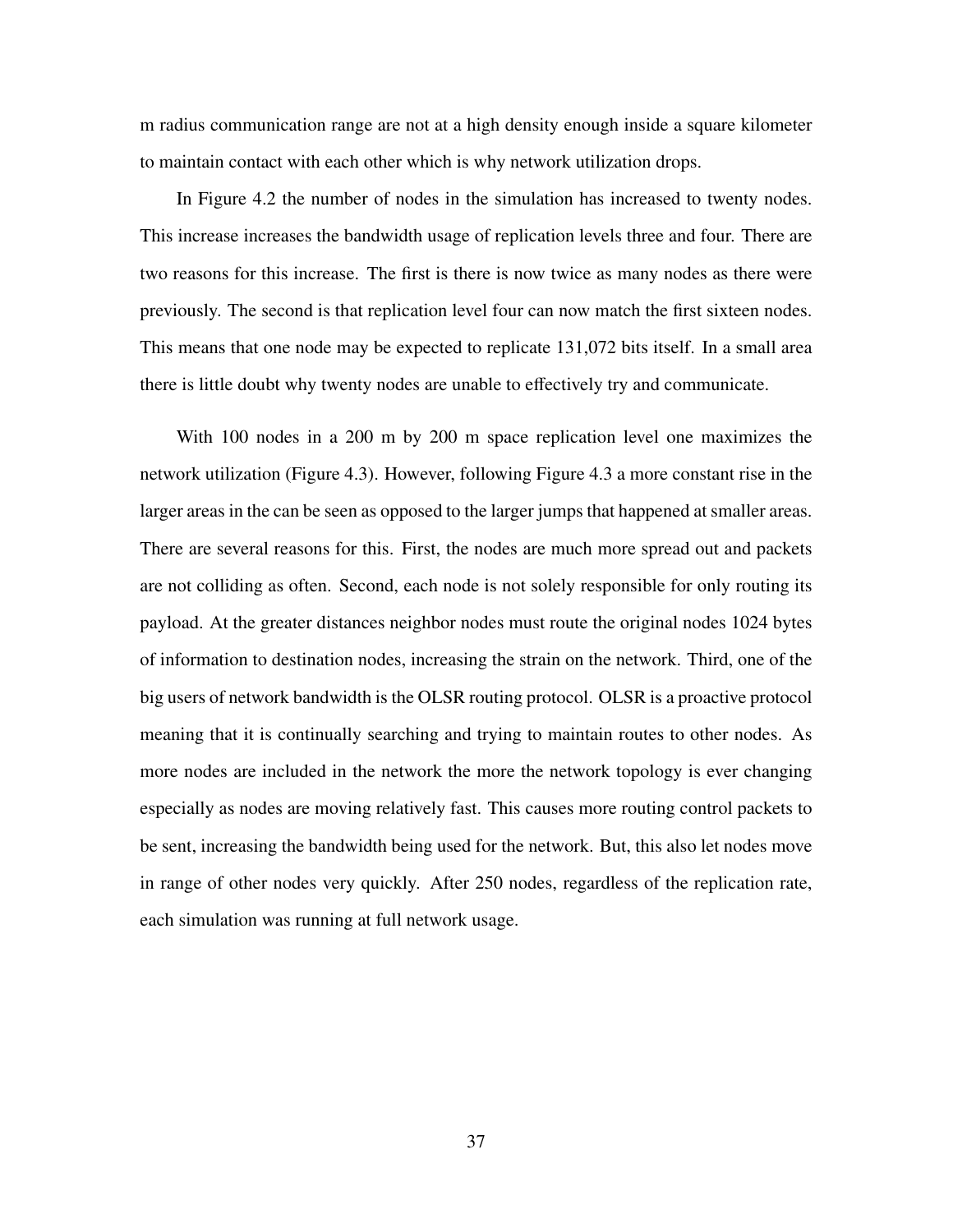m radius communication range are not at a high density enough inside a square kilometer to maintain contact with each other which is why network utilization drops.

In Figure 4.2 the number of nodes in the simulation has increased to twenty nodes. This increase increases the bandwidth usage of replication levels three and four. There are two reasons for this increase. The first is there is now twice as many nodes as there were previously. The second is that replication level four can now match the first sixteen nodes. This means that one node may be expected to replicate 131,072 bits itself. In a small area there is little doubt why twenty nodes are unable to effectively try and communicate.

With 100 nodes in a 200 m by 200 m space replication level one maximizes the network utilization (Figure 4.3). However, following Figure 4.3 a more constant rise in the larger areas in the can be seen as opposed to the larger jumps that happened at smaller areas. There are several reasons for this. First, the nodes are much more spread out and packets are not colliding as often. Second, each node is not solely responsible for only routing its payload. At the greater distances neighbor nodes must route the original nodes 1024 bytes of information to destination nodes, increasing the strain on the network. Third, one of the big users of network bandwidth is the OLSR routing protocol. OLSR is a proactive protocol meaning that it is continually searching and trying to maintain routes to other nodes. As more nodes are included in the network the more the network topology is ever changing especially as nodes are moving relatively fast. This causes more routing control packets to be sent, increasing the bandwidth being used for the network. But, this also let nodes move in range of other nodes very quickly. After 250 nodes, regardless of the replication rate, each simulation was running at full network usage.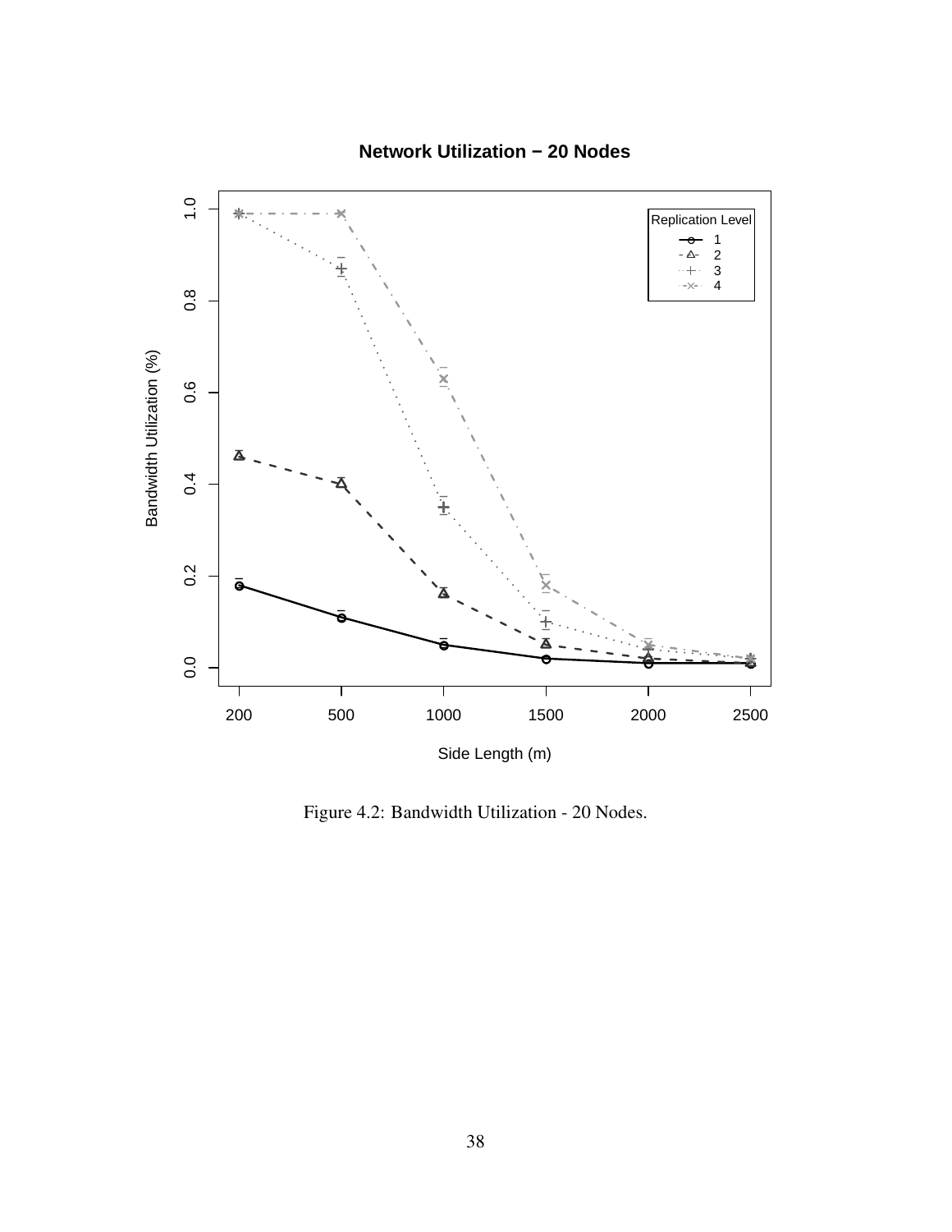Network Utilization − 20 Nodes

Bandwidth Utilization (%)

0.0
0.2
0.4
0.6
0.8
1.0

Side Length (m)

200
500
1000
1500
2000
2500

Replication Level
1
2
3
4

Figure 4.2: Bandwidth Utilization - 20 Nodes.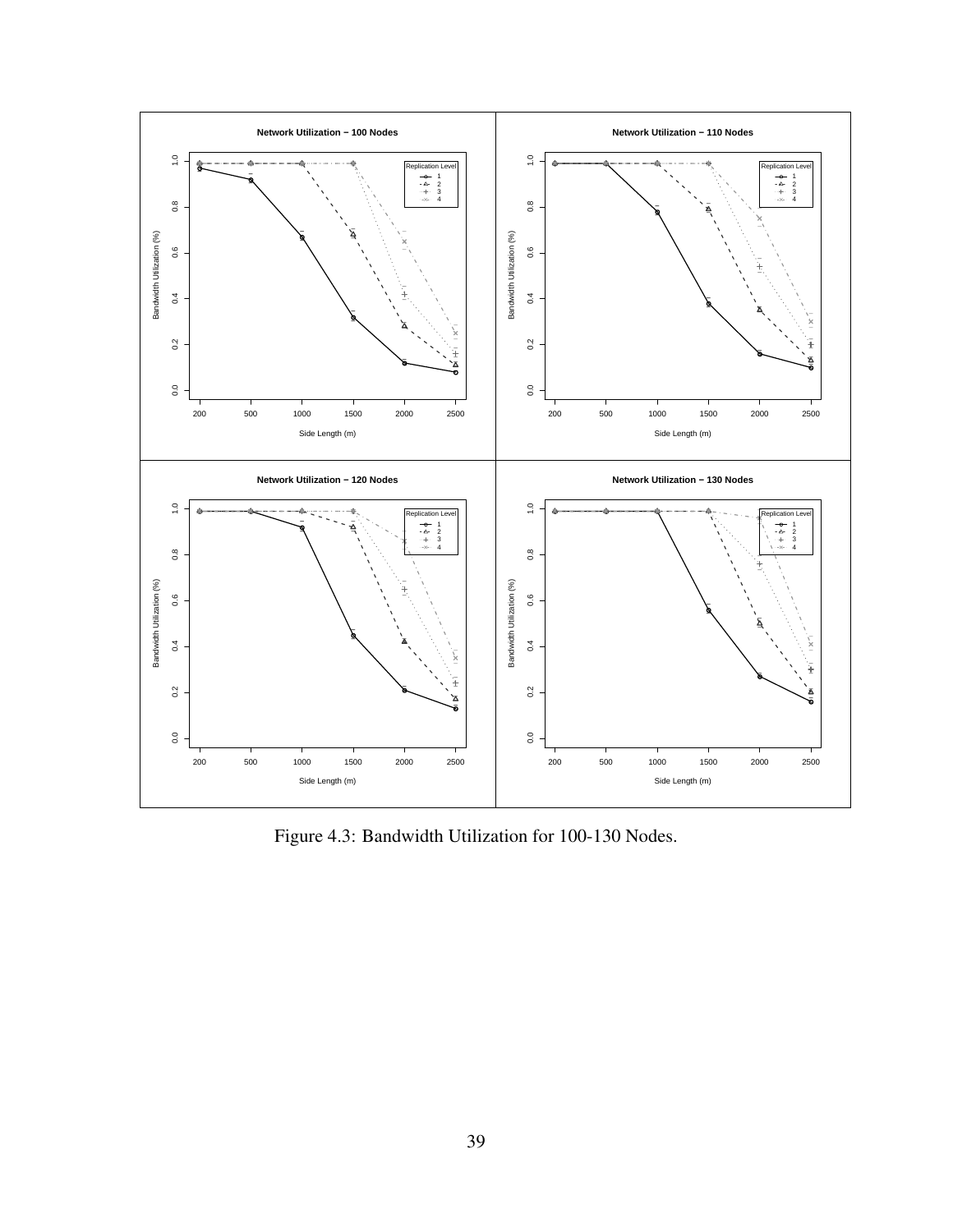Network Utilization − 100 Nodes

Bandwidth Utilization (%)

0.0 0.2 0.4 0.6 0.8 1.0

200 500 1000 1500 2000 2500

Side Length (m)

Replication Level
1
2
3
4

Network Utilization − 110 Nodes

Bandwidth Utilization (%)

0.0 0.2 0.4 0.6 0.8 1.0

200 500 1000 1500 2000 2500

Side Length (m)

Replication Level
1
2
3
4

Network Utilization − 120 Nodes

Bandwidth Utilization (%)

0.0 0.2 0.4 0.6 0.8 1.0

200 500 1000 1500 2000 2500

Side Length (m)

Replication Level
1
2
3
4

Network Utilization − 130 Nodes

Bandwidth Utilization (%)

0.0 0.2 0.4 0.6 0.8 1.0

200 500 1000 1500 2000 2500

Side Length (m)

Replication Level
1
2
3
4

Figure 4.3: Bandwidth Utilization for 100-130 Nodes.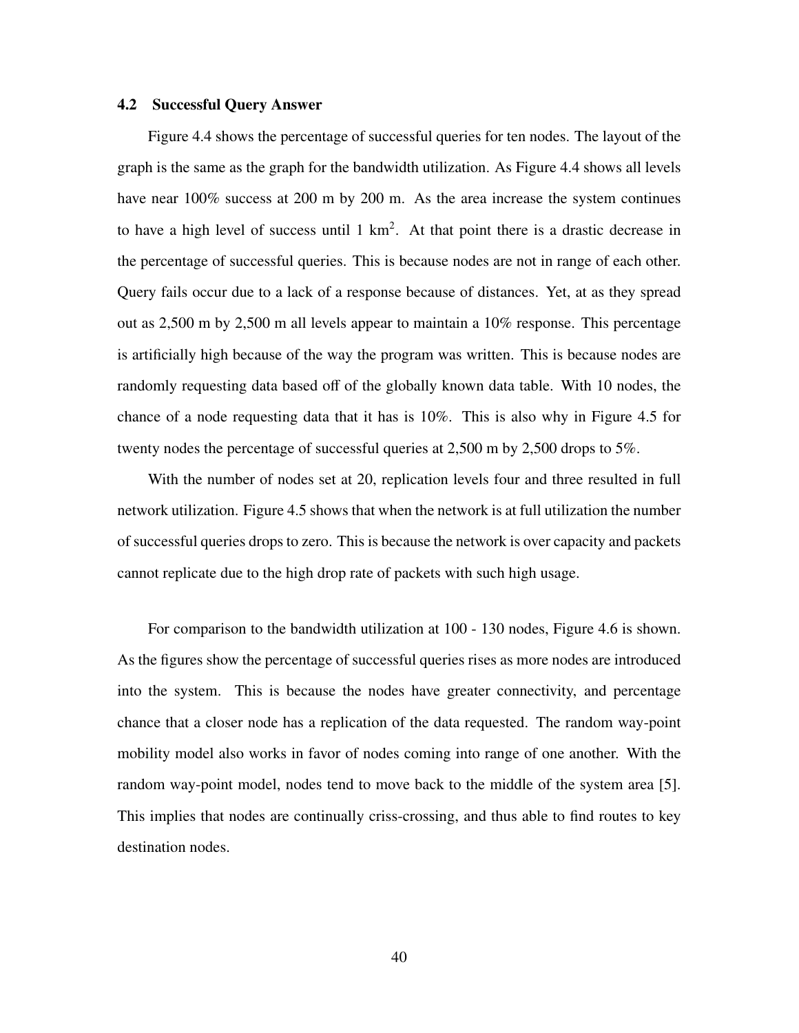### 4.2 Successful Query Answer

Figure 4.4 shows the percentage of successful queries for ten nodes. The layout of the graph is the same as the graph for the bandwidth utilization. As Figure 4.4 shows all levels have near 100% success at 200 m by 200 m. As the area increase the system continues to have a high level of success until 1 km$^2$. At that point there is a drastic decrease in the percentage of successful queries. This is because nodes are not in range of each other. Query fails occur due to a lack of a response because of distances. Yet, at as they spread out as 2,500 m by 2,500 m all levels appear to maintain a 10% response. This percentage is artificially high because of the way the program was written. This is because nodes are randomly requesting data based off of the globally known data table. With 10 nodes, the chance of a node requesting data that it has is 10%. This is also why in Figure 4.5 for twenty nodes the percentage of successful queries at 2,500 m by 2,500 drops to 5%.

With the number of nodes set at 20, replication levels four and three resulted in full network utilization. Figure 4.5 shows that when the network is at full utilization the number of successful queries drops to zero. This is because the network is over capacity and packets cannot replicate due to the high drop rate of packets with such high usage.

For comparison to the bandwidth utilization at 100 - 130 nodes, Figure 4.6 is shown. As the figures show the percentage of successful queries rises as more nodes are introduced into the system. This is because the nodes have greater connectivity, and percentage chance that a closer node has a replication of the data requested. The random way-point mobility model also works in favor of nodes coming into range of one another. With the random way-point model, nodes tend to move back to the middle of the system area [5]. This implies that nodes are continually criss-crossing, and thus able to find routes to key destination nodes.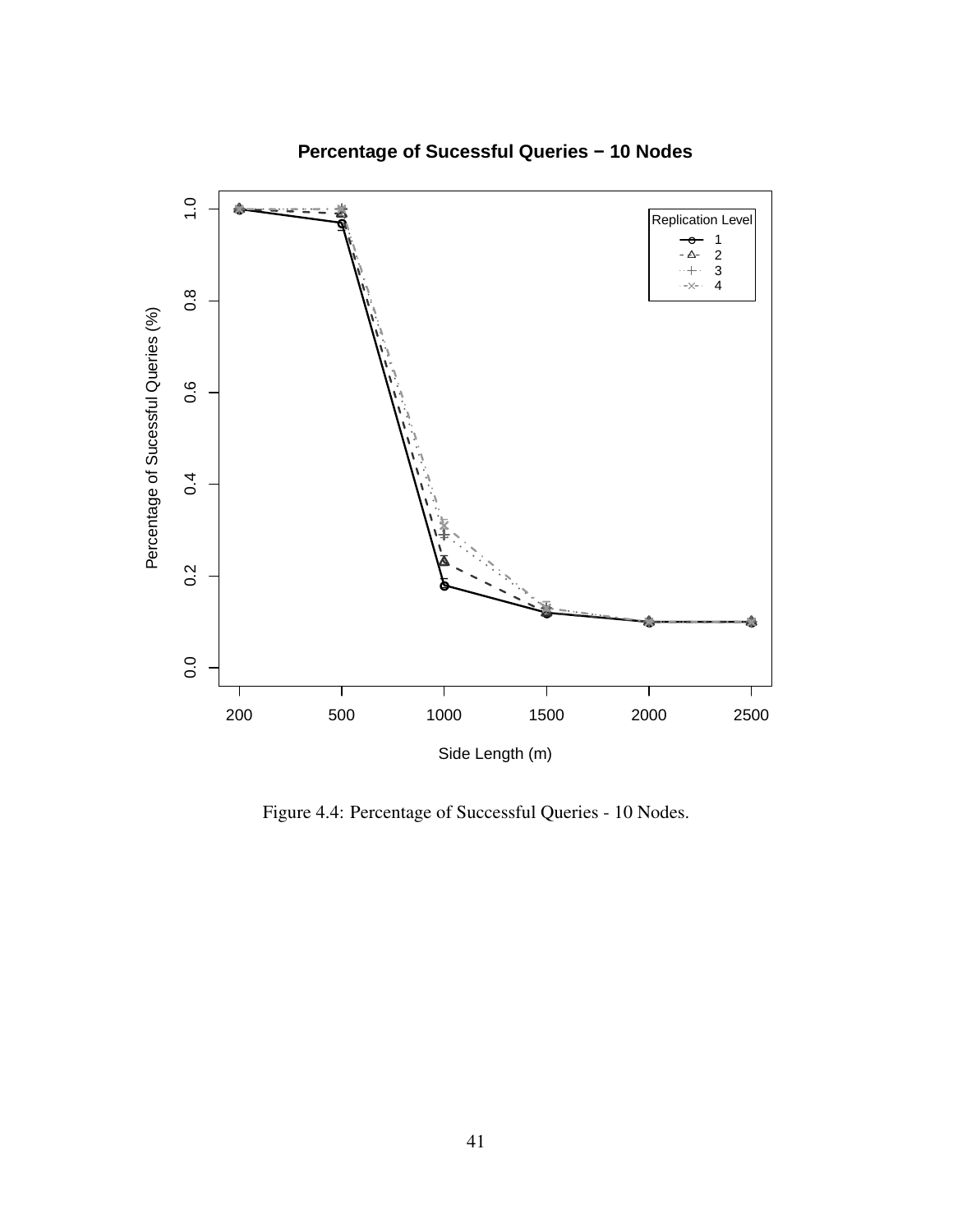Percentage of Sucessful Queries − 10 Nodes

Percentage of Sucessful Queries (%)

1.0
0.8
0.6
0.4
0.2
0.0

Replication Level
1
2
3
4

200
500
1000
1500
2000
2500

Side Length (m)

Figure 4.4: Percentage of Successful Queries - 10 Nodes.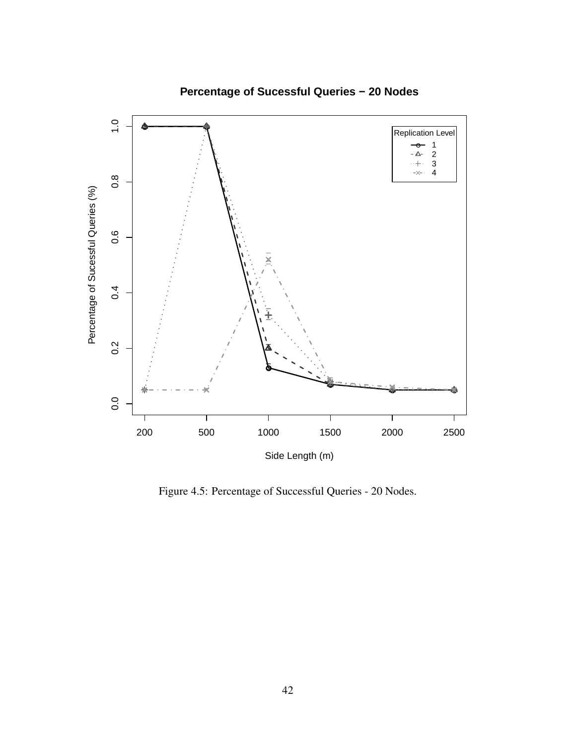Percentage of Sucessful Queries − 20 Nodes

Percentage of Sucessful Queries (%)

1.0
0.8
0.6
0.4
0.2
0.0

200
500
1000
1500
2000
2500

Side Length (m)

Replication Level
1
2
3
4

Figure 4.5: Percentage of Successful Queries - 20 Nodes.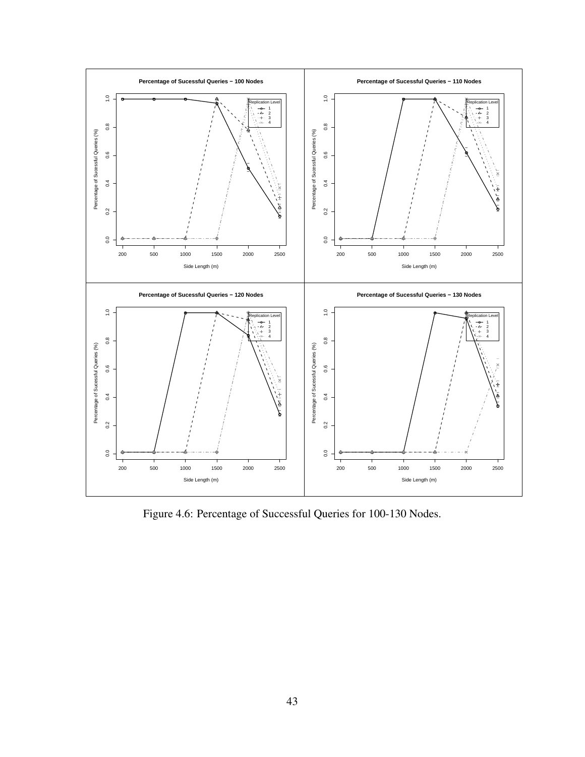Percentage of Sucessful Queries − 100 Nodes

Percentage of Sucessful Queries (%)

0.0
0.2
0.4
0.6
0.8
1.0

200 500 1000 1500 2000 2500

Side Length (m)

Replication Level
1
2
3
4

Percentage of Sucessful Queries − 110 Nodes

Percentage of Sucessful Queries (%)

0.0
0.2
0.4
0.6
0.8
1.0

200 500 1000 1500 2000 2500

Side Length (m)

Replication Level
1
2
3
4

Percentage of Sucessful Queries − 120 Nodes

Percentage of Sucessful Queries (%)

0.0
0.2
0.4
0.6
0.8
1.0

200 500 1000 1500 2000 2500

Side Length (m)

Replication Level
1
2
3
4

Percentage of Sucessful Queries − 130 Nodes

Percentage of Sucessful Queries (%)

0.0
0.2
0.4
0.6
0.8
1.0

200 500 1000 1500 2000 2500

Side Length (m)

Replication Level
1
2
3
4

Figure 4.6: Percentage of Successful Queries for 100-130 Nodes.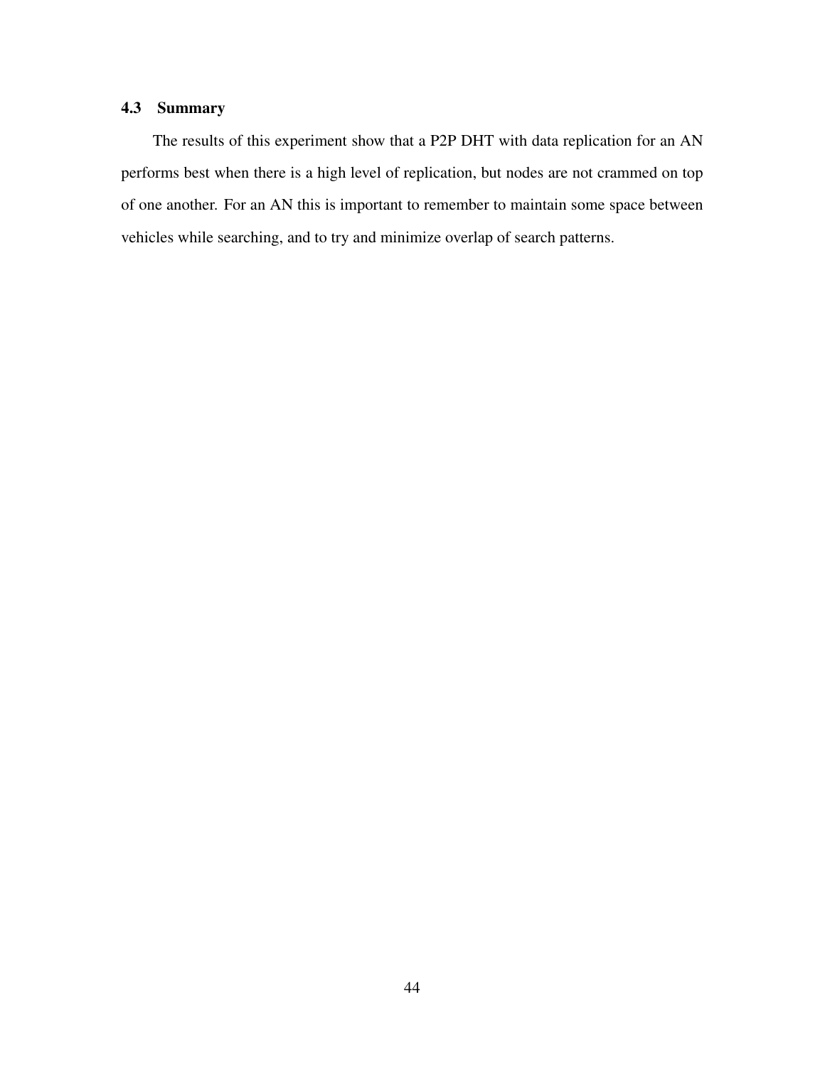### 4.3 Summary

The results of this experiment show that a P2P DHT with data replication for an AN performs best when there is a high level of replication, but nodes are not crammed on top of one another. For an AN this is important to remember to maintain some space between vehicles while searching, and to try and minimize overlap of search patterns.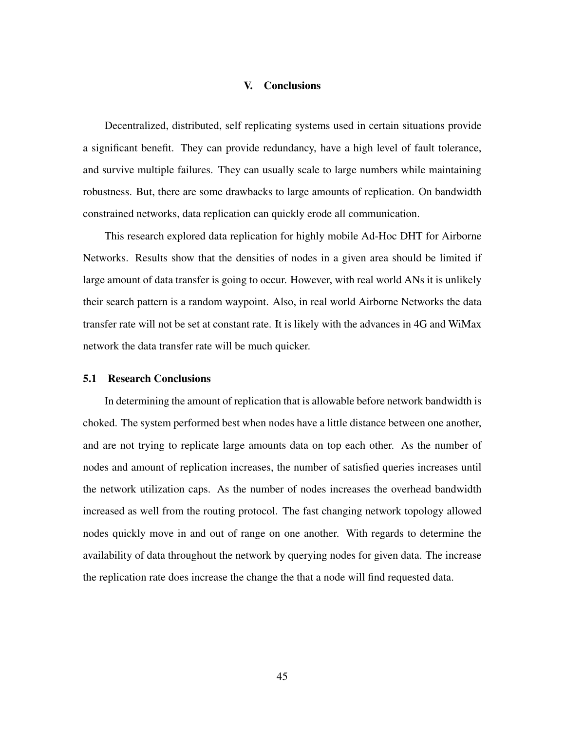# V. Conclusions

Decentralized, distributed, self replicating systems used in certain situations provide a significant benefit. They can provide redundancy, have a high level of fault tolerance, and survive multiple failures. They can usually scale to large numbers while maintaining robustness. But, there are some drawbacks to large amounts of replication. On bandwidth constrained networks, data replication can quickly erode all communication.

This research explored data replication for highly mobile Ad-Hoc DHT for Airborne Networks. Results show that the densities of nodes in a given area should be limited if large amount of data transfer is going to occur. However, with real world ANs it is unlikely their search pattern is a random waypoint. Also, in real world Airborne Networks the data transfer rate will not be set at constant rate. It is likely with the advances in 4G and WiMax network the data transfer rate will be much quicker.

## 5.1 Research Conclusions

In determining the amount of replication that is allowable before network bandwidth is choked. The system performed best when nodes have a little distance between one another, and are not trying to replicate large amounts data on top each other. As the number of nodes and amount of replication increases, the number of satisfied queries increases until the network utilization caps. As the number of nodes increases the overhead bandwidth increased as well from the routing protocol. The fast changing network topology allowed nodes quickly move in and out of range on one another. With regards to determine the availability of data throughout the network by querying nodes for given data. The increase the replication rate does increase the change the that a node will find requested data.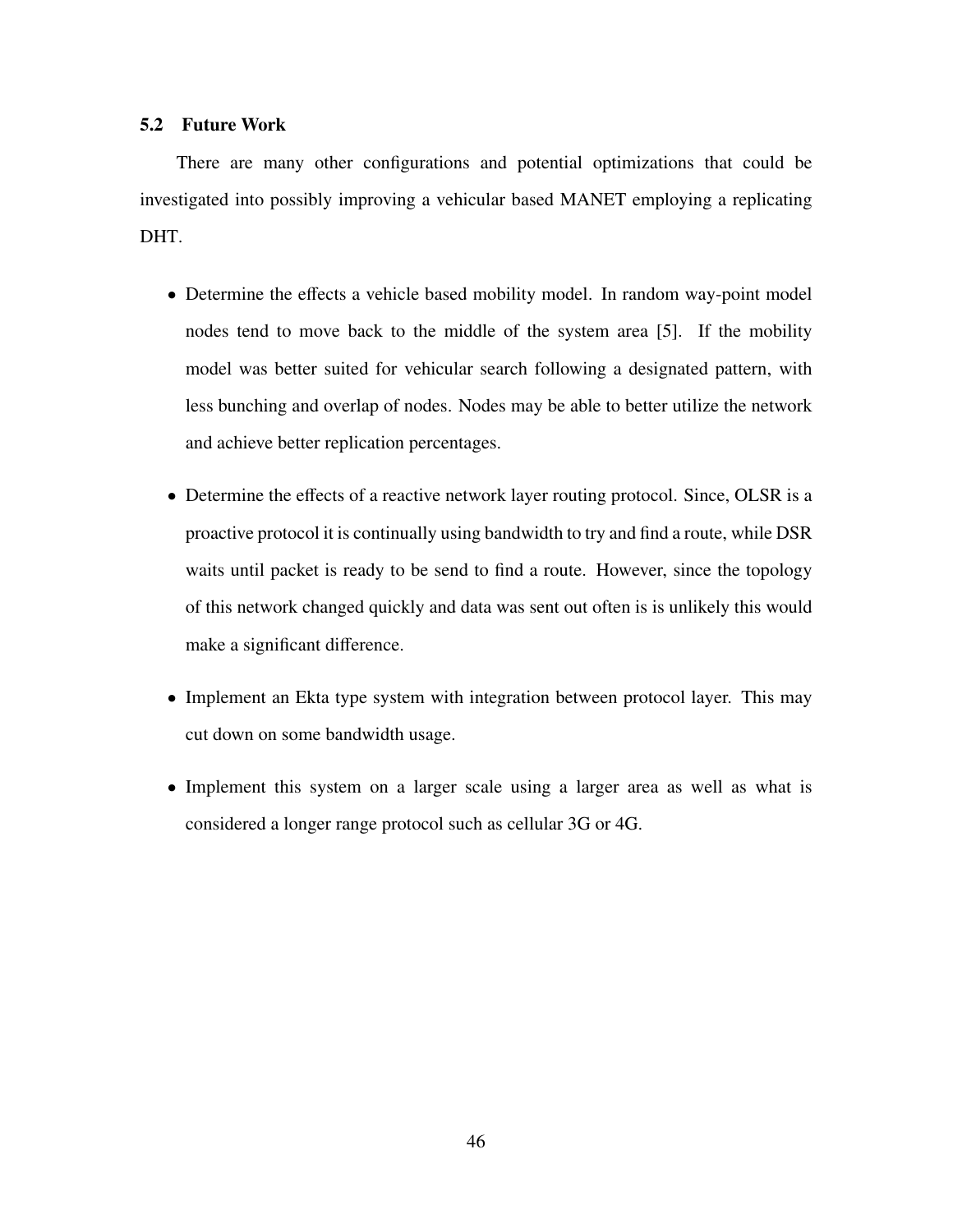### 5.2 Future Work

There are many other configurations and potential optimizations that could be investigated into possibly improving a vehicular based MANET employing a replicating DHT.

- Determine the effects a vehicle based mobility model. In random way-point model nodes tend to move back to the middle of the system area [5]. If the mobility model was better suited for vehicular search following a designated pattern, with less bunching and overlap of nodes. Nodes may be able to better utilize the network and achieve better replication percentages.

- Determine the effects of a reactive network layer routing protocol. Since, OLSR is a proactive protocol it is continually using bandwidth to try and find a route, while DSR waits until packet is ready to be send to find a route. However, since the topology of this network changed quickly and data was sent out often is is unlikely this would make a significant difference.

- Implement an Ekta type system with integration between protocol layer. This may cut down on some bandwidth usage.

- Implement this system on a larger scale using a larger area as well as what is considered a longer range protocol such as cellular 3G or 4G.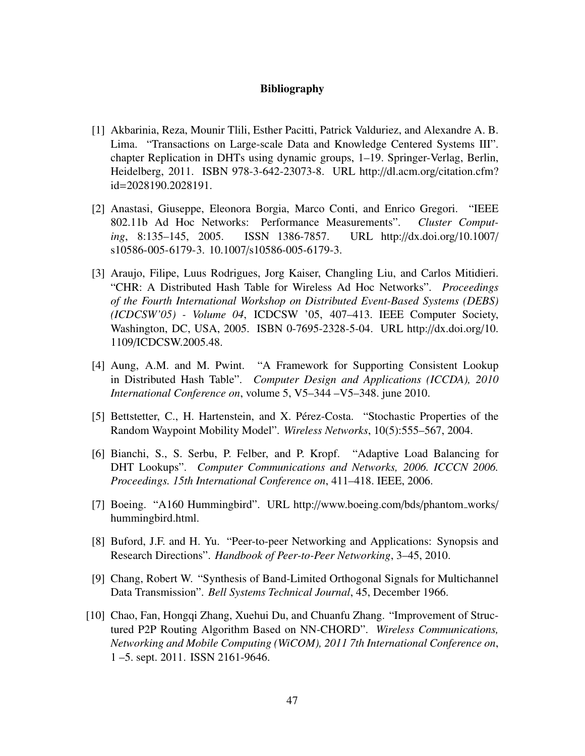# Bibliography

[1] Akbarinia, Reza, Mounir Tlili, Esther Pacitti, Patrick Valduriez, and Alexandre A. B. Lima. "Transactions on Large-scale Data and Knowledge Centered Systems III". chapter Replication in DHTs using dynamic groups, 1–19. Springer-Verlag, Berlin, Heidelberg, 2011. ISBN 978-3-642-23073-8. URL http://dl.acm.org/citation.cfm?id=2028190.2028191.

[2] Anastasi, Giuseppe, Eleonora Borgia, Marco Conti, and Enrico Gregori. "IEEE 802.11b Ad Hoc Networks: Performance Measurements". *Cluster Computing*, 8:135–145, 2005. ISSN 1386-7857. URL http://dx.doi.org/10.1007/s10586-005-6179-3. 10.1007/s10586-005-6179-3.

[3] Araujo, Filipe, Luus Rodrigues, Jorg Kaiser, Changling Liu, and Carlos Mitidieri. "CHR: A Distributed Hash Table for Wireless Ad Hoc Networks". *Proceedings of the Fourth International Workshop on Distributed Event-Based Systems (DEBS) (ICDCSW'05) - Volume 04*, ICDCSW '05, 407–413. IEEE Computer Society, Washington, DC, USA, 2005. ISBN 0-7695-2328-5-04. URL http://dx.doi.org/10.1109/ICDCSW.2005.48.

[4] Aung, A.M. and M. Pwint. "A Framework for Supporting Consistent Lookup in Distributed Hash Table". *Computer Design and Applications (ICCDA), 2010 International Conference on*, volume 5, V5–344 –V5–348. june 2010.

[5] Bettstetter, C., H. Hartenstein, and X. Pérez-Costa. "Stochastic Properties of the Random Waypoint Mobility Model". *Wireless Networks*, 10(5):555–567, 2004.

[6] Bianchi, S., S. Serbu, P. Felber, and P. Kropf. "Adaptive Load Balancing for DHT Lookups". *Computer Communications and Networks, 2006. ICCCN 2006. Proceedings. 15th International Conference on*, 411–418. IEEE, 2006.

[7] Boeing. "A160 Hummingbird". URL http://www.boeing.com/bds/phantom_works/hummingbird.html.

[8] Buford, J.F. and H. Yu. "Peer-to-peer Networking and Applications: Synopsis and Research Directions". *Handbook of Peer-to-Peer Networking*, 3–45, 2010.

[9] Chang, Robert W. "Synthesis of Band-Limited Orthogonal Signals for Multichannel Data Transmission". *Bell Systems Technical Journal*, 45, December 1966.

[10] Chao, Fan, Hongqi Zhang, Xuehui Du, and Chuanfu Zhang. "Improvement of Structured P2P Routing Algorithm Based on NN-CHORD". *Wireless Communications, Networking and Mobile Computing (WiCOM), 2011 7th International Conference on*, 1 –5. sept. 2011. ISSN 2161-9646.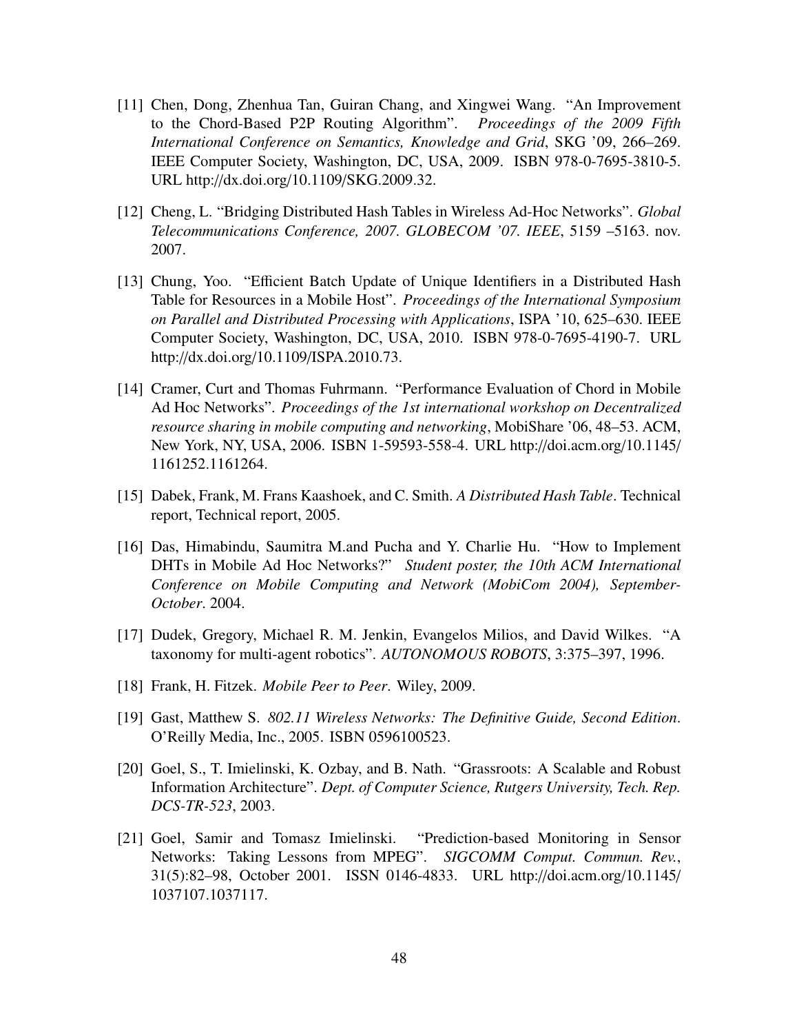[11] Chen, Dong, Zhenhua Tan, Guiran Chang, and Xingwei Wang. "An Improvement to the Chord-Based P2P Routing Algorithm". *Proceedings of the 2009 Fifth International Conference on Semantics, Knowledge and Grid*, SKG '09, 266–269. IEEE Computer Society, Washington, DC, USA, 2009. ISBN 978-0-7695-3810-5. URL http://dx.doi.org/10.1109/SKG.2009.32.

[12] Cheng, L. "Bridging Distributed Hash Tables in Wireless Ad-Hoc Networks". *Global Telecommunications Conference, 2007. GLOBECOM '07. IEEE*, 5159 –5163. nov. 2007.

[13] Chung, Yoo. "Efficient Batch Update of Unique Identifiers in a Distributed Hash Table for Resources in a Mobile Host". *Proceedings of the International Symposium on Parallel and Distributed Processing with Applications*, ISPA '10, 625–630. IEEE Computer Society, Washington, DC, USA, 2010. ISBN 978-0-7695-4190-7. URL http://dx.doi.org/10.1109/ISPA.2010.73.

[14] Cramer, Curt and Thomas Fuhrmann. "Performance Evaluation of Chord in Mobile Ad Hoc Networks". *Proceedings of the 1st international workshop on Decentralized resource sharing in mobile computing and networking*, MobiShare '06, 48–53. ACM, New York, NY, USA, 2006. ISBN 1-59593-558-4. URL http://doi.acm.org/10.1145/1161252.1161264.

[15] Dabek, Frank, M. Frans Kaashoek, and C. Smith. *A Distributed Hash Table*. Technical report, Technical report, 2005.

[16] Das, Himabindu, Saumitra M.and Pucha and Y. Charlie Hu. "How to Implement DHTs in Mobile Ad Hoc Networks?" *Student poster, the 10th ACM International Conference on Mobile Computing and Network (MobiCom 2004), September-October*. 2004.

[17] Dudek, Gregory, Michael R. M. Jenkin, Evangelos Milios, and David Wilkes. "A taxonomy for multi-agent robotics". *AUTONOMOUS ROBOTS*, 3:375–397, 1996.

[18] Frank, H. Fitzek. *Mobile Peer to Peer*. Wiley, 2009.

[19] Gast, Matthew S. *802.11 Wireless Networks: The Definitive Guide, Second Edition*. O'Reilly Media, Inc., 2005. ISBN 0596100523.

[20] Goel, S., T. Imielinski, K. Ozbay, and B. Nath. "Grassroots: A Scalable and Robust Information Architecture". *Dept. of Computer Science, Rutgers University, Tech. Rep. DCS-TR-523*, 2003.

[21] Goel, Samir and Tomasz Imielinski. "Prediction-based Monitoring in Sensor Networks: Taking Lessons from MPEG". *SIGCOMM Comput. Commun. Rev.*, 31(5):82–98, October 2001. ISSN 0146-4833. URL http://doi.acm.org/10.1145/1037107.1037117.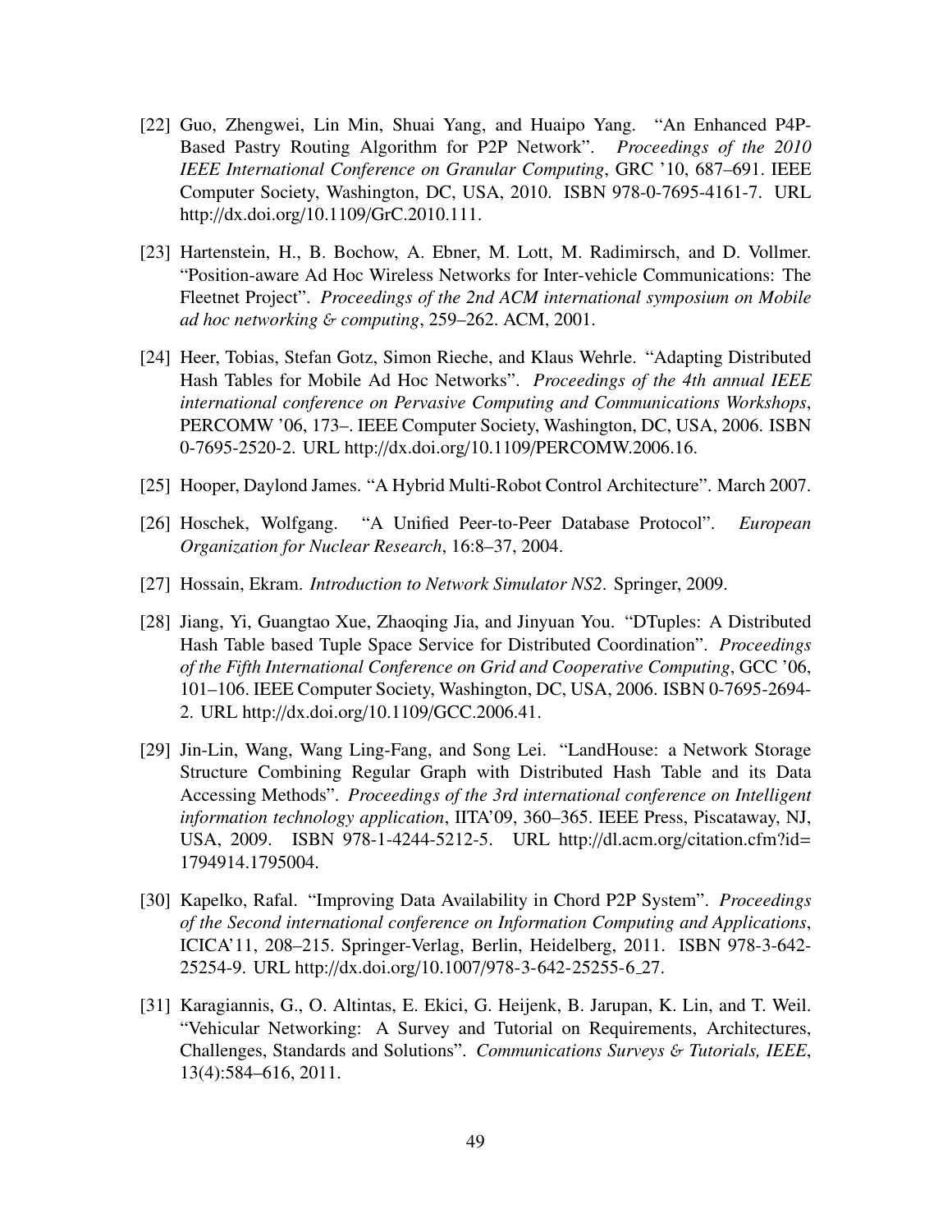[22] Guo, Zhengwei, Lin Min, Shuai Yang, and Huaipo Yang. "An Enhanced P4P-Based Pastry Routing Algorithm for P2P Network". *Proceedings of the 2010 IEEE International Conference on Granular Computing*, GRC '10, 687–691. IEEE Computer Society, Washington, DC, USA, 2010. ISBN 978-0-7695-4161-7. URL http://dx.doi.org/10.1109/GrC.2010.111.

[23] Hartenstein, H., B. Bochow, A. Ebner, M. Lott, M. Radimirsch, and D. Vollmer. "Position-aware Ad Hoc Wireless Networks for Inter-vehicle Communications: The Fleetnet Project". *Proceedings of the 2nd ACM international symposium on Mobile ad hoc networking & computing*, 259–262. ACM, 2001.

[24] Heer, Tobias, Stefan Gotz, Simon Rieche, and Klaus Wehrle. "Adapting Distributed Hash Tables for Mobile Ad Hoc Networks". *Proceedings of the 4th annual IEEE international conference on Pervasive Computing and Communications Workshops*, PERCOMW '06, 173–. IEEE Computer Society, Washington, DC, USA, 2006. ISBN 0-7695-2520-2. URL http://dx.doi.org/10.1109/PERCOMW.2006.16.

[25] Hooper, Daylond James. "A Hybrid Multi-Robot Control Architecture". March 2007.

[26] Hoschek, Wolfgang. "A Unified Peer-to-Peer Database Protocol". *European Organization for Nuclear Research*, 16:8–37, 2004.

[27] Hossain, Ekram. *Introduction to Network Simulator NS2*. Springer, 2009.

[28] Jiang, Yi, Guangtao Xue, Zhaoqing Jia, and Jinyuan You. "DTuples: A Distributed Hash Table based Tuple Space Service for Distributed Coordination". *Proceedings of the Fifth International Conference on Grid and Cooperative Computing*, GCC '06, 101–106. IEEE Computer Society, Washington, DC, USA, 2006. ISBN 0-7695-2694-2. URL http://dx.doi.org/10.1109/GCC.2006.41.

[29] Jin-Lin, Wang, Wang Ling-Fang, and Song Lei. "LandHouse: a Network Storage Structure Combining Regular Graph with Distributed Hash Table and its Data Accessing Methods". *Proceedings of the 3rd international conference on Intelligent information technology application*, IITA'09, 360–365. IEEE Press, Piscataway, NJ, USA, 2009. ISBN 978-1-4244-5212-5. URL http://dl.acm.org/citation.cfm?id=1794914.1795004.

[30] Kapelko, Rafal. "Improving Data Availability in Chord P2P System". *Proceedings of the Second international conference on Information Computing and Applications*, ICICA'11, 208–215. Springer-Verlag, Berlin, Heidelberg, 2011. ISBN 978-3-642-25254-9. URL http://dx.doi.org/10.1007/978-3-642-25255-6_27.

[31] Karagiannis, G., O. Altintas, E. Ekici, G. Heijenk, B. Jarupan, K. Lin, and T. Weil. "Vehicular Networking: A Survey and Tutorial on Requirements, Architectures, Challenges, Standards and Solutions". *Communications Surveys & Tutorials, IEEE*, 13(4):584–616, 2011.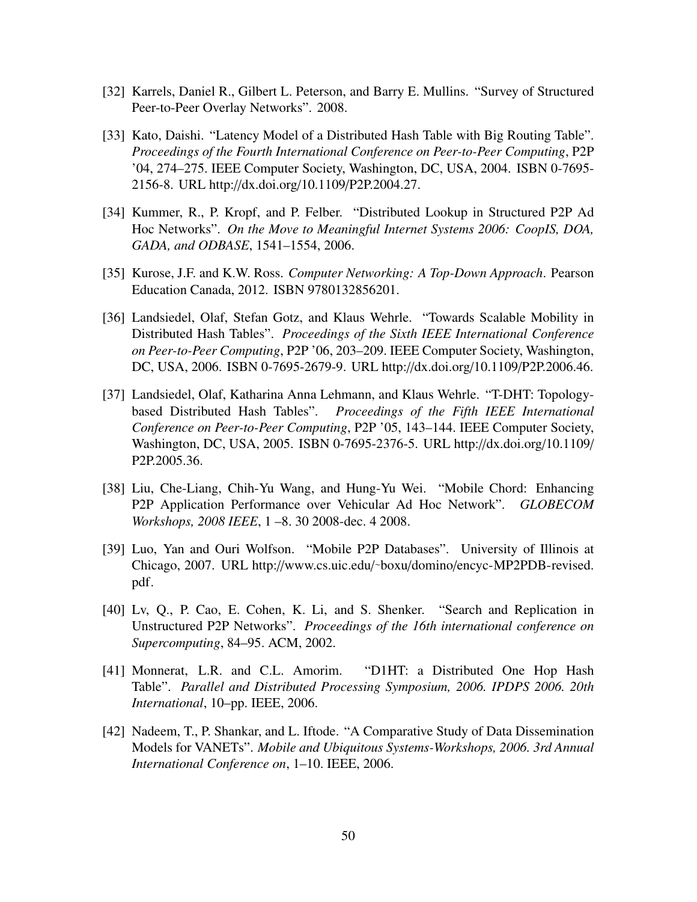[32] Karrels, Daniel R., Gilbert L. Peterson, and Barry E. Mullins. "Survey of Structured Peer-to-Peer Overlay Networks". 2008.

[33] Kato, Daishi. "Latency Model of a Distributed Hash Table with Big Routing Table". *Proceedings of the Fourth International Conference on Peer-to-Peer Computing*, P2P '04, 274–275. IEEE Computer Society, Washington, DC, USA, 2004. ISBN 0-7695-2156-8. URL http://dx.doi.org/10.1109/P2P.2004.27.

[34] Kummer, R., P. Kropf, and P. Felber. "Distributed Lookup in Structured P2P Ad Hoc Networks". *On the Move to Meaningful Internet Systems 2006: CoopIS, DOA, GADA, and ODBASE*, 1541–1554, 2006.

[35] Kurose, J.F. and K.W. Ross. *Computer Networking: A Top-Down Approach*. Pearson Education Canada, 2012. ISBN 9780132856201.

[36] Landsiedel, Olaf, Stefan Gotz, and Klaus Wehrle. "Towards Scalable Mobility in Distributed Hash Tables". *Proceedings of the Sixth IEEE International Conference on Peer-to-Peer Computing*, P2P '06, 203–209. IEEE Computer Society, Washington, DC, USA, 2006. ISBN 0-7695-2679-9. URL http://dx.doi.org/10.1109/P2P.2006.46.

[37] Landsiedel, Olaf, Katharina Anna Lehmann, and Klaus Wehrle. "T-DHT: Topology-based Distributed Hash Tables". *Proceedings of the Fifth IEEE International Conference on Peer-to-Peer Computing*, P2P '05, 143–144. IEEE Computer Society, Washington, DC, USA, 2005. ISBN 0-7695-2376-5. URL http://dx.doi.org/10.1109/P2P.2005.36.

[38] Liu, Che-Liang, Chih-Yu Wang, and Hung-Yu Wei. "Mobile Chord: Enhancing P2P Application Performance over Vehicular Ad Hoc Network". *GLOBECOM Workshops, 2008 IEEE*, 1 –8. 30 2008-dec. 4 2008.

[39] Luo, Yan and Ouri Wolfson. "Mobile P2P Databases". University of Illinois at Chicago, 2007. URL http://www.cs.uic.edu/~boxu/domino/encyc-MP2PDB-revised.pdf.

[40] Lv, Q., P. Cao, E. Cohen, K. Li, and S. Shenker. "Search and Replication in Unstructured P2P Networks". *Proceedings of the 16th international conference on Supercomputing*, 84–95. ACM, 2002.

[41] Monnerat, L.R. and C.L. Amorim. "D1HT: a Distributed One Hop Hash Table". *Parallel and Distributed Processing Symposium, 2006. IPDPS 2006. 20th International*, 10–pp. IEEE, 2006.

[42] Nadeem, T., P. Shankar, and L. Iftode. "A Comparative Study of Data Dissemination Models for VANETs". *Mobile and Ubiquitous Systems-Workshops, 2006. 3rd Annual International Conference on*, 1–10. IEEE, 2006.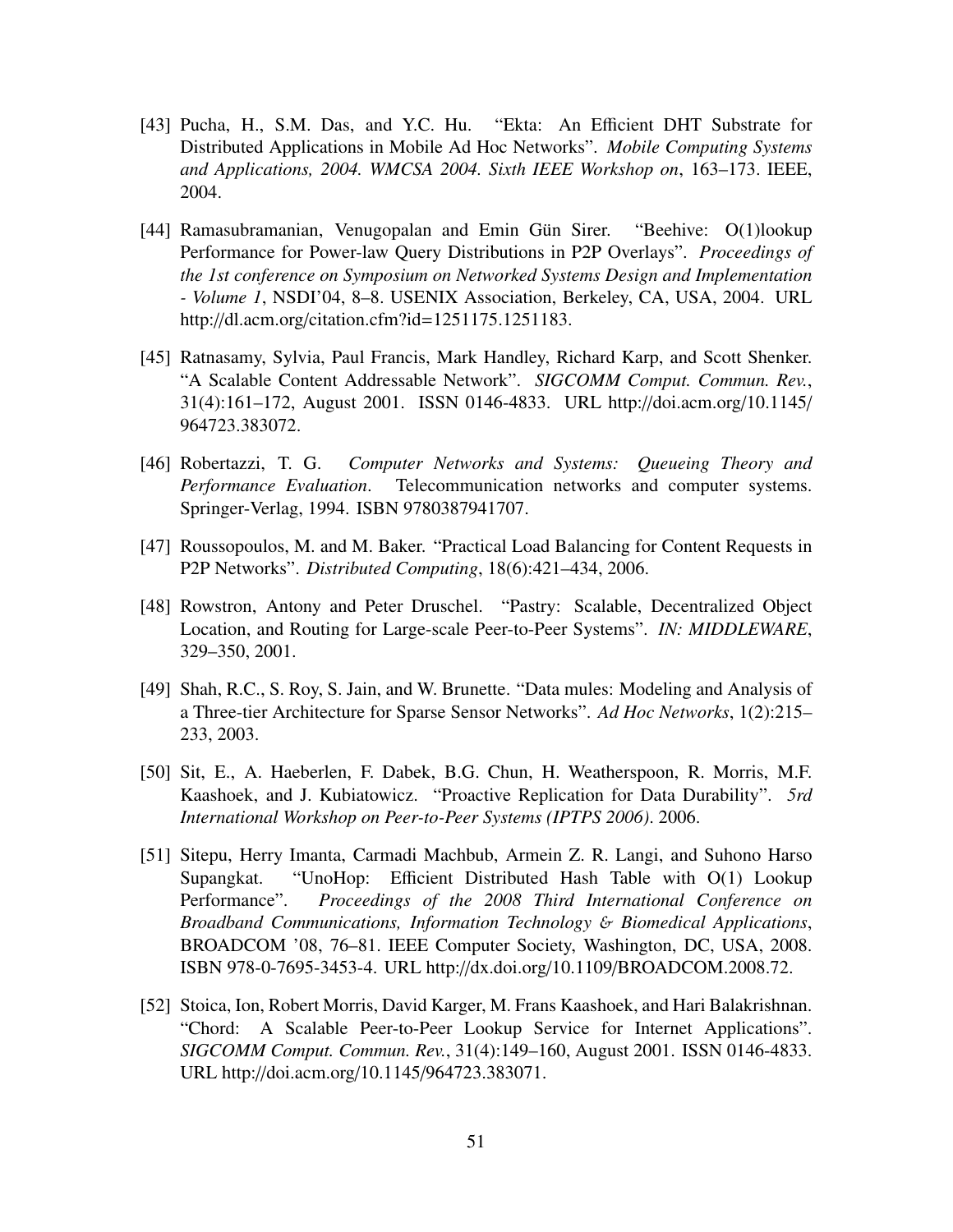[43] Pucha, H., S.M. Das, and Y.C. Hu. "Ekta: An Efficient DHT Substrate for Distributed Applications in Mobile Ad Hoc Networks". *Mobile Computing Systems and Applications, 2004. WMCSA 2004. Sixth IEEE Workshop on*, 163–173. IEEE, 2004.

[44] Ramasubramanian, Venugopalan and Emin Gün Sirer. "Beehive: O(1)lookup Performance for Power-law Query Distributions in P2P Overlays". *Proceedings of the 1st conference on Symposium on Networked Systems Design and Implementation - Volume 1*, NSDI'04, 8–8. USENIX Association, Berkeley, CA, USA, 2004. URL http://dl.acm.org/citation.cfm?id=1251175.1251183.

[45] Ratnasamy, Sylvia, Paul Francis, Mark Handley, Richard Karp, and Scott Shenker. "A Scalable Content Addressable Network". *SIGCOMM Comput. Commun. Rev.*, 31(4):161–172, August 2001. ISSN 0146-4833. URL http://doi.acm.org/10.1145/964723.383072.

[46] Robertazzi, T. G. *Computer Networks and Systems: Queueing Theory and Performance Evaluation*. Telecommunication networks and computer systems. Springer-Verlag, 1994. ISBN 9780387941707.

[47] Roussopoulos, M. and M. Baker. "Practical Load Balancing for Content Requests in P2P Networks". *Distributed Computing*, 18(6):421–434, 2006.

[48] Rowstron, Antony and Peter Druschel. "Pastry: Scalable, Decentralized Object Location, and Routing for Large-scale Peer-to-Peer Systems". *IN: MIDDLEWARE*, 329–350, 2001.

[49] Shah, R.C., S. Roy, S. Jain, and W. Brunette. "Data mules: Modeling and Analysis of a Three-tier Architecture for Sparse Sensor Networks". *Ad Hoc Networks*, 1(2):215–233, 2003.

[50] Sit, E., A. Haeberlen, F. Dabek, B.G. Chun, H. Weatherspoon, R. Morris, M.F. Kaashoek, and J. Kubiatowicz. "Proactive Replication for Data Durability". *5rd International Workshop on Peer-to-Peer Systems (IPTPS 2006)*. 2006.

[51] Sitepu, Herry Imanta, Carmadi Machbub, Armein Z. R. Langi, and Suhono Harso Supangkat. "UnoHop: Efficient Distributed Hash Table with O(1) Lookup Performance". *Proceedings of the 2008 Third International Conference on Broadband Communications, Information Technology & Biomedical Applications*, BROADCOM '08, 76–81. IEEE Computer Society, Washington, DC, USA, 2008. ISBN 978-0-7695-3453-4. URL http://dx.doi.org/10.1109/BROADCOM.2008.72.

[52] Stoica, Ion, Robert Morris, David Karger, M. Frans Kaashoek, and Hari Balakrishnan. "Chord: A Scalable Peer-to-Peer Lookup Service for Internet Applications". *SIGCOMM Comput. Commun. Rev.*, 31(4):149–160, August 2001. ISSN 0146-4833. URL http://doi.acm.org/10.1145/964723.383071.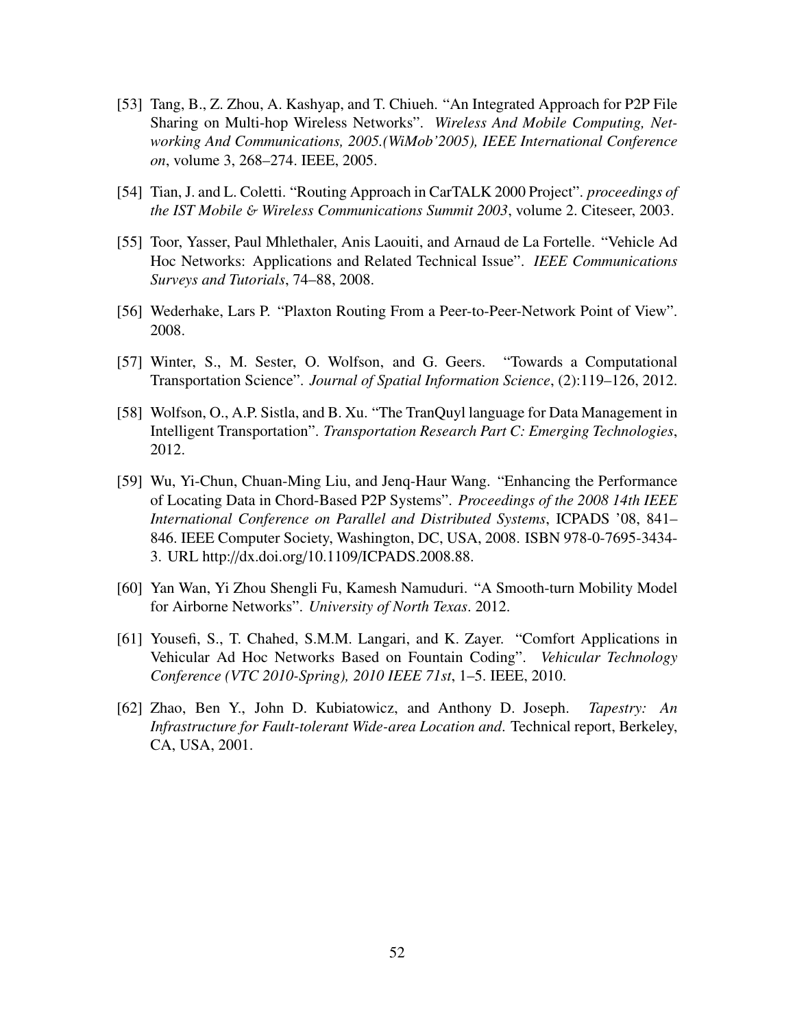[53] Tang, B., Z. Zhou, A. Kashyap, and T. Chiueh. "An Integrated Approach for P2P File Sharing on Multi-hop Wireless Networks". *Wireless And Mobile Computing, Networking And Communications, 2005.(WiMob'2005), IEEE International Conference on*, volume 3, 268–274. IEEE, 2005.

[54] Tian, J. and L. Coletti. "Routing Approach in CarTALK 2000 Project". *proceedings of the IST Mobile & Wireless Communications Summit 2003*, volume 2. Citeseer, 2003.

[55] Toor, Yasser, Paul Mhlethaler, Anis Laouiti, and Arnaud de La Fortelle. "Vehicle Ad Hoc Networks: Applications and Related Technical Issue". *IEEE Communications Surveys and Tutorials*, 74–88, 2008.

[56] Wederhake, Lars P. "Plaxton Routing From a Peer-to-Peer-Network Point of View". 2008.

[57] Winter, S., M. Sester, O. Wolfson, and G. Geers. "Towards a Computational Transportation Science". *Journal of Spatial Information Science*, (2):119–126, 2012.

[58] Wolfson, O., A.P. Sistla, and B. Xu. "The TranQuyl language for Data Management in Intelligent Transportation". *Transportation Research Part C: Emerging Technologies*, 2012.

[59] Wu, Yi-Chun, Chuan-Ming Liu, and Jenq-Haur Wang. "Enhancing the Performance of Locating Data in Chord-Based P2P Systems". *Proceedings of the 2008 14th IEEE International Conference on Parallel and Distributed Systems*, ICPADS '08, 841–846. IEEE Computer Society, Washington, DC, USA, 2008. ISBN 978-0-7695-3434-3. URL http://dx.doi.org/10.1109/ICPADS.2008.88.

[60] Yan Wan, Yi Zhou Shengli Fu, Kamesh Namuduri. "A Smooth-turn Mobility Model for Airborne Networks". *University of North Texas*. 2012.

[61] Yousefi, S., T. Chahed, S.M.M. Langari, and K. Zayer. "Comfort Applications in Vehicular Ad Hoc Networks Based on Fountain Coding". *Vehicular Technology Conference (VTC 2010-Spring), 2010 IEEE 71st*, 1–5. IEEE, 2010.

[62] Zhao, Ben Y., John D. Kubiatowicz, and Anthony D. Joseph. *Tapestry: An Infrastructure for Fault-tolerant Wide-area Location and.* Technical report, Berkeley, CA, USA, 2001.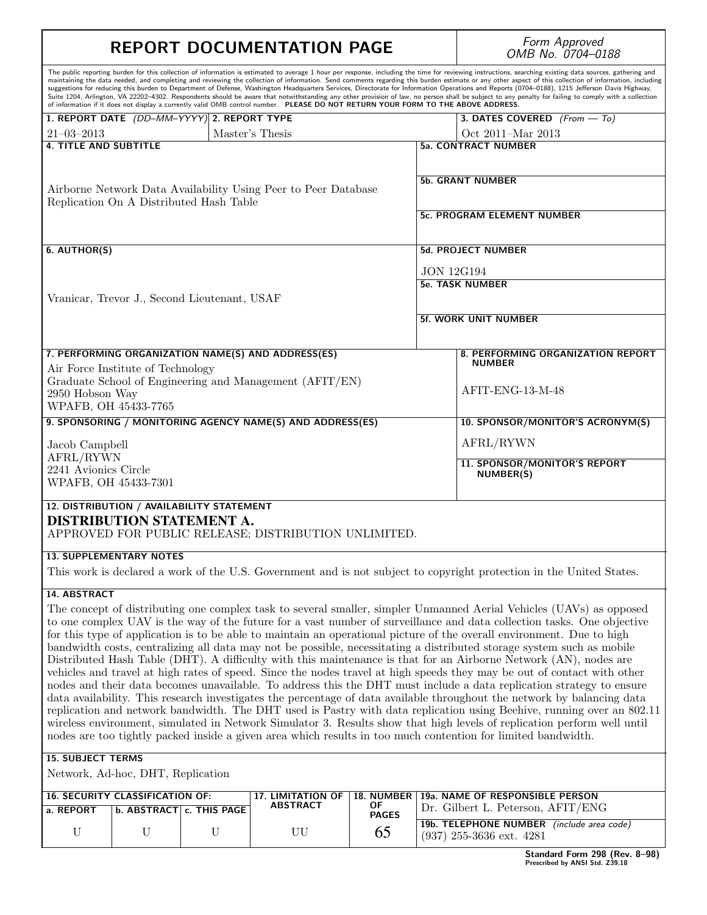# REPORT DOCUMENTATION PAGE

*Form Approved*
*OMB No. 0704–0188*

The public reporting burden for this collection of information is estimated to average 1 hour per response, including the time for reviewing instructions, searching existing data sources, gathering and maintaining the data needed, and completing and reviewing the collection of information. Send comments regarding this burden estimate or any other aspect of this collection of information, including suggestions for reducing this burden to Department of Defense, Washington Headquarters Services, Directorate for Information Operations and Reports (0704–0188), 1215 Jefferson Davis Highway, Suite 1204, Arlington, VA 22202–4302. Respondents should be aware that notwithstanding any other provision of law, no person shall be subject to any penalty for failing to comply with a collection of information if it does not display a currently valid OMB control number. **PLEASE DO NOT RETURN YOUR FORM TO THE ABOVE ADDRESS.**

| **1. REPORT DATE** *(DD–MM–YYYY)* | **2. REPORT TYPE** | **3. DATES COVERED** *(From — To)* |
|---|---|---|
| 21–03–2013 | Master's Thesis | Oct 2011–Mar 2013 |

**4. TITLE AND SUBTITLE**

Airborne Network Data Availability Using Peer to Peer Database Replication On A Distributed Hash Table

**5a. CONTRACT NUMBER**

**5b. GRANT NUMBER**

**5c. PROGRAM ELEMENT NUMBER**

**6. AUTHOR(S)**

Vranicar, Trevor J., Second Lieutenant, USAF

**5d. PROJECT NUMBER**

JON 12G194

**5e. TASK NUMBER**

**5f. WORK UNIT NUMBER**

**7. PERFORMING ORGANIZATION NAME(S) AND ADDRESS(ES)**

Air Force Institute of Technology
Graduate School of Engineering and Management (AFIT/EN)
2950 Hobson Way
WPAFB, OH 45433-7765

**8. PERFORMING ORGANIZATION REPORT NUMBER**

AFIT-ENG-13-M-48

**9. SPONSORING / MONITORING AGENCY NAME(S) AND ADDRESS(ES)**

Jacob Campbell
AFRL/RYWN
2241 Avionics Circle
WPAFB, OH 45433-7301

**10. SPONSOR/MONITOR'S ACRONYM(S)**

AFRL/RYWN

**11. SPONSOR/MONITOR'S REPORT NUMBER(S)**

**12. DISTRIBUTION / AVAILABILITY STATEMENT**

**DISTRIBUTION STATEMENT A.**
APPROVED FOR PUBLIC RELEASE; DISTRIBUTION UNLIMITED.

**13. SUPPLEMENTARY NOTES**

This work is declared a work of the U.S. Government and is not subject to copyright protection in the United States.

**14. ABSTRACT**

The concept of distributing one complex task to several smaller, simpler Unmanned Aerial Vehicles (UAVs) as opposed to one complex UAV is the way of the future for a vast number of surveillance and data collection tasks. One objective for this type of application is to be able to maintain an operational picture of the overall environment. Due to high bandwidth costs, centralizing all data may not be possible, necessitating a distributed storage system such as mobile Distributed Hash Table (DHT). A difficulty with this maintenance is that for an Airborne Network (AN), nodes are vehicles and travel at high rates of speed. Since the nodes travel at high speeds they may be out of contact with other nodes and their data becomes unavailable. To address this the DHT must include a data replication strategy to ensure data availability. This research investigates the percentage of data available throughout the network by balancing data replication and network bandwidth. The DHT used is Pastry with data replication using Beehive, running over an 802.11 wireless environment, simulated in Network Simulator 3. Results show that high levels of replication perform well until nodes are too tightly packed inside a given area which results in too much contention for limited bandwidth.

**15. SUBJECT TERMS**

Network, Ad-hoc, DHT, Replication

| **16. SECURITY CLASSIFICATION OF:** | | | **17. LIMITATION OF ABSTRACT** | **18. NUMBER OF PAGES** | **19a. NAME OF RESPONSIBLE PERSON** |
|---|---|---|---|---|---|
| **a. REPORT** | **b. ABSTRACT** | **c. THIS PAGE** | | | Dr. Gilbert L. Peterson, AFIT/ENG |
| U | U | U | UU | 65 | **19b. TELEPHONE NUMBER** *(include area code)* (937) 255-3636 ext. 4281 |

**Standard Form 298 (Rev. 8–98)**
**Prescribed by ANSI Std. Z39.18**